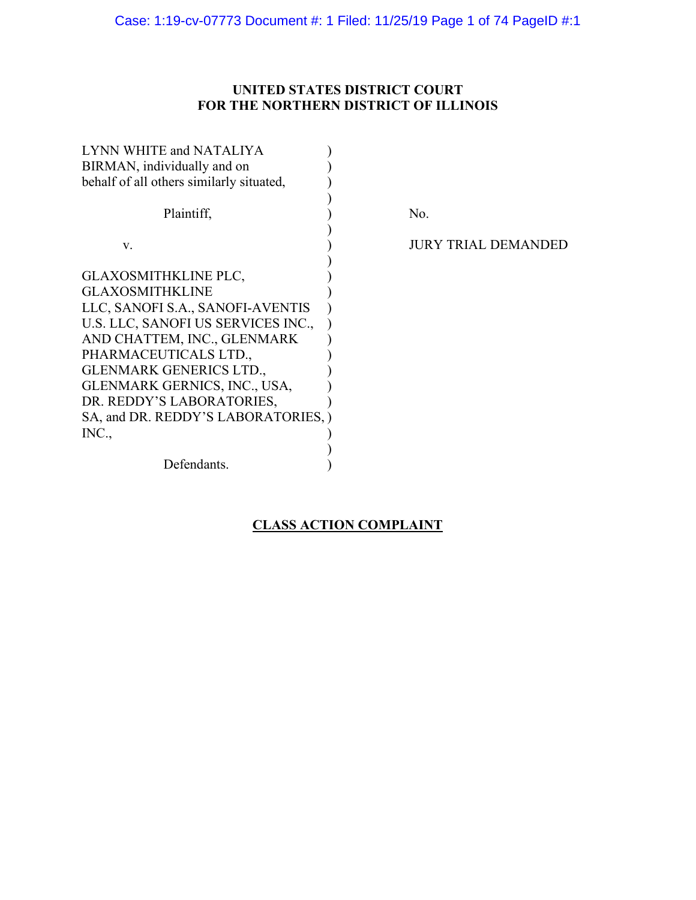**UNITED STATES DISTRICT COURT**
**FOR THE NORTHERN DISTRICT OF ILLINOIS**

| | |
|---|---|
| LYNN WHITE and NATALIYA BIRMAN, individually and on behalf of all others similarly situated, | |
| Plaintiff, | No. |
| v. | JURY TRIAL DEMANDED |
| GLAXOSMITHKLINE PLC, GLAXOSMITHKLINE LLC, SANOFI S.A., SANOFI-AVENTIS U.S. LLC, SANOFI US SERVICES INC., AND CHATTEM, INC., GLENMARK PHARMACEUTICALS LTD., GLENMARK GENERICS LTD., GLENMARK GERNICS, INC., USA, DR. REDDY'S LABORATORIES, SA, and DR. REDDY'S LABORATORIES, INC., | |
| Defendants. | |

**CLASS ACTION COMPLAINT**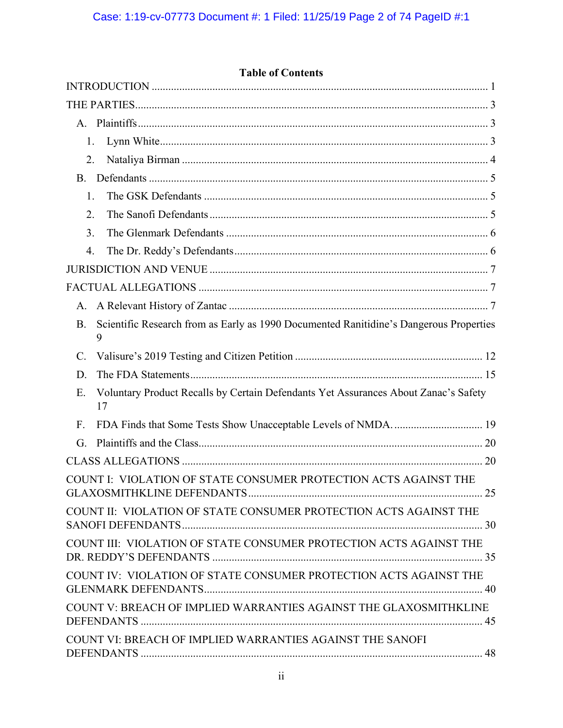## Table of Contents

INTRODUCTION ........................................................................................................................ 1

THE PARTIES.............................................................................................................................. 3

A. Plaintiffs ............................................................................................................................ 3

1. Lynn White ..................................................................................................................... 3

2. Nataliya Birman .............................................................................................................. 4

B. Defendants .......................................................................................................................... 5

1. The GSK Defendants ...................................................................................................... 5

2. The Sanofi Defendants .................................................................................................... 5

3. The Glenmark Defendants .............................................................................................. 6

4. The Dr. Reddy's Defendants ........................................................................................... 6

JURISDICTION AND VENUE .................................................................................................... 7

FACTUAL ALLEGATIONS ........................................................................................................ 7

A. A Relevant History of Zantac ............................................................................................ 7

B. Scientific Research from as Early as 1990 Documented Ranitidine's Dangerous Properties 9

C. Valisure's 2019 Testing and Citizen Petition ................................................................... 12

D. The FDA Statements ......................................................................................................... 15

E. Voluntary Product Recalls by Certain Defendants Yet Assurances About Zanac's Safety 17

F. FDA Finds that Some Tests Show Unacceptable Levels of NMDA. ................................ 19

G. Plaintiffs and the Class...................................................................................................... 20

CLASS ALLEGATIONS ............................................................................................................ 20

COUNT I: VIOLATION OF STATE CONSUMER PROTECTION ACTS AGAINST THE GLAXOSMITHKLINE DEFENDANTS .................................................................................... 25

COUNT II: VIOLATION OF STATE CONSUMER PROTECTION ACTS AGAINST THE SANOFI DEFENDANTS ........................................................................................................... 30

COUNT III: VIOLATION OF STATE CONSUMER PROTECTION ACTS AGAINST THE DR. REDDY'S DEFENDANTS ................................................................................................ 35

COUNT IV: VIOLATION OF STATE CONSUMER PROTECTION ACTS AGAINST THE GLENMARK DEFENDANTS.................................................................................................... 40

COUNT V: BREACH OF IMPLIED WARRANTIES AGAINST THE GLAXOSMITHKLINE DEFENDANTS .......................................................................................................................... 45

COUNT VI: BREACH OF IMPLIED WARRANTIES AGAINST THE SANOFI DEFENDANTS .......................................................................................................................... 48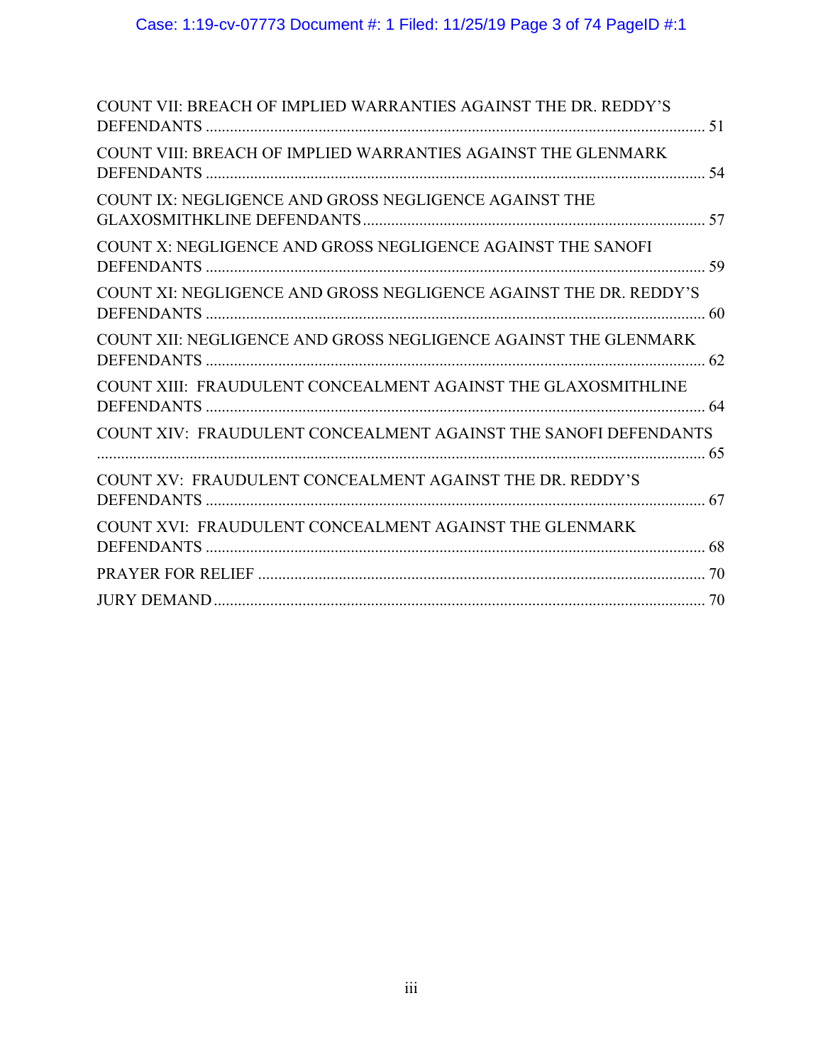COUNT VII: BREACH OF IMPLIED WARRANTIES AGAINST THE DR. REDDY'S DEFENDANTS ........................................................................................................................... 51

COUNT VIII: BREACH OF IMPLIED WARRANTIES AGAINST THE GLENMARK DEFENDANTS ........................................................................................................................... 54

COUNT IX: NEGLIGENCE AND GROSS NEGLIGENCE AGAINST THE GLAXOSMITHKLINE DEFENDANTS .................................................................................... 57

COUNT X: NEGLIGENCE AND GROSS NEGLIGENCE AGAINST THE SANOFI DEFENDANTS ........................................................................................................................... 59

COUNT XI: NEGLIGENCE AND GROSS NEGLIGENCE AGAINST THE DR. REDDY'S DEFENDANTS ........................................................................................................................... 60

COUNT XII: NEGLIGENCE AND GROSS NEGLIGENCE AGAINST THE GLENMARK DEFENDANTS ........................................................................................................................... 62

COUNT XIII: FRAUDULENT CONCEALMENT AGAINST THE GLAXOSMITHLINE DEFENDANTS ........................................................................................................................... 64

COUNT XIV: FRAUDULENT CONCEALMENT AGAINST THE SANOFI DEFENDANTS ........................................................................................................................................ 65

COUNT XV: FRAUDULENT CONCEALMENT AGAINST THE DR. REDDY'S DEFENDANTS ........................................................................................................................... 67

COUNT XVI: FRAUDULENT CONCEALMENT AGAINST THE GLENMARK DEFENDANTS ........................................................................................................................... 68

PRAYER FOR RELIEF .............................................................................................................. 70

JURY DEMAND .......................................................................................................................... 70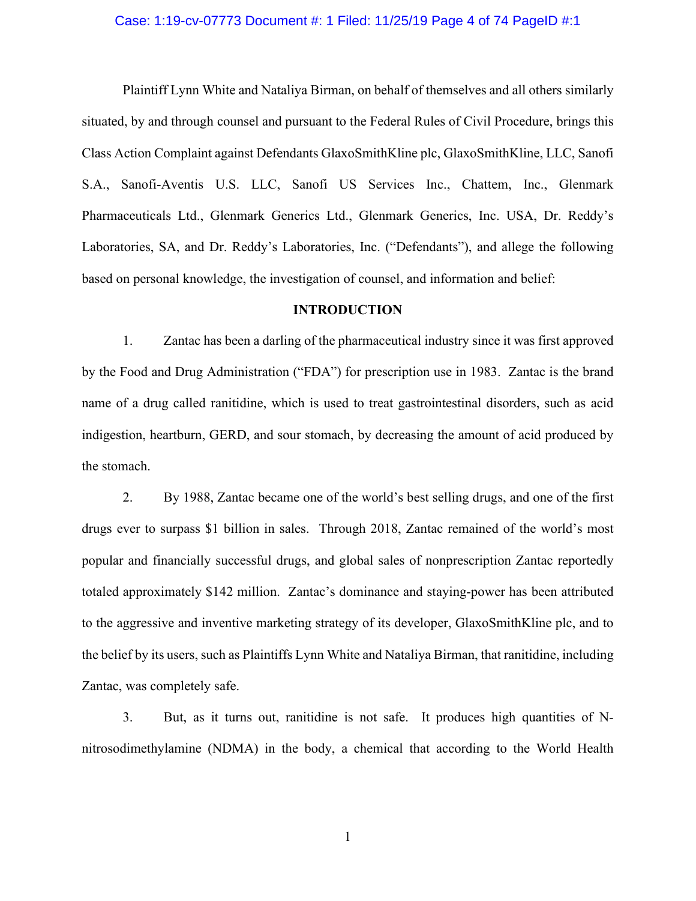Plaintiff Lynn White and Nataliya Birman, on behalf of themselves and all others similarly situated, by and through counsel and pursuant to the Federal Rules of Civil Procedure, brings this Class Action Complaint against Defendants GlaxoSmithKline plc, GlaxoSmithKline, LLC, Sanofi S.A., Sanofi-Aventis U.S. LLC, Sanofi US Services Inc., Chattem, Inc., Glenmark Pharmaceuticals Ltd., Glenmark Generics Ltd., Glenmark Generics, Inc. USA, Dr. Reddy's Laboratories, SA, and Dr. Reddy's Laboratories, Inc. ("Defendants"), and allege the following based on personal knowledge, the investigation of counsel, and information and belief:

## INTRODUCTION

1. Zantac has been a darling of the pharmaceutical industry since it was first approved by the Food and Drug Administration ("FDA") for prescription use in 1983. Zantac is the brand name of a drug called ranitidine, which is used to treat gastrointestinal disorders, such as acid indigestion, heartburn, GERD, and sour stomach, by decreasing the amount of acid produced by the stomach.

2. By 1988, Zantac became one of the world's best selling drugs, and one of the first drugs ever to surpass $1 billion in sales. Through 2018, Zantac remained of the world's most popular and financially successful drugs, and global sales of nonprescription Zantac reportedly totaled approximately $142 million. Zantac's dominance and staying-power has been attributed to the aggressive and inventive marketing strategy of its developer, GlaxoSmithKline plc, and to the belief by its users, such as Plaintiffs Lynn White and Nataliya Birman, that ranitidine, including Zantac, was completely safe.

3. But, as it turns out, ranitidine is not safe. It produces high quantities of N-nitrosodimethylamine (NDMA) in the body, a chemical that according to the World Health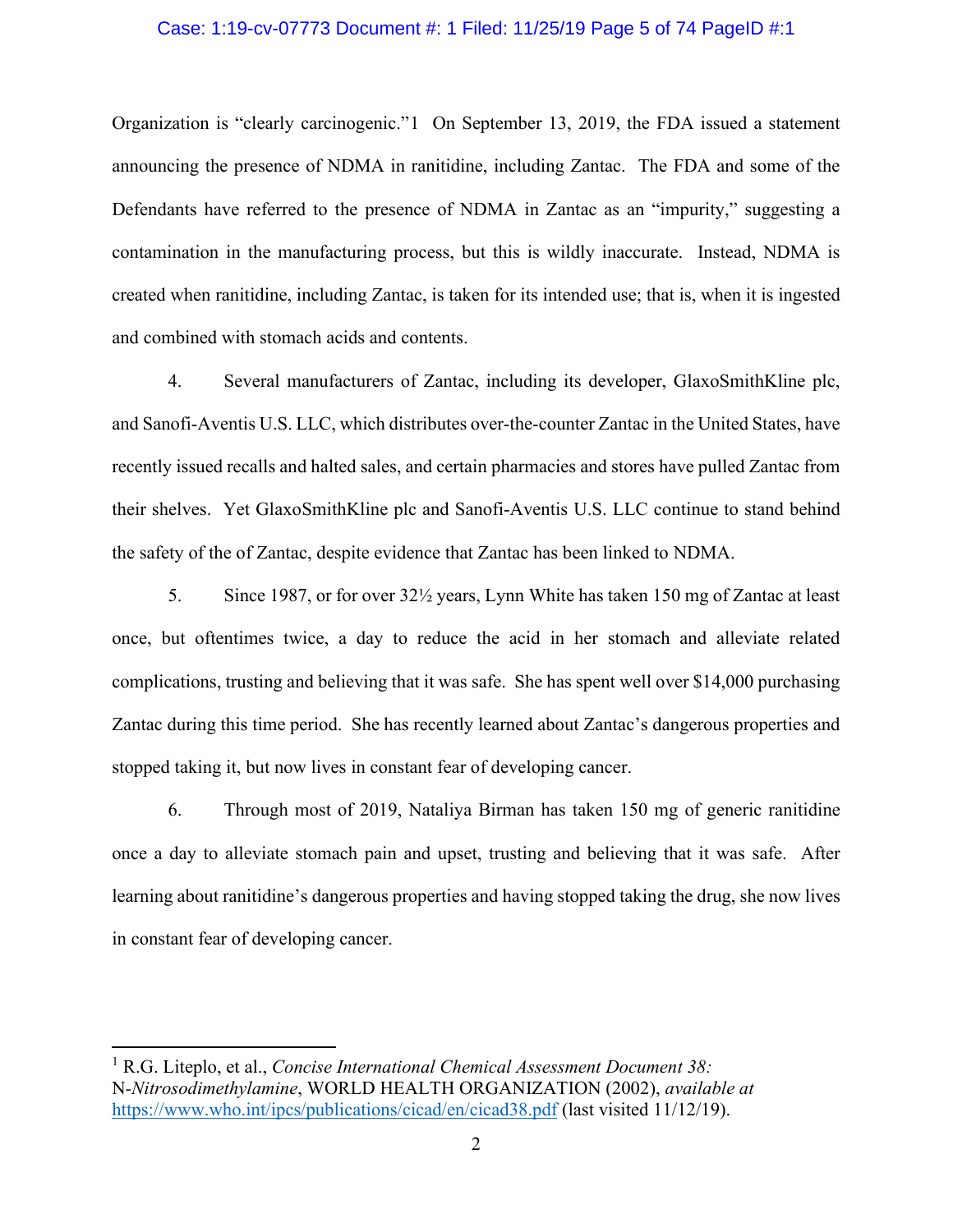Organization is "clearly carcinogenic."[1] On September 13, 2019, the FDA issued a statement announcing the presence of NDMA in ranitidine, including Zantac. The FDA and some of the Defendants have referred to the presence of NDMA in Zantac as an "impurity," suggesting a contamination in the manufacturing process, but this is wildly inaccurate. Instead, NDMA is created when ranitidine, including Zantac, is taken for its intended use; that is, when it is ingested and combined with stomach acids and contents.

4. Several manufacturers of Zantac, including its developer, GlaxoSmithKline plc, and Sanofi-Aventis U.S. LLC, which distributes over-the-counter Zantac in the United States, have recently issued recalls and halted sales, and certain pharmacies and stores have pulled Zantac from their shelves. Yet GlaxoSmithKline plc and Sanofi-Aventis U.S. LLC continue to stand behind the safety of the of Zantac, despite evidence that Zantac has been linked to NDMA.

5. Since 1987, or for over 32½ years, Lynn White has taken 150 mg of Zantac at least once, but oftentimes twice, a day to reduce the acid in her stomach and alleviate related complications, trusting and believing that it was safe. She has spent well over $14,000 purchasing Zantac during this time period. She has recently learned about Zantac's dangerous properties and stopped taking it, but now lives in constant fear of developing cancer.

6. Through most of 2019, Nataliya Birman has taken 150 mg of generic ranitidine once a day to alleviate stomach pain and upset, trusting and believing that it was safe. After learning about ranitidine's dangerous properties and having stopped taking the drug, she now lives in constant fear of developing cancer.

---

[1] R.G. Liteplo, et al., *Concise International Chemical Assessment Document 38:* N-*Nitrosodimethylamine*, WORLD HEALTH ORGANIZATION (2002), *available at* https://www.who.int/ipcs/publications/cicad/en/cicad38.pdf (last visited 11/12/19).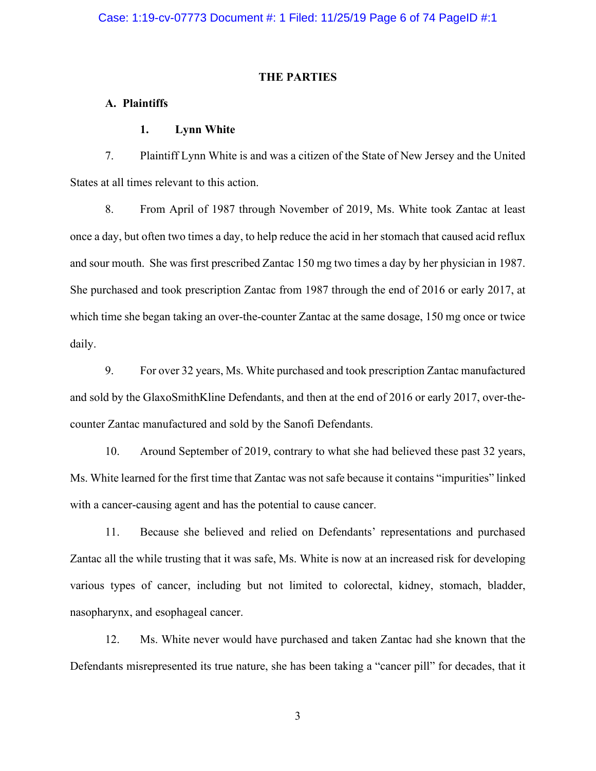## THE PARTIES

### A. Plaintiffs

#### 1. Lynn White

7. Plaintiff Lynn White is and was a citizen of the State of New Jersey and the United States at all times relevant to this action.

8. From April of 1987 through November of 2019, Ms. White took Zantac at least once a day, but often two times a day, to help reduce the acid in her stomach that caused acid reflux and sour mouth. She was first prescribed Zantac 150 mg two times a day by her physician in 1987. She purchased and took prescription Zantac from 1987 through the end of 2016 or early 2017, at which time she began taking an over-the-counter Zantac at the same dosage, 150 mg once or twice daily.

9. For over 32 years, Ms. White purchased and took prescription Zantac manufactured and sold by the GlaxoSmithKline Defendants, and then at the end of 2016 or early 2017, over-the-counter Zantac manufactured and sold by the Sanofi Defendants.

10. Around September of 2019, contrary to what she had believed these past 32 years, Ms. White learned for the first time that Zantac was not safe because it contains "impurities" linked with a cancer-causing agent and has the potential to cause cancer.

11. Because she believed and relied on Defendants' representations and purchased Zantac all the while trusting that it was safe, Ms. White is now at an increased risk for developing various types of cancer, including but not limited to colorectal, kidney, stomach, bladder, nasopharynx, and esophageal cancer.

12. Ms. White never would have purchased and taken Zantac had she known that the Defendants misrepresented its true nature, she has been taking a "cancer pill" for decades, that it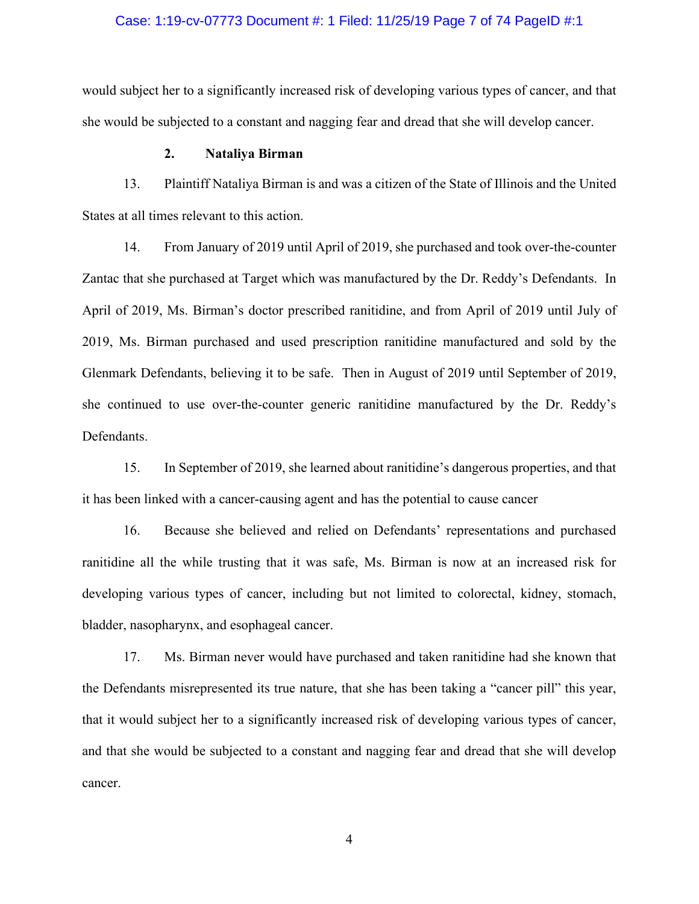would subject her to a significantly increased risk of developing various types of cancer, and that she would be subjected to a constant and nagging fear and dread that she will develop cancer.

**2. Nataliya Birman**

13. Plaintiff Nataliya Birman is and was a citizen of the State of Illinois and the United States at all times relevant to this action.

14. From January of 2019 until April of 2019, she purchased and took over-the-counter Zantac that she purchased at Target which was manufactured by the Dr. Reddy's Defendants. In April of 2019, Ms. Birman's doctor prescribed ranitidine, and from April of 2019 until July of 2019, Ms. Birman purchased and used prescription ranitidine manufactured and sold by the Glenmark Defendants, believing it to be safe. Then in August of 2019 until September of 2019, she continued to use over-the-counter generic ranitidine manufactured by the Dr. Reddy's Defendants.

15. In September of 2019, she learned about ranitidine's dangerous properties, and that it has been linked with a cancer-causing agent and has the potential to cause cancer

16. Because she believed and relied on Defendants' representations and purchased ranitidine all the while trusting that it was safe, Ms. Birman is now at an increased risk for developing various types of cancer, including but not limited to colorectal, kidney, stomach, bladder, nasopharynx, and esophageal cancer.

17. Ms. Birman never would have purchased and taken ranitidine had she known that the Defendants misrepresented its true nature, that she has been taking a "cancer pill" this year, that it would subject her to a significantly increased risk of developing various types of cancer, and that she would be subjected to a constant and nagging fear and dread that she will develop cancer.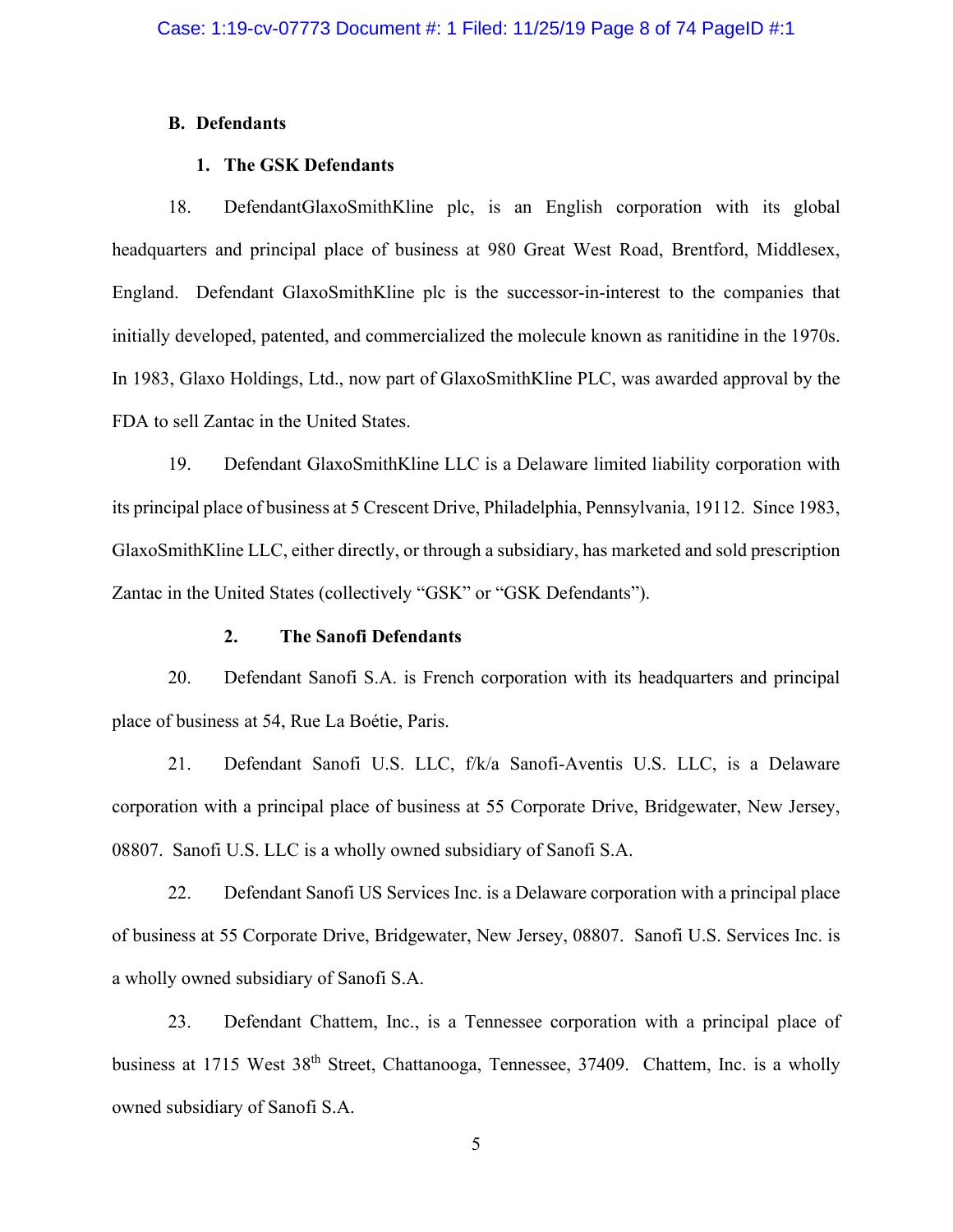### B. Defendants

#### 1. The GSK Defendants

18. DefendantGlaxoSmithKline plc, is an English corporation with its global headquarters and principal place of business at 980 Great West Road, Brentford, Middlesex, England. Defendant GlaxoSmithKline plc is the successor-in-interest to the companies that initially developed, patented, and commercialized the molecule known as ranitidine in the 1970s. In 1983, Glaxo Holdings, Ltd., now part of GlaxoSmithKline PLC, was awarded approval by the FDA to sell Zantac in the United States.

19. Defendant GlaxoSmithKline LLC is a Delaware limited liability corporation with its principal place of business at 5 Crescent Drive, Philadelphia, Pennsylvania, 19112. Since 1983, GlaxoSmithKline LLC, either directly, or through a subsidiary, has marketed and sold prescription Zantac in the United States (collectively "GSK" or "GSK Defendants").

#### 2. The Sanofi Defendants

20. Defendant Sanofi S.A. is French corporation with its headquarters and principal place of business at 54, Rue La Boétie, Paris.

21. Defendant Sanofi U.S. LLC, f/k/a Sanofi-Aventis U.S. LLC, is a Delaware corporation with a principal place of business at 55 Corporate Drive, Bridgewater, New Jersey, 08807. Sanofi U.S. LLC is a wholly owned subsidiary of Sanofi S.A.

22. Defendant Sanofi US Services Inc. is a Delaware corporation with a principal place of business at 55 Corporate Drive, Bridgewater, New Jersey, 08807. Sanofi U.S. Services Inc. is a wholly owned subsidiary of Sanofi S.A.

23. Defendant Chattem, Inc., is a Tennessee corporation with a principal place of business at 1715 West 38th Street, Chattanooga, Tennessee, 37409. Chattem, Inc. is a wholly owned subsidiary of Sanofi S.A.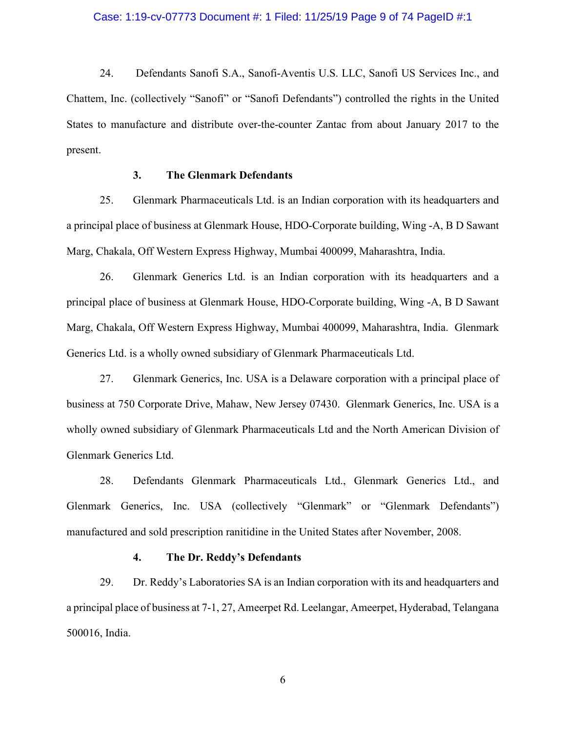24. Defendants Sanofi S.A., Sanofi-Aventis U.S. LLC, Sanofi US Services Inc., and Chattem, Inc. (collectively "Sanofi" or "Sanofi Defendants") controlled the rights in the United States to manufacture and distribute over-the-counter Zantac from about January 2017 to the present.

### 3. The Glenmark Defendants

25. Glenmark Pharmaceuticals Ltd. is an Indian corporation with its headquarters and a principal place of business at Glenmark House, HDO-Corporate building, Wing -A, B D Sawant Marg, Chakala, Off Western Express Highway, Mumbai 400099, Maharashtra, India.

26. Glenmark Generics Ltd. is an Indian corporation with its headquarters and a principal place of business at Glenmark House, HDO-Corporate building, Wing -A, B D Sawant Marg, Chakala, Off Western Express Highway, Mumbai 400099, Maharashtra, India. Glenmark Generics Ltd. is a wholly owned subsidiary of Glenmark Pharmaceuticals Ltd.

27. Glenmark Generics, Inc. USA is a Delaware corporation with a principal place of business at 750 Corporate Drive, Mahaw, New Jersey 07430. Glenmark Generics, Inc. USA is a wholly owned subsidiary of Glenmark Pharmaceuticals Ltd and the North American Division of Glenmark Generics Ltd.

28. Defendants Glenmark Pharmaceuticals Ltd., Glenmark Generics Ltd., and Glenmark Generics, Inc. USA (collectively "Glenmark" or "Glenmark Defendants") manufactured and sold prescription ranitidine in the United States after November, 2008.

### 4. The Dr. Reddy's Defendants

29. Dr. Reddy's Laboratories SA is an Indian corporation with its and headquarters and a principal place of business at 7-1, 27, Ameerpet Rd. Leelangar, Ameerpet, Hyderabad, Telangana 500016, India.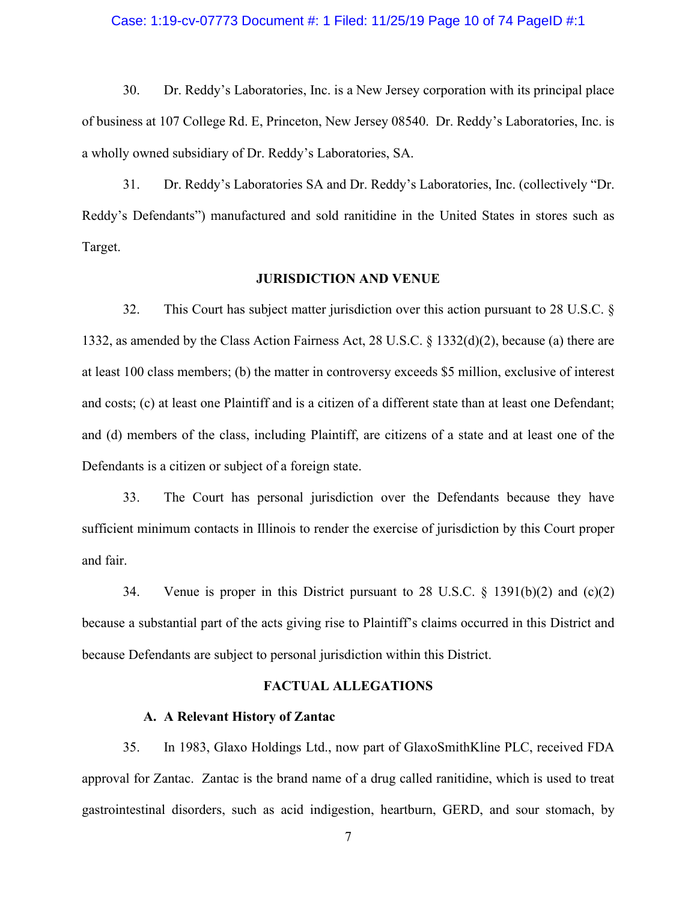30. Dr. Reddy's Laboratories, Inc. is a New Jersey corporation with its principal place of business at 107 College Rd. E, Princeton, New Jersey 08540. Dr. Reddy's Laboratories, Inc. is a wholly owned subsidiary of Dr. Reddy's Laboratories, SA.

31. Dr. Reddy's Laboratories SA and Dr. Reddy's Laboratories, Inc. (collectively "Dr. Reddy's Defendants") manufactured and sold ranitidine in the United States in stores such as Target.

## JURISDICTION AND VENUE

32. This Court has subject matter jurisdiction over this action pursuant to 28 U.S.C. § 1332, as amended by the Class Action Fairness Act, 28 U.S.C. § 1332(d)(2), because (a) there are at least 100 class members; (b) the matter in controversy exceeds $5 million, exclusive of interest and costs; (c) at least one Plaintiff and is a citizen of a different state than at least one Defendant; and (d) members of the class, including Plaintiff, are citizens of a state and at least one of the Defendants is a citizen or subject of a foreign state.

33. The Court has personal jurisdiction over the Defendants because they have sufficient minimum contacts in Illinois to render the exercise of jurisdiction by this Court proper and fair.

34. Venue is proper in this District pursuant to 28 U.S.C. § 1391(b)(2) and (c)(2) because a substantial part of the acts giving rise to Plaintiff's claims occurred in this District and because Defendants are subject to personal jurisdiction within this District.

## FACTUAL ALLEGATIONS

### A. A Relevant History of Zantac

35. In 1983, Glaxo Holdings Ltd., now part of GlaxoSmithKline PLC, received FDA approval for Zantac. Zantac is the brand name of a drug called ranitidine, which is used to treat gastrointestinal disorders, such as acid indigestion, heartburn, GERD, and sour stomach, by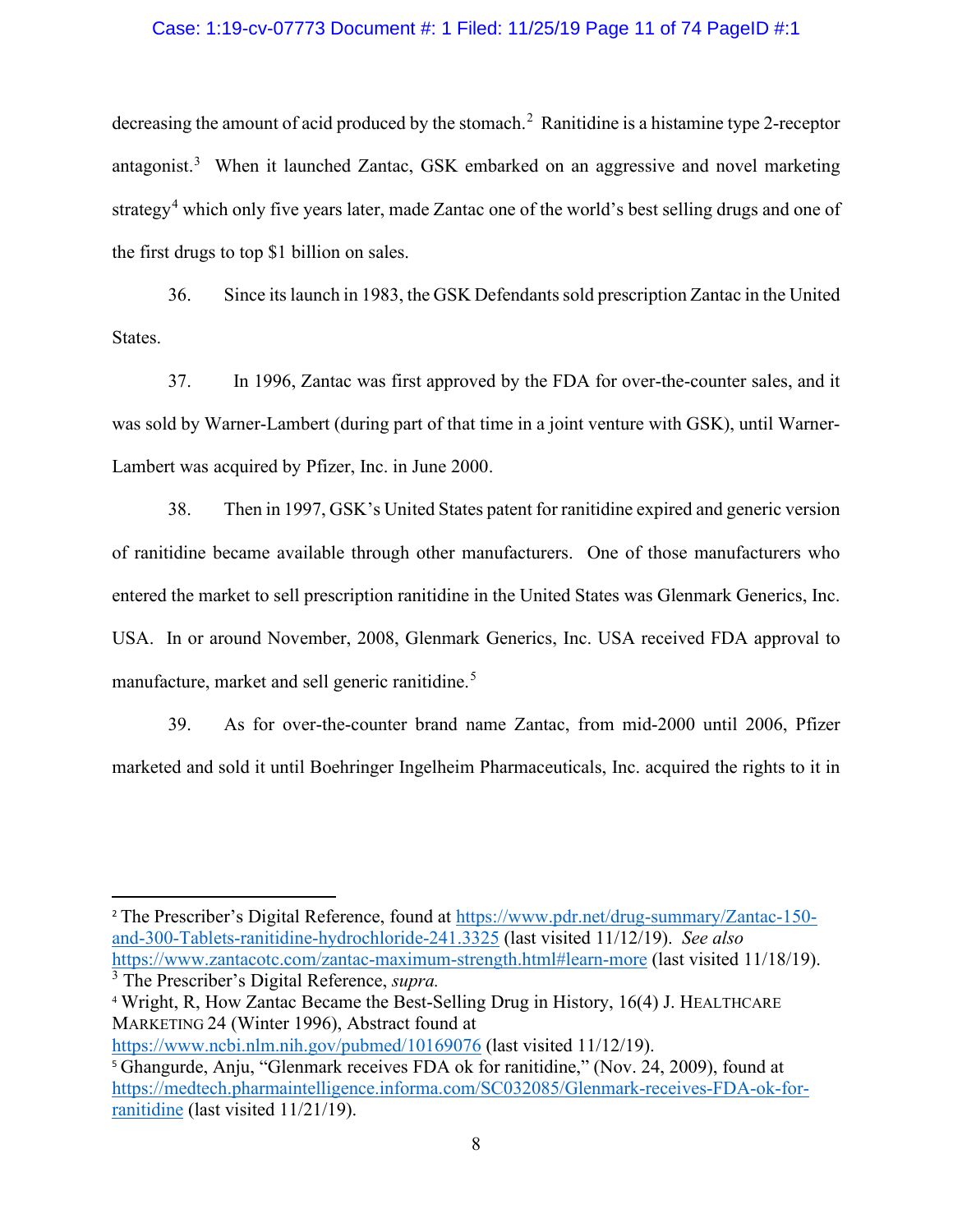decreasing the amount of acid produced by the stomach.[2] Ranitidine is a histamine type 2-receptor antagonist.[3] When it launched Zantac, GSK embarked on an aggressive and novel marketing strategy[4] which only five years later, made Zantac one of the world's best selling drugs and one of the first drugs to top $1 billion on sales.

36. Since its launch in 1983, the GSK Defendants sold prescription Zantac in the United States.

37. In 1996, Zantac was first approved by the FDA for over-the-counter sales, and it was sold by Warner-Lambert (during part of that time in a joint venture with GSK), until Warner-Lambert was acquired by Pfizer, Inc. in June 2000.

38. Then in 1997, GSK's United States patent for ranitidine expired and generic version of ranitidine became available through other manufacturers. One of those manufacturers who entered the market to sell prescription ranitidine in the United States was Glenmark Generics, Inc. USA. In or around November, 2008, Glenmark Generics, Inc. USA received FDA approval to manufacture, market and sell generic ranitidine.[5]

39. As for over-the-counter brand name Zantac, from mid-2000 until 2006, Pfizer marketed and sold it until Boehringer Ingelheim Pharmaceuticals, Inc. acquired the rights to it in

---

[2] The Prescriber's Digital Reference, found at https://www.pdr.net/drug-summary/Zantac-150-and-300-Tablets-ranitidine-hydrochloride-241.3325 (last visited 11/12/19). *See also* https://www.zantacotc.com/zantac-maximum-strength.html#learn-more (last visited 11/18/19).

[3] The Prescriber's Digital Reference, *supra.*

[4] Wright, R, How Zantac Became the Best-Selling Drug in History, 16(4) J. HEALTHCARE MARKETING 24 (Winter 1996), Abstract found at https://www.ncbi.nlm.nih.gov/pubmed/10169076 (last visited 11/12/19).

[5] Ghangurde, Anju, "Glenmark receives FDA ok for ranitidine," (Nov. 24, 2009), found at https://medtech.pharmaintelligence.informa.com/SC032085/Glenmark-receives-FDA-ok-for-ranitidine (last visited 11/21/19).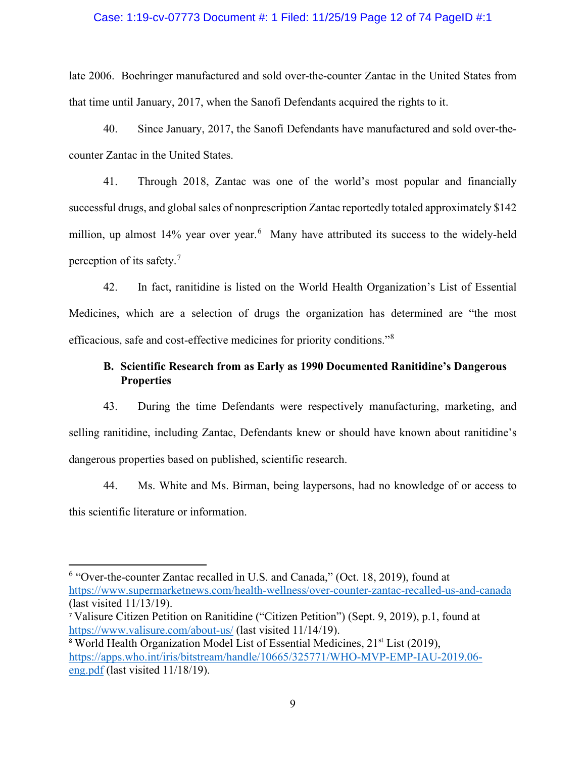late 2006. Boehringer manufactured and sold over-the-counter Zantac in the United States from that time until January, 2017, when the Sanofi Defendants acquired the rights to it.

40. Since January, 2017, the Sanofi Defendants have manufactured and sold over-the-counter Zantac in the United States.

41. Through 2018, Zantac was one of the world's most popular and financially successful drugs, and global sales of nonprescription Zantac reportedly totaled approximately $142 million, up almost 14% year over year.[6] Many have attributed its success to the widely-held perception of its safety.[7]

42. In fact, ranitidine is listed on the World Health Organization's List of Essential Medicines, which are a selection of drugs the organization has determined are "the most efficacious, safe and cost-effective medicines for priority conditions."[8]

### B. Scientific Research from as Early as 1990 Documented Ranitidine's Dangerous Properties

43. During the time Defendants were respectively manufacturing, marketing, and selling ranitidine, including Zantac, Defendants knew or should have known about ranitidine's dangerous properties based on published, scientific research.

44. Ms. White and Ms. Birman, being laypersons, had no knowledge of or access to this scientific literature or information.

---

[6] "Over-the-counter Zantac recalled in U.S. and Canada," (Oct. 18, 2019), found at https://www.supermarketnews.com/health-wellness/over-counter-zantac-recalled-us-and-canada (last visited 11/13/19).

[7] Valisure Citizen Petition on Ranitidine ("Citizen Petition") (Sept. 9, 2019), p.1, found at https://www.valisure.com/about-us/ (last visited 11/14/19).

[8] World Health Organization Model List of Essential Medicines, 21st List (2019), https://apps.who.int/iris/bitstream/handle/10665/325771/WHO-MVP-EMP-IAU-2019.06-eng.pdf (last visited 11/18/19).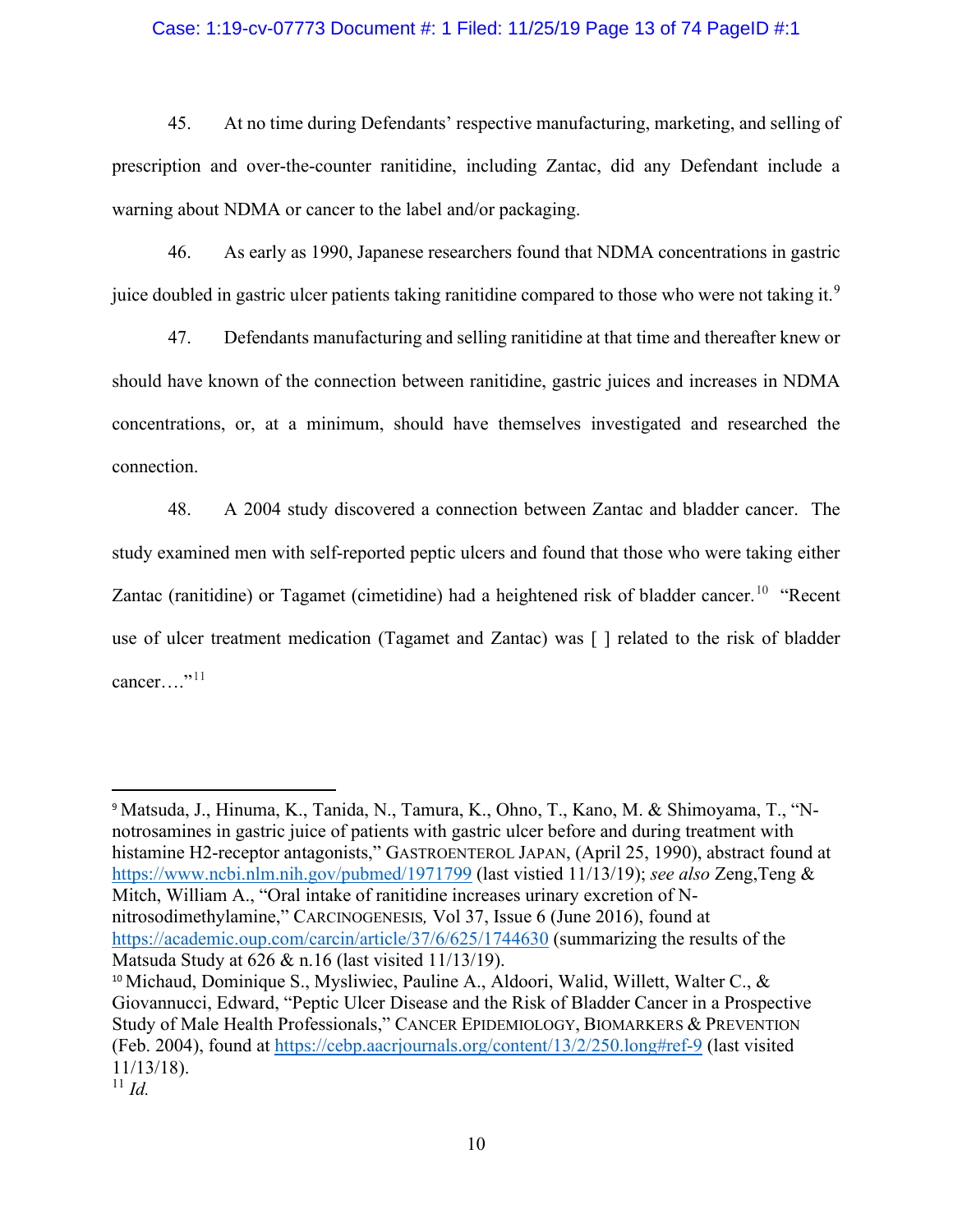45. At no time during Defendants' respective manufacturing, marketing, and selling of prescription and over-the-counter ranitidine, including Zantac, did any Defendant include a warning about NDMA or cancer to the label and/or packaging.

46. As early as 1990, Japanese researchers found that NDMA concentrations in gastric juice doubled in gastric ulcer patients taking ranitidine compared to those who were not taking it.[9]

47. Defendants manufacturing and selling ranitidine at that time and thereafter knew or should have known of the connection between ranitidine, gastric juices and increases in NDMA concentrations, or, at a minimum, should have themselves investigated and researched the connection.

48. A 2004 study discovered a connection between Zantac and bladder cancer. The study examined men with self-reported peptic ulcers and found that those who were taking either Zantac (ranitidine) or Tagamet (cimetidine) had a heightened risk of bladder cancer.[10] "Recent use of ulcer treatment medication (Tagamet and Zantac) was [ ] related to the risk of bladder cancer…."[11]

---

[9] Matsuda, J., Hinuma, K., Tanida, N., Tamura, K., Ohno, T., Kano, M. & Shimoyama, T., "N-notrosamines in gastric juice of patients with gastric ulcer before and during treatment with histamine H2-receptor antagonists," GASTROENTEROL JAPAN, (April 25, 1990), abstract found at https://www.ncbi.nlm.nih.gov/pubmed/1971799 (last vistied 11/13/19); *see also* Zeng,Teng & Mitch, William A., "Oral intake of ranitidine increases urinary excretion of N-nitrosodimethylamine," CARCINOGENESIS, Vol 37, Issue 6 (June 2016), found at https://academic.oup.com/carcin/article/37/6/625/1744630 (summarizing the results of the Matsuda Study at 626 & n.16 (last visited 11/13/19).

[10] Michaud, Dominique S., Mysliwiec, Pauline A., Aldoori, Walid, Willett, Walter C., & Giovannucci, Edward, "Peptic Ulcer Disease and the Risk of Bladder Cancer in a Prospective Study of Male Health Professionals," CANCER EPIDEMIOLOGY, BIOMARKERS & PREVENTION (Feb. 2004), found at https://cebp.aacrjournals.org/content/13/2/250.long#ref-9 (last visited 11/13/18).

[11] *Id.*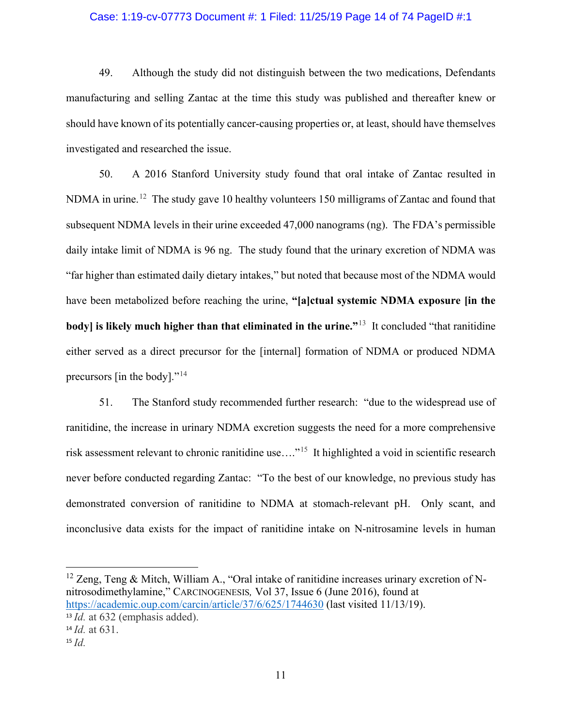49. Although the study did not distinguish between the two medications, Defendants manufacturing and selling Zantac at the time this study was published and thereafter knew or should have known of its potentially cancer-causing properties or, at least, should have themselves investigated and researched the issue.

50. A 2016 Stanford University study found that oral intake of Zantac resulted in NDMA in urine.[12] The study gave 10 healthy volunteers 150 milligrams of Zantac and found that subsequent NDMA levels in their urine exceeded 47,000 nanograms (ng). The FDA's permissible daily intake limit of NDMA is 96 ng. The study found that the urinary excretion of NDMA was "far higher than estimated daily dietary intakes," but noted that because most of the NDMA would have been metabolized before reaching the urine, **"[a]ctual systemic NDMA exposure [in the body] is likely much higher than that eliminated in the urine."**[13] It concluded "that ranitidine either served as a direct precursor for the [internal] formation of NDMA or produced NDMA precursors [in the body]."[14]

51. The Stanford study recommended further research: "due to the widespread use of ranitidine, the increase in urinary NDMA excretion suggests the need for a more comprehensive risk assessment relevant to chronic ranitidine use…."[15] It highlighted a void in scientific research never before conducted regarding Zantac: "To the best of our knowledge, no previous study has demonstrated conversion of ranitidine to NDMA at stomach-relevant pH. Only scant, and inconclusive data exists for the impact of ranitidine intake on N-nitrosamine levels in human

---

[12] Zeng, Teng & Mitch, William A., "Oral intake of ranitidine increases urinary excretion of N-nitrosodimethylamine," CARCINOGENESIS, Vol 37, Issue 6 (June 2016), found at https://academic.oup.com/carcin/article/37/6/625/1744630 (last visited 11/13/19).

[13] *Id.* at 632 (emphasis added).

[14] *Id.* at 631.

[15] *Id.*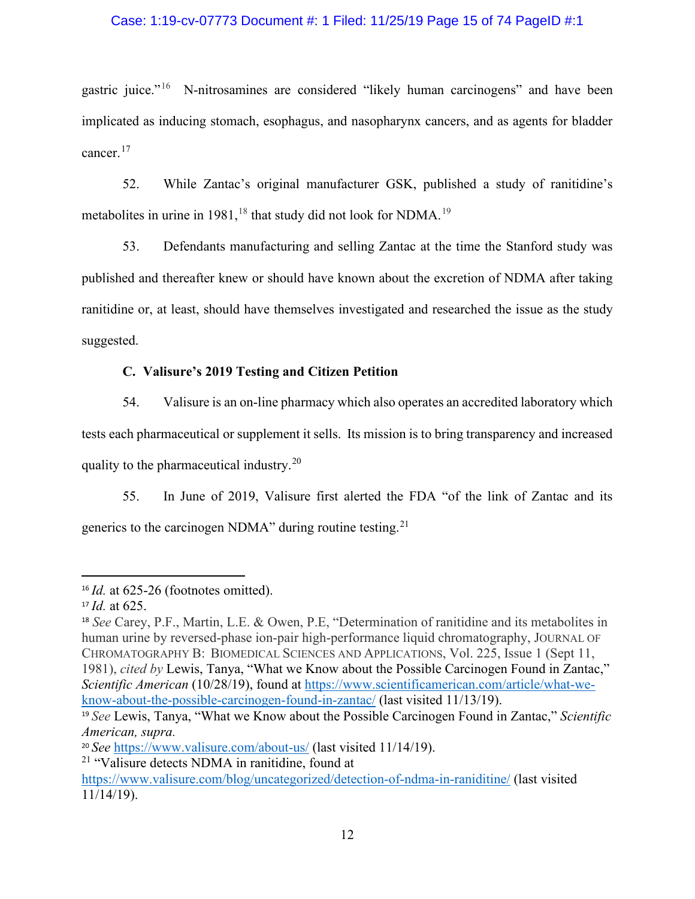gastric juice."[16] N-nitrosamines are considered "likely human carcinogens" and have been implicated as inducing stomach, esophagus, and nasopharynx cancers, and as agents for bladder cancer.[17]

52. While Zantac's original manufacturer GSK, published a study of ranitidine's metabolites in urine in 1981,[18] that study did not look for NDMA.[19]

53. Defendants manufacturing and selling Zantac at the time the Stanford study was published and thereafter knew or should have known about the excretion of NDMA after taking ranitidine or, at least, should have themselves investigated and researched the issue as the study suggested.

**C. Valisure's 2019 Testing and Citizen Petition**

54. Valisure is an on-line pharmacy which also operates an accredited laboratory which tests each pharmaceutical or supplement it sells. Its mission is to bring transparency and increased quality to the pharmaceutical industry.[20]

55. In June of 2019, Valisure first alerted the FDA "of the link of Zantac and its generics to the carcinogen NDMA" during routine testing.[21]

---

[16] *Id.* at 625-26 (footnotes omitted).

[17] *Id.* at 625.

[18] *See* Carey, P.F., Martin, L.E. & Owen, P.E, "Determination of ranitidine and its metabolites in human urine by reversed-phase ion-pair high-performance liquid chromatography, JOURNAL OF CHROMATOGRAPHY B: BIOMEDICAL SCIENCES AND APPLICATIONS, Vol. 225, Issue 1 (Sept 11, 1981), *cited by* Lewis, Tanya, "What we Know about the Possible Carcinogen Found in Zantac," *Scientific American* (10/28/19), found at https://www.scientificamerican.com/article/what-we-know-about-the-possible-carcinogen-found-in-zantac/ (last visited 11/13/19).

[19] *See* Lewis, Tanya, "What we Know about the Possible Carcinogen Found in Zantac," *Scientific American, supra.*

[20] *See* https://www.valisure.com/about-us/ (last visited 11/14/19).

[21] "Valisure detects NDMA in ranitidine, found at https://www.valisure.com/blog/uncategorized/detection-of-ndma-in-raniditine/ (last visited 11/14/19).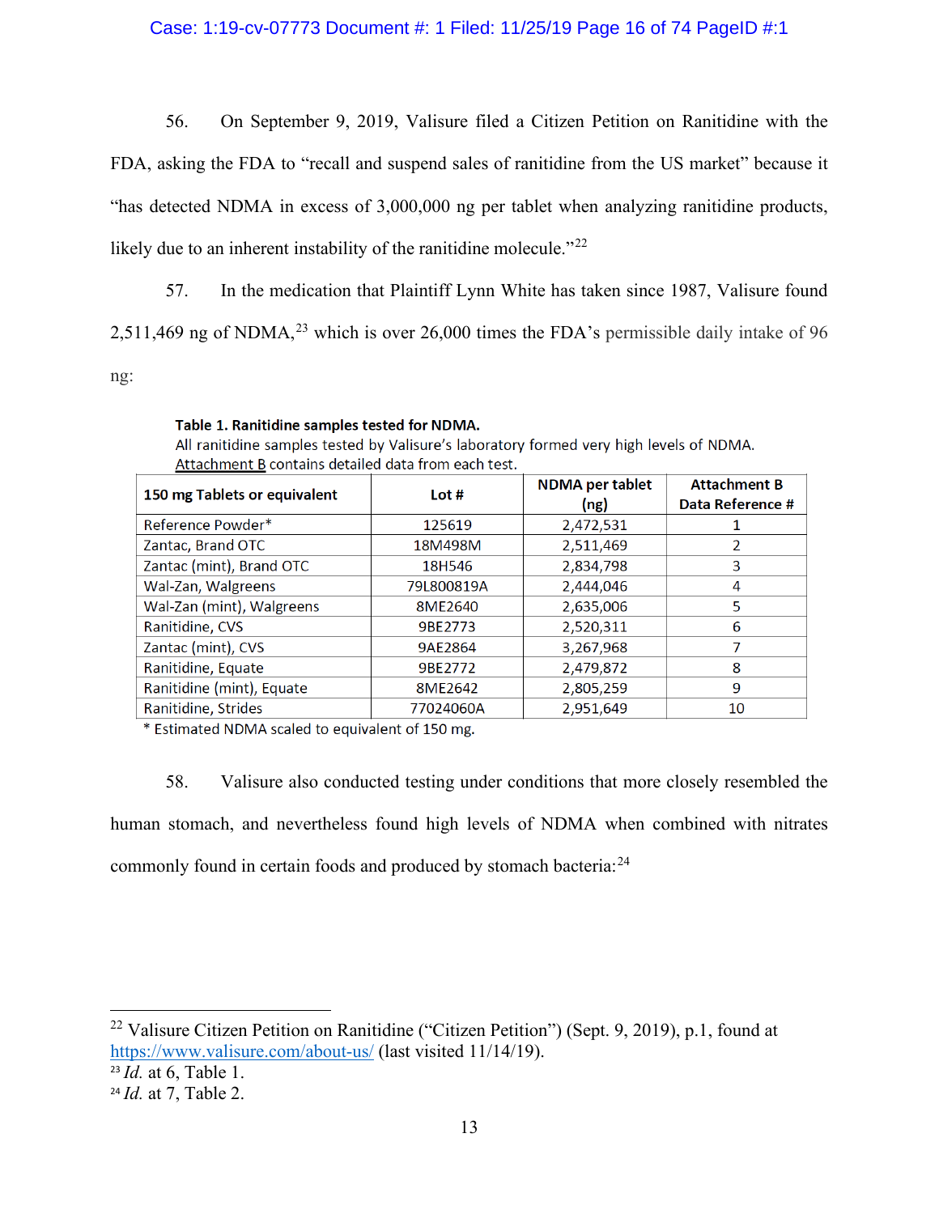56. On September 9, 2019, Valisure filed a Citizen Petition on Ranitidine with the FDA, asking the FDA to "recall and suspend sales of ranitidine from the US market" because it "has detected NDMA in excess of 3,000,000 ng per tablet when analyzing ranitidine products, likely due to an inherent instability of the ranitidine molecule."[22]

57. In the medication that Plaintiff Lynn White has taken since 1987, Valisure found 2,511,469 ng of NDMA,[23] which is over 26,000 times the FDA's permissible daily intake of 96 ng:

**Table 1. Ranitidine samples tested for NDMA.**
All ranitidine samples tested by Valisure's laboratory formed very high levels of NDMA. Attachment B contains detailed data from each test.

| 150 mg Tablets or equivalent | Lot # | NDMA per tablet (ng) | Attachment B Data Reference # |
|---|---|---|---|
| Reference Powder* | 125619 | 2,472,531 | 1 |
| Zantac, Brand OTC | 18M498M | 2,511,469 | 2 |
| Zantac (mint), Brand OTC | 18H546 | 2,834,798 | 3 |
| Wal-Zan, Walgreens | 79L800819A | 2,444,046 | 4 |
| Wal-Zan (mint), Walgreens | 8ME2640 | 2,635,006 | 5 |
| Ranitidine, CVS | 9BE2773 | 2,520,311 | 6 |
| Zantac (mint), CVS | 9AE2864 | 3,267,968 | 7 |
| Ranitidine, Equate | 9BE2772 | 2,479,872 | 8 |
| Ranitidine (mint), Equate | 8ME2642 | 2,805,259 | 9 |
| Ranitidine, Strides | 77024060A | 2,951,649 | 10 |

* Estimated NDMA scaled to equivalent of 150 mg.

58. Valisure also conducted testing under conditions that more closely resembled the human stomach, and nevertheless found high levels of NDMA when combined with nitrates commonly found in certain foods and produced by stomach bacteria:[24]

---

[22] Valisure Citizen Petition on Ranitidine ("Citizen Petition") (Sept. 9, 2019), p.1, found at https://www.valisure.com/about-us/ (last visited 11/14/19).

[23] *Id.* at 6, Table 1.

[24] *Id.* at 7, Table 2.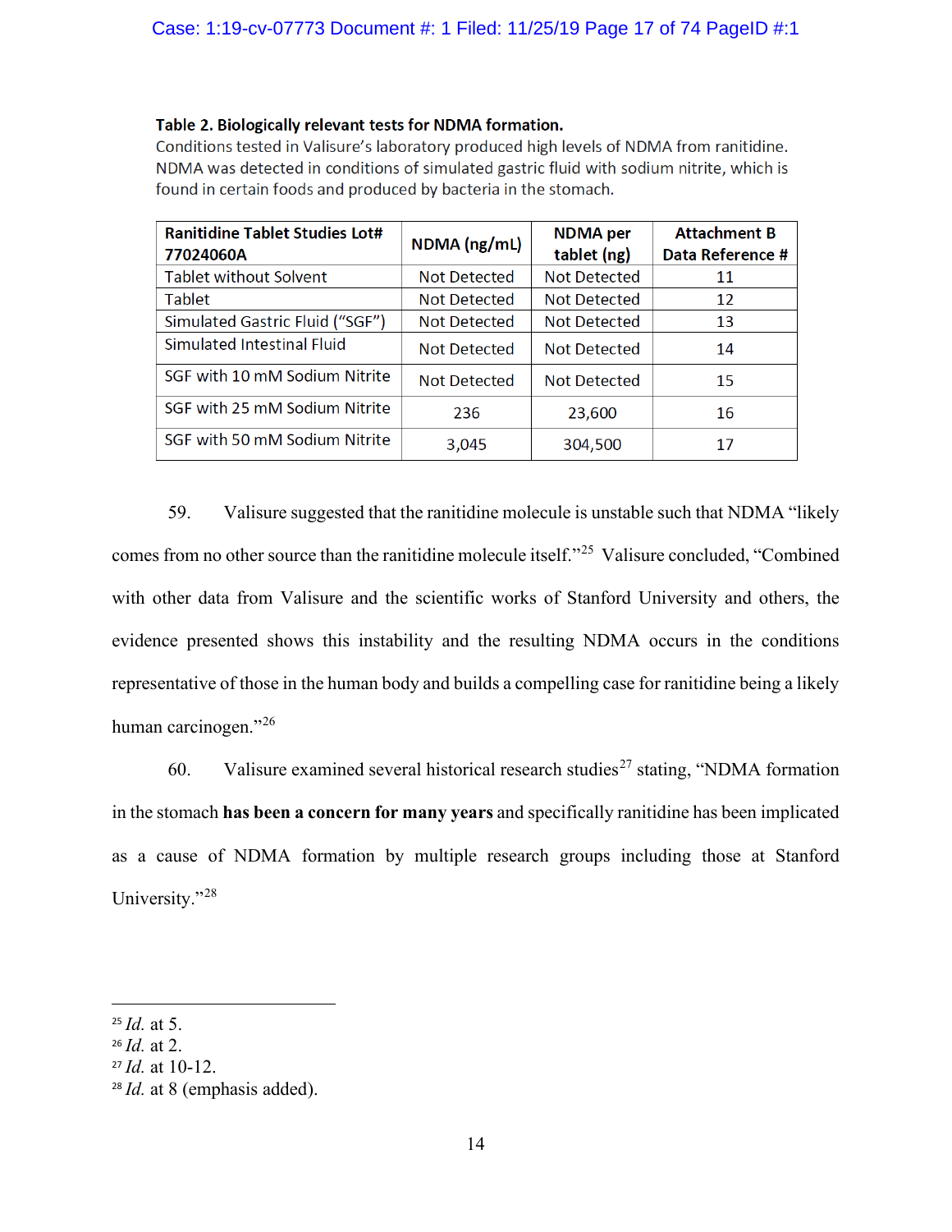**Table 2. Biologically relevant tests for NDMA formation.**
Conditions tested in Valisure's laboratory produced high levels of NDMA from ranitidine. NDMA was detected in conditions of simulated gastric fluid with sodium nitrite, which is found in certain foods and produced by bacteria in the stomach.

| Ranitidine Tablet Studies Lot# 77024060A | NDMA (ng/mL) | NDMA per tablet (ng) | Attachment B Data Reference # |
|---|---|---|---|
| Tablet without Solvent | Not Detected | Not Detected | 11 |
| Tablet | Not Detected | Not Detected | 12 |
| Simulated Gastric Fluid ("SGF") | Not Detected | Not Detected | 13 |
| Simulated Intestinal Fluid | Not Detected | Not Detected | 14 |
| SGF with 10 mM Sodium Nitrite | Not Detected | Not Detected | 15 |
| SGF with 25 mM Sodium Nitrite | 236 | 23,600 | 16 |
| SGF with 50 mM Sodium Nitrite | 3,045 | 304,500 | 17 |

59. Valisure suggested that the ranitidine molecule is unstable such that NDMA "likely comes from no other source than the ranitidine molecule itself."[25] Valisure concluded, "Combined with other data from Valisure and the scientific works of Stanford University and others, the evidence presented shows this instability and the resulting NDMA occurs in the conditions representative of those in the human body and builds a compelling case for ranitidine being a likely human carcinogen."[26]

60. Valisure examined several historical research studies[27] stating, "NDMA formation in the stomach **has been a concern for many years** and specifically ranitidine has been implicated as a cause of NDMA formation by multiple research groups including those at Stanford University."[28]

---

[25] *Id.* at 5.
[26] *Id.* at 2.
[27] *Id.* at 10-12.
[28] *Id.* at 8 (emphasis added).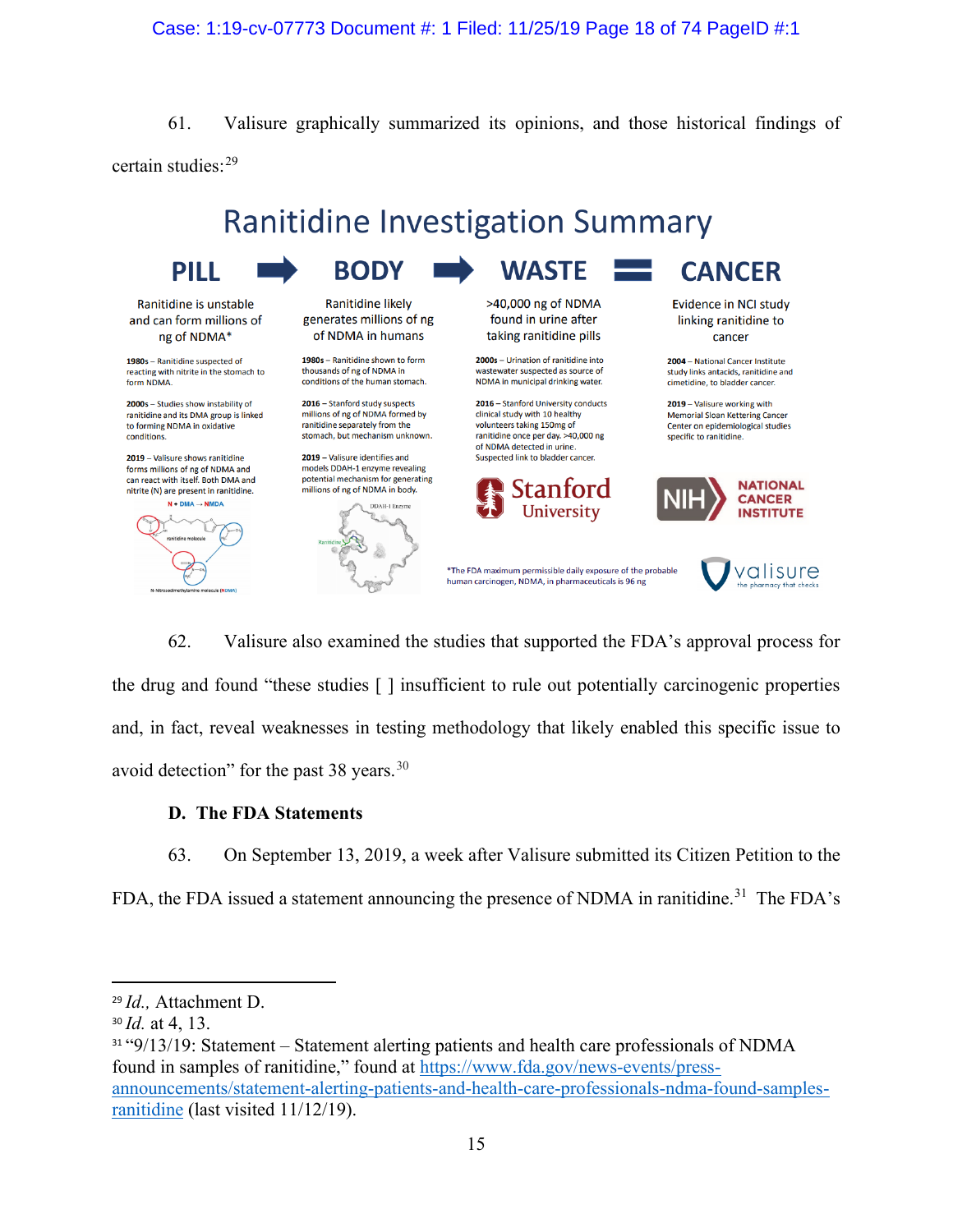61. Valisure graphically summarized its opinions, and those historical findings of certain studies:[29]

Ranitidine Investigation Summary

PILL → BODY → WASTE = CANCER

**PILL**

Ranitidine is unstable and can form millions of ng of NDMA*

**1980s** – Ranitidine suspected of reacting with nitrite in the stomach to form NDMA.

**2000s** – Studies show instability of ranitidine and its DMA group is linked to forming NDMA in oxidative conditions.

**2019** – Valisure shows ranitidine forms millions of ng of NDMA and can react with itself. Both DMA and nitrite (N) are present in ranitidine.

N + DMA → NMDA

ranitidine molecule

N-Nitrosodimethylamine molecule (NDMA)

**BODY**

Ranitidine likely generates millions of ng of NDMA in humans

**1980s** – Ranitidine shown to form thousands of ng of NDMA in conditions of the human stomach.

**2016** – Stanford study suspects millions of ng of NDMA formed by ranitidine separately from the stomach, but mechanism unknown.

**2019** – Valisure identifies and models DDAH-1 enzyme revealing potential mechanism for generating millions of ng of NDMA in body.

DDAH-1 Enzyme

Ranitidine

**WASTE**

>40,000 ng of NDMA found in urine after taking ranitidine pills

**2000s** – Urination of ranitidine into wastewater suspected as source of NDMA in municipal drinking water.

**2016** – Stanford University conducts clinical study with 10 healthy volunteers taking 150mg of ranitidine once per day. >40,000 ng of NDMA detected in urine. Suspected link to bladder cancer.

Stanford University

**CANCER**

Evidence in NCI study linking ranitidine to cancer

**2004** – National Cancer Institute study links antacids, ranitidine and cimetidine, to bladder cancer.

**2019** – Valisure working with Memorial Sloan Kettering Cancer Center on epidemiological studies specific to ranitidine.

NIH NATIONAL CANCER INSTITUTE

*The FDA maximum permissible daily exposure of the probable human carcinogen, NDMA, in pharmaceuticals is 96 ng

valisure the pharmacy that checks

62. Valisure also examined the studies that supported the FDA's approval process for the drug and found "these studies [ ] insufficient to rule out potentially carcinogenic properties and, in fact, reveal weaknesses in testing methodology that likely enabled this specific issue to avoid detection" for the past 38 years.[30]

### D. The FDA Statements

63. On September 13, 2019, a week after Valisure submitted its Citizen Petition to the FDA, the FDA issued a statement announcing the presence of NDMA in ranitidine.[31] The FDA's

---

[29] *Id.*, Attachment D.

[30] *Id.* at 4, 13.

[31] "9/13/19: Statement – Statement alerting patients and health care professionals of NDMA found in samples of ranitidine," found at https://www.fda.gov/news-events/press-announcements/statement-alerting-patients-and-health-care-professionals-ndma-found-samples-ranitidine (last visited 11/12/19).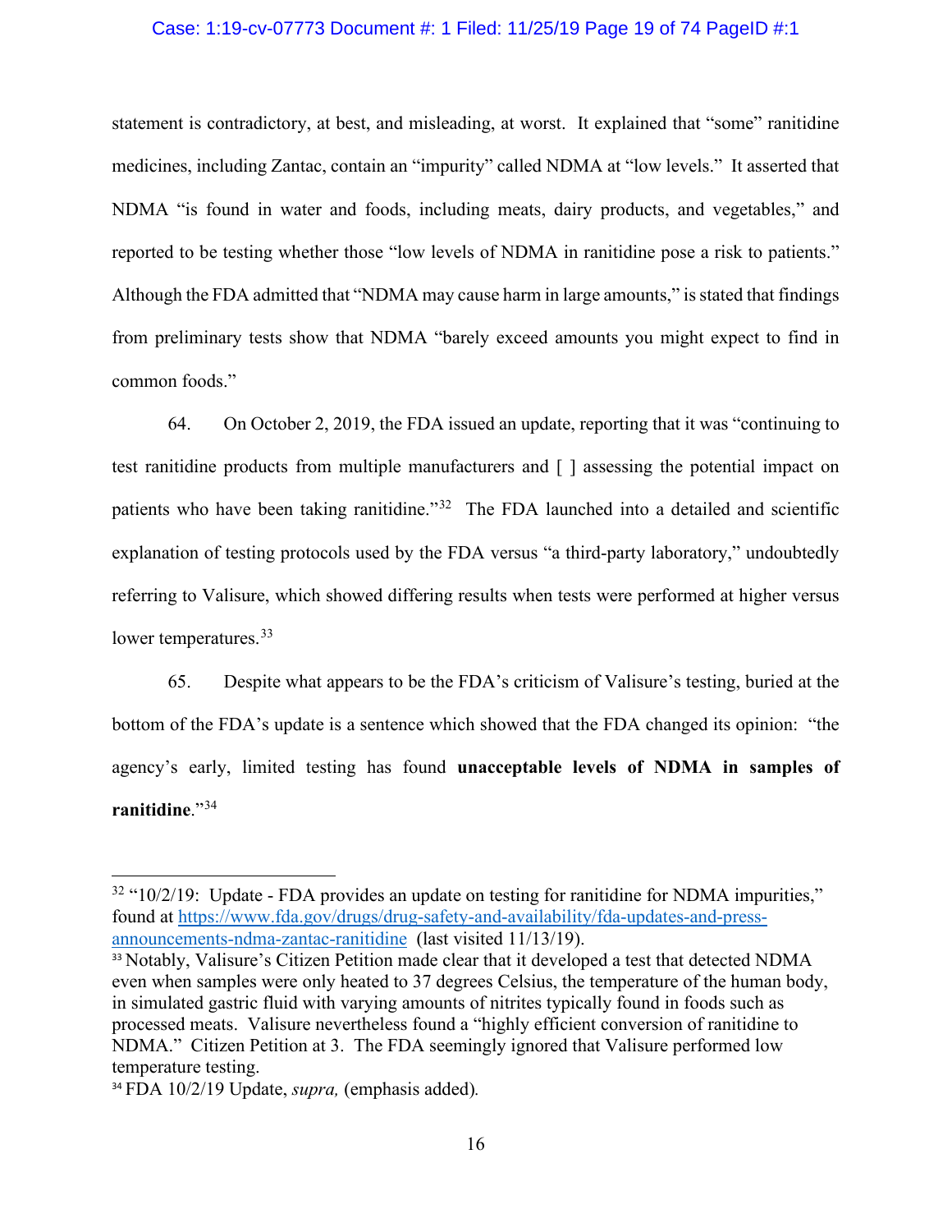statement is contradictory, at best, and misleading, at worst. It explained that "some" ranitidine medicines, including Zantac, contain an "impurity" called NDMA at "low levels." It asserted that NDMA "is found in water and foods, including meats, dairy products, and vegetables," and reported to be testing whether those "low levels of NDMA in ranitidine pose a risk to patients." Although the FDA admitted that "NDMA may cause harm in large amounts," is stated that findings from preliminary tests show that NDMA "barely exceed amounts you might expect to find in common foods."

64. On October 2, 2019, the FDA issued an update, reporting that it was "continuing to test ranitidine products from multiple manufacturers and [ ] assessing the potential impact on patients who have been taking ranitidine."[32] The FDA launched into a detailed and scientific explanation of testing protocols used by the FDA versus "a third-party laboratory," undoubtedly referring to Valisure, which showed differing results when tests were performed at higher versus lower temperatures.[33]

65. Despite what appears to be the FDA's criticism of Valisure's testing, buried at the bottom of the FDA's update is a sentence which showed that the FDA changed its opinion: "the agency's early, limited testing has found **unacceptable levels of NDMA in samples of ranitidine**."[34]

---

[32] "10/2/19: Update - FDA provides an update on testing for ranitidine for NDMA impurities," found at https://www.fda.gov/drugs/drug-safety-and-availability/fda-updates-and-press-announcements-ndma-zantac-ranitidine (last visited 11/13/19).

[33] Notably, Valisure's Citizen Petition made clear that it developed a test that detected NDMA even when samples were only heated to 37 degrees Celsius, the temperature of the human body, in simulated gastric fluid with varying amounts of nitrites typically found in foods such as processed meats. Valisure nevertheless found a "highly efficient conversion of ranitidine to NDMA." Citizen Petition at 3. The FDA seemingly ignored that Valisure performed low temperature testing.

[34] FDA 10/2/19 Update, *supra,* (emphasis added).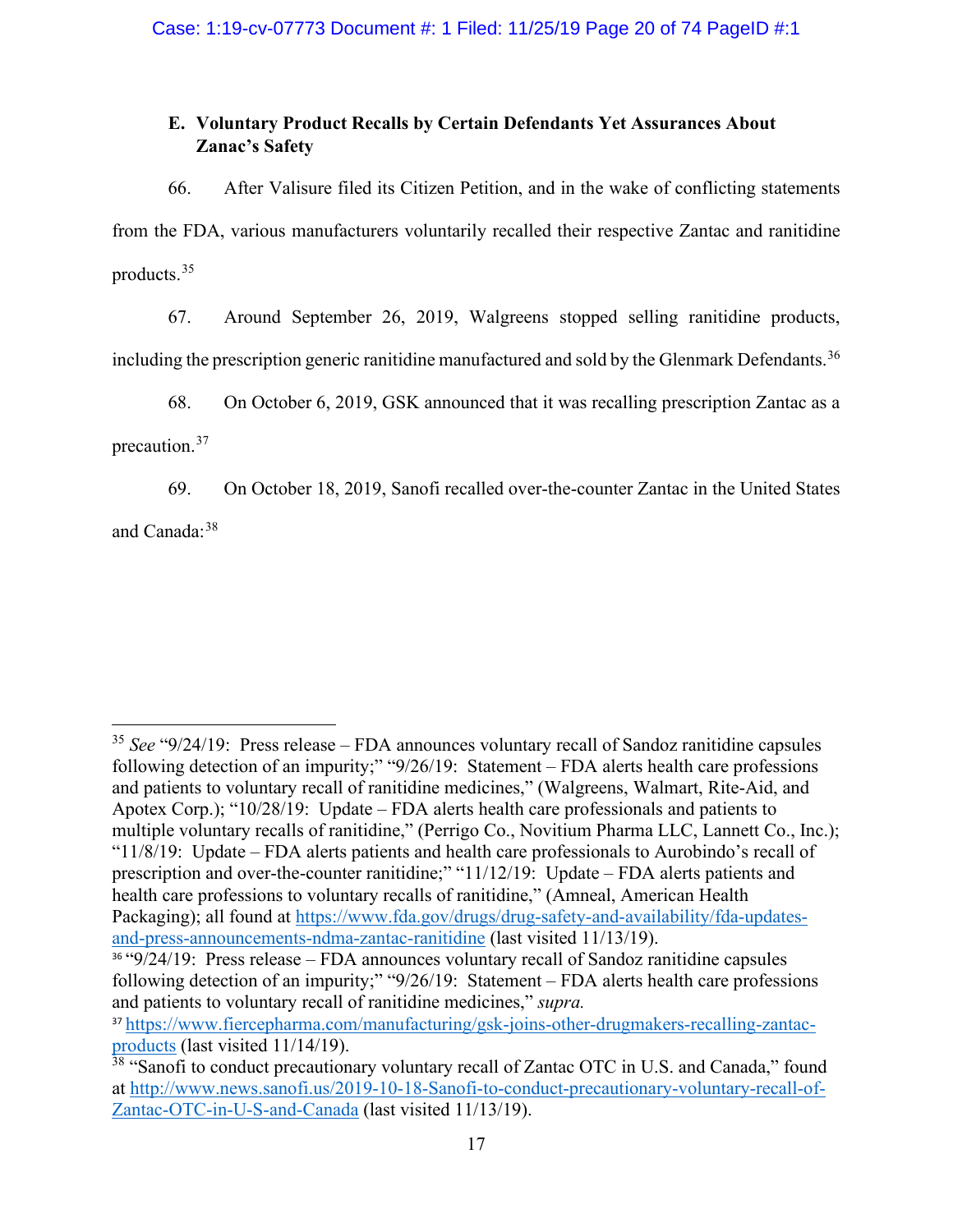### E. Voluntary Product Recalls by Certain Defendants Yet Assurances About Zanac's Safety

66. After Valisure filed its Citizen Petition, and in the wake of conflicting statements from the FDA, various manufacturers voluntarily recalled their respective Zantac and ranitidine products.[35]

67. Around September 26, 2019, Walgreens stopped selling ranitidine products, including the prescription generic ranitidine manufactured and sold by the Glenmark Defendants.[36]

68. On October 6, 2019, GSK announced that it was recalling prescription Zantac as a precaution.[37]

69. On October 18, 2019, Sanofi recalled over-the-counter Zantac in the United States and Canada:[38]

---

[35] *See* "9/24/19: Press release – FDA announces voluntary recall of Sandoz ranitidine capsules following detection of an impurity;" "9/26/19: Statement – FDA alerts health care professions and patients to voluntary recall of ranitidine medicines," (Walgreens, Walmart, Rite-Aid, and Apotex Corp.); "10/28/19: Update – FDA alerts health care professionals and patients to multiple voluntary recalls of ranitidine," (Perrigo Co., Novitium Pharma LLC, Lannett Co., Inc.); "11/8/19: Update – FDA alerts patients and health care professionals to Aurobindo's recall of prescription and over-the-counter ranitidine;" "11/12/19: Update – FDA alerts patients and health care professions to voluntary recalls of ranitidine," (Amneal, American Health Packaging); all found at https://www.fda.gov/drugs/drug-safety-and-availability/fda-updates-and-press-announcements-ndma-zantac-ranitidine (last visited 11/13/19).

[36] "9/24/19: Press release – FDA announces voluntary recall of Sandoz ranitidine capsules following detection of an impurity;" "9/26/19: Statement – FDA alerts health care professions and patients to voluntary recall of ranitidine medicines," *supra.*

[37] https://www.fiercepharma.com/manufacturing/gsk-joins-other-drugmakers-recalling-zantac-products (last visited 11/14/19).

[38] "Sanofi to conduct precautionary voluntary recall of Zantac OTC in U.S. and Canada," found at http://www.news.sanofi.us/2019-10-18-Sanofi-to-conduct-precautionary-voluntary-recall-of-Zantac-OTC-in-U-S-and-Canada (last visited 11/13/19).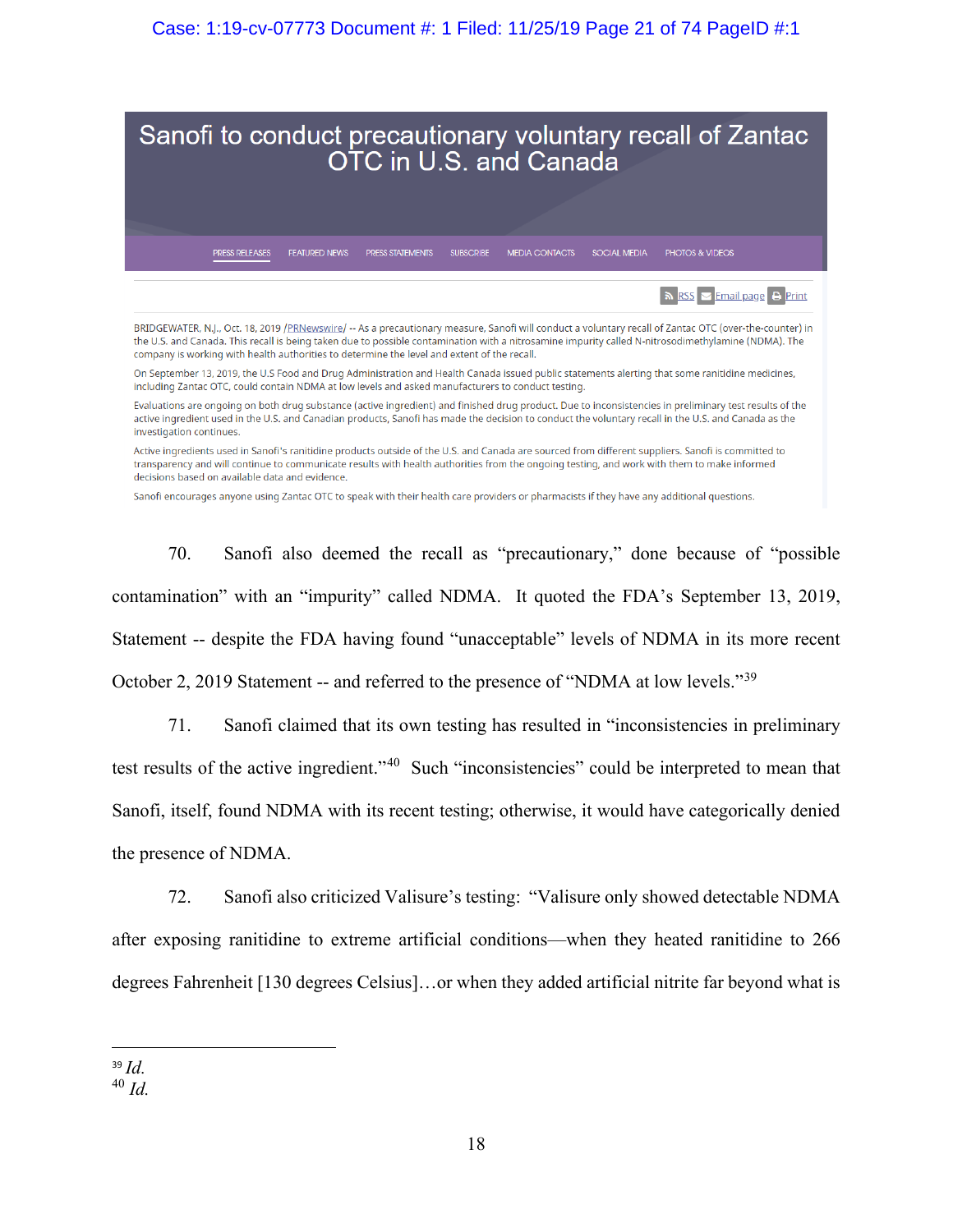# Sanofi to conduct precautionary voluntary recall of Zantac OTC in U.S. and Canada

PRESS RELEASES FEATURED NEWS PRESS STATEMENTS SUBSCRIBE MEDIA CONTACTS SOCIAL MEDIA PHOTOS & VIDEOS

RSS Email page Print

BRIDGEWATER, N.J., Oct. 18, 2019 /PRNewswire/ -- As a precautionary measure, Sanofi will conduct a voluntary recall of Zantac OTC (over-the-counter) in the U.S. and Canada. This recall is being taken due to possible contamination with a nitrosamine impurity called N-nitrosodimethylamine (NDMA). The company is working with health authorities to determine the level and extent of the recall.

On September 13, 2019, the U.S Food and Drug Administration and Health Canada issued public statements alerting that some ranitidine medicines, including Zantac OTC, could contain NDMA at low levels and asked manufacturers to conduct testing.

Evaluations are ongoing on both drug substance (active ingredient) and finished drug product. Due to inconsistencies in preliminary test results of the active ingredient used in the U.S. and Canadian products, Sanofi has made the decision to conduct the voluntary recall in the U.S. and Canada as the investigation continues.

Active ingredients used in Sanofi's ranitidine products outside of the U.S. and Canada are sourced from different suppliers. Sanofi is committed to transparency and will continue to communicate results with health authorities from the ongoing testing, and work with them to make informed decisions based on available data and evidence.

Sanofi encourages anyone using Zantac OTC to speak with their health care providers or pharmacists if they have any additional questions.

70. Sanofi also deemed the recall as "precautionary," done because of "possible contamination" with an "impurity" called NDMA. It quoted the FDA's September 13, 2019, Statement -- despite the FDA having found "unacceptable" levels of NDMA in its more recent October 2, 2019 Statement -- and referred to the presence of "NDMA at low levels."[39]

71. Sanofi claimed that its own testing has resulted in "inconsistencies in preliminary test results of the active ingredient."[40] Such "inconsistencies" could be interpreted to mean that Sanofi, itself, found NDMA with its recent testing; otherwise, it would have categorically denied the presence of NDMA.

72. Sanofi also criticized Valisure's testing: "Valisure only showed detectable NDMA after exposing ranitidine to extreme artificial conditions—when they heated ranitidine to 266 degrees Fahrenheit [130 degrees Celsius]…or when they added artificial nitrite far beyond what is

---

[39] *Id.*
[40] *Id.*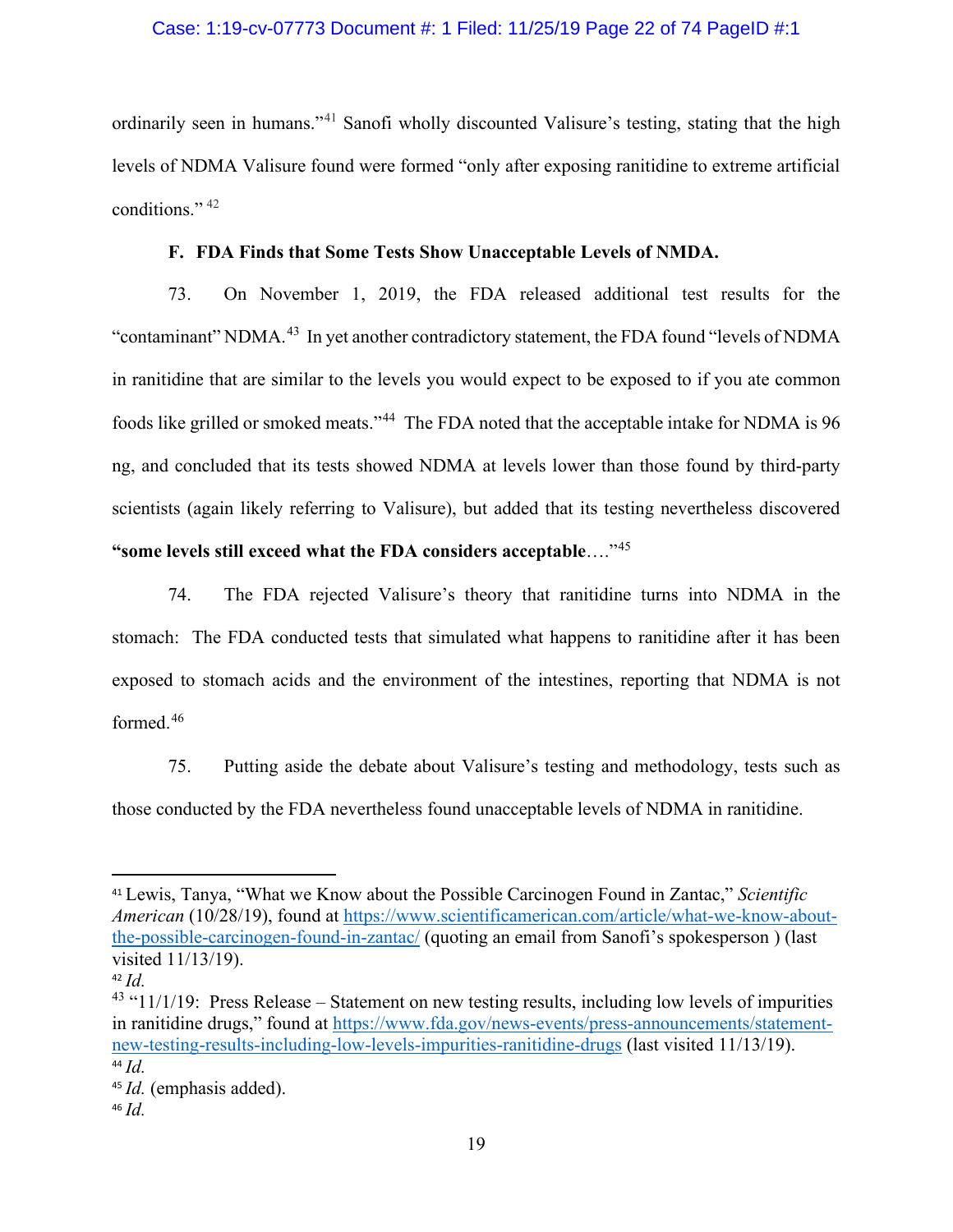ordinarily seen in humans."[41] Sanofi wholly discounted Valisure's testing, stating that the high levels of NDMA Valisure found were formed "only after exposing ranitidine to extreme artificial conditions." [42]

### F. FDA Finds that Some Tests Show Unacceptable Levels of NMDA.

73. On November 1, 2019, the FDA released additional test results for the "contaminant" NDMA.[43] In yet another contradictory statement, the FDA found "levels of NDMA in ranitidine that are similar to the levels you would expect to be exposed to if you ate common foods like grilled or smoked meats."[44] The FDA noted that the acceptable intake for NDMA is 96 ng, and concluded that its tests showed NDMA at levels lower than those found by third-party scientists (again likely referring to Valisure), but added that its testing nevertheless discovered **"some levels still exceed what the FDA considers acceptable**…."[45]

74. The FDA rejected Valisure's theory that ranitidine turns into NDMA in the stomach: The FDA conducted tests that simulated what happens to ranitidine after it has been exposed to stomach acids and the environment of the intestines, reporting that NDMA is not formed.[46]

75. Putting aside the debate about Valisure's testing and methodology, tests such as those conducted by the FDA nevertheless found unacceptable levels of NDMA in ranitidine.

---

[41] Lewis, Tanya, "What we Know about the Possible Carcinogen Found in Zantac," *Scientific American* (10/28/19), found at https://www.scientificamerican.com/article/what-we-know-about-the-possible-carcinogen-found-in-zantac/ (quoting an email from Sanofi's spokesperson ) (last visited 11/13/19).

[42] *Id.*

[43] "11/1/19: Press Release – Statement on new testing results, including low levels of impurities in ranitidine drugs," found at https://www.fda.gov/news-events/press-announcements/statement-new-testing-results-including-low-levels-impurities-ranitidine-drugs (last visited 11/13/19).

[44] *Id.*

[45] *Id.* (emphasis added).

[46] *Id.*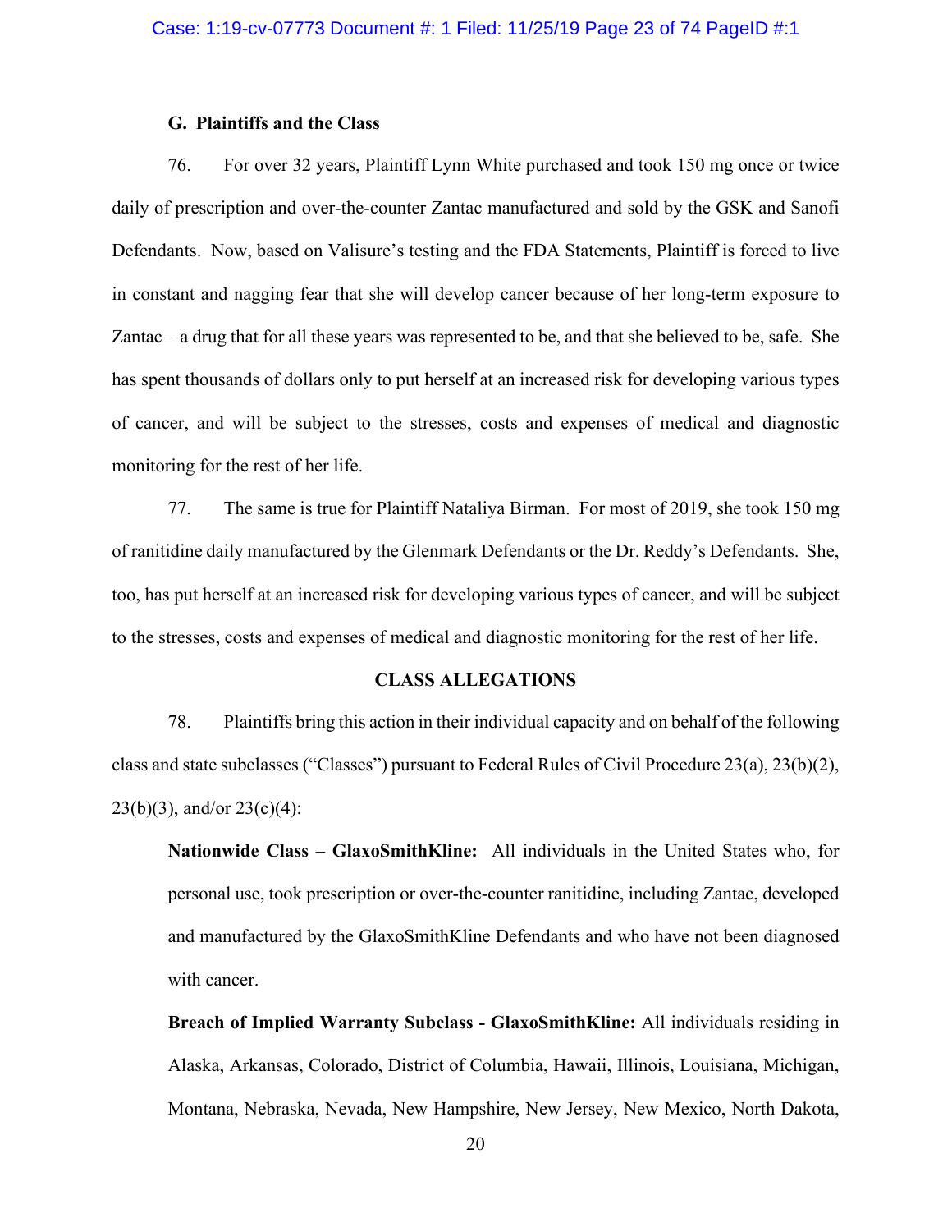### G. Plaintiffs and the Class

76. For over 32 years, Plaintiff Lynn White purchased and took 150 mg once or twice daily of prescription and over-the-counter Zantac manufactured and sold by the GSK and Sanofi Defendants. Now, based on Valisure's testing and the FDA Statements, Plaintiff is forced to live in constant and nagging fear that she will develop cancer because of her long-term exposure to Zantac – a drug that for all these years was represented to be, and that she believed to be, safe. She has spent thousands of dollars only to put herself at an increased risk for developing various types of cancer, and will be subject to the stresses, costs and expenses of medical and diagnostic monitoring for the rest of her life.

77. The same is true for Plaintiff Nataliya Birman. For most of 2019, she took 150 mg of ranitidine daily manufactured by the Glenmark Defendants or the Dr. Reddy's Defendants. She, too, has put herself at an increased risk for developing various types of cancer, and will be subject to the stresses, costs and expenses of medical and diagnostic monitoring for the rest of her life.

## CLASS ALLEGATIONS

78. Plaintiffs bring this action in their individual capacity and on behalf of the following class and state subclasses ("Classes") pursuant to Federal Rules of Civil Procedure 23(a), 23(b)(2), 23(b)(3), and/or 23(c)(4):

> **Nationwide Class – GlaxoSmithKline:** All individuals in the United States who, for personal use, took prescription or over-the-counter ranitidine, including Zantac, developed and manufactured by the GlaxoSmithKline Defendants and who have not been diagnosed with cancer.
>
> **Breach of Implied Warranty Subclass - GlaxoSmithKline:** All individuals residing in Alaska, Arkansas, Colorado, District of Columbia, Hawaii, Illinois, Louisiana, Michigan, Montana, Nebraska, Nevada, New Hampshire, New Jersey, New Mexico, North Dakota,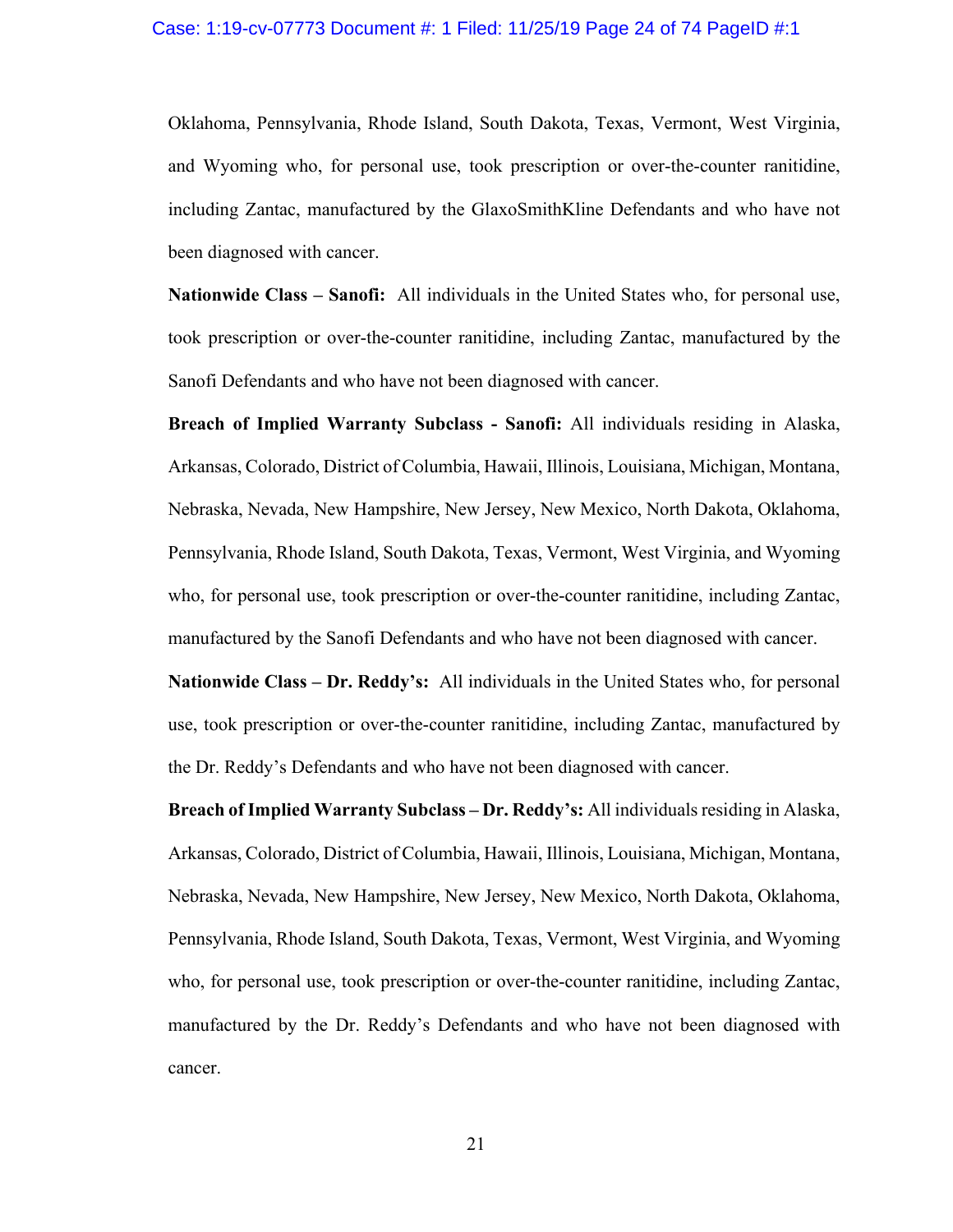Oklahoma, Pennsylvania, Rhode Island, South Dakota, Texas, Vermont, West Virginia, and Wyoming who, for personal use, took prescription or over-the-counter ranitidine, including Zantac, manufactured by the GlaxoSmithKline Defendants and who have not been diagnosed with cancer.

**Nationwide Class – Sanofi:** All individuals in the United States who, for personal use, took prescription or over-the-counter ranitidine, including Zantac, manufactured by the Sanofi Defendants and who have not been diagnosed with cancer.

**Breach of Implied Warranty Subclass - Sanofi:** All individuals residing in Alaska, Arkansas, Colorado, District of Columbia, Hawaii, Illinois, Louisiana, Michigan, Montana, Nebraska, Nevada, New Hampshire, New Jersey, New Mexico, North Dakota, Oklahoma, Pennsylvania, Rhode Island, South Dakota, Texas, Vermont, West Virginia, and Wyoming who, for personal use, took prescription or over-the-counter ranitidine, including Zantac, manufactured by the Sanofi Defendants and who have not been diagnosed with cancer.

**Nationwide Class – Dr. Reddy's:** All individuals in the United States who, for personal use, took prescription or over-the-counter ranitidine, including Zantac, manufactured by the Dr. Reddy's Defendants and who have not been diagnosed with cancer.

**Breach of Implied Warranty Subclass – Dr. Reddy's:** All individuals residing in Alaska, Arkansas, Colorado, District of Columbia, Hawaii, Illinois, Louisiana, Michigan, Montana, Nebraska, Nevada, New Hampshire, New Jersey, New Mexico, North Dakota, Oklahoma, Pennsylvania, Rhode Island, South Dakota, Texas, Vermont, West Virginia, and Wyoming who, for personal use, took prescription or over-the-counter ranitidine, including Zantac, manufactured by the Dr. Reddy's Defendants and who have not been diagnosed with cancer.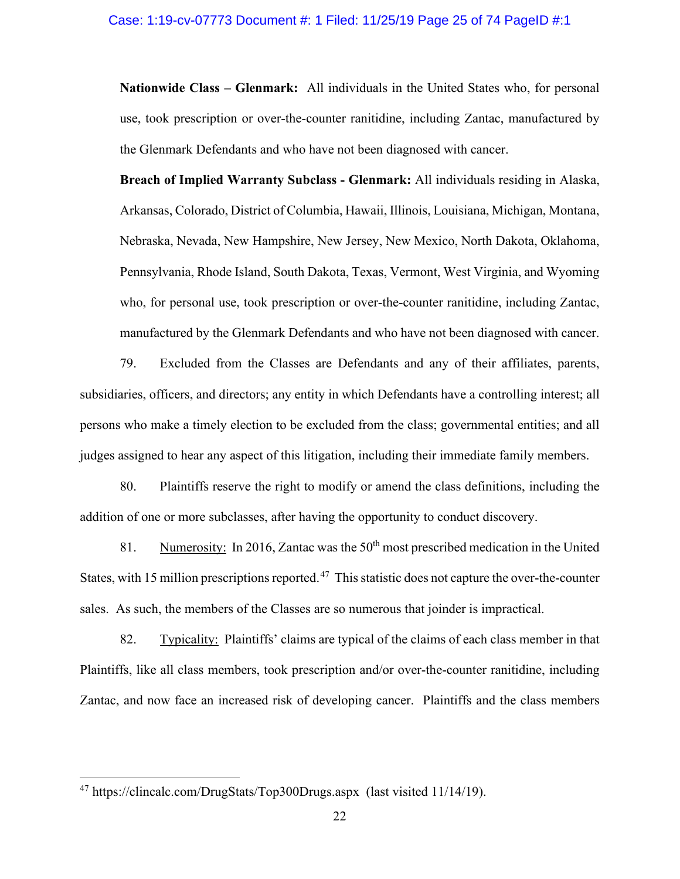**Nationwide Class – Glenmark:** All individuals in the United States who, for personal use, took prescription or over-the-counter ranitidine, including Zantac, manufactured by the Glenmark Defendants and who have not been diagnosed with cancer.

**Breach of Implied Warranty Subclass - Glenmark:** All individuals residing in Alaska, Arkansas, Colorado, District of Columbia, Hawaii, Illinois, Louisiana, Michigan, Montana, Nebraska, Nevada, New Hampshire, New Jersey, New Mexico, North Dakota, Oklahoma, Pennsylvania, Rhode Island, South Dakota, Texas, Vermont, West Virginia, and Wyoming who, for personal use, took prescription or over-the-counter ranitidine, including Zantac, manufactured by the Glenmark Defendants and who have not been diagnosed with cancer.

79. Excluded from the Classes are Defendants and any of their affiliates, parents, subsidiaries, officers, and directors; any entity in which Defendants have a controlling interest; all persons who make a timely election to be excluded from the class; governmental entities; and all judges assigned to hear any aspect of this litigation, including their immediate family members.

80. Plaintiffs reserve the right to modify or amend the class definitions, including the addition of one or more subclasses, after having the opportunity to conduct discovery.

81. Numerosity: In 2016, Zantac was the 50th most prescribed medication in the United States, with 15 million prescriptions reported.[47] This statistic does not capture the over-the-counter sales. As such, the members of the Classes are so numerous that joinder is impractical.

82. Typicality: Plaintiffs' claims are typical of the claims of each class member in that Plaintiffs, like all class members, took prescription and/or over-the-counter ranitidine, including Zantac, and now face an increased risk of developing cancer. Plaintiffs and the class members

---

[47] https://clincalc.com/DrugStats/Top300Drugs.aspx (last visited 11/14/19).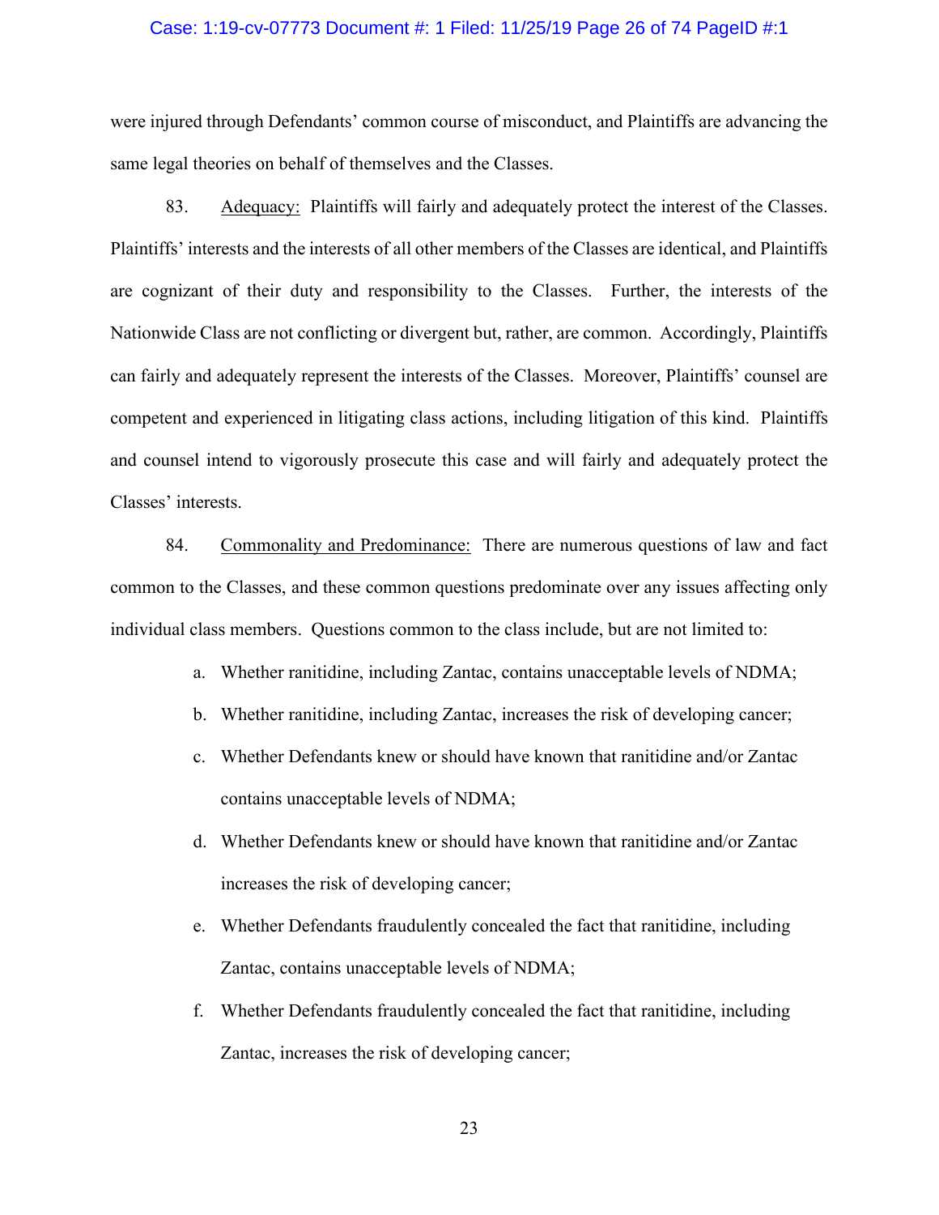were injured through Defendants' common course of misconduct, and Plaintiffs are advancing the same legal theories on behalf of themselves and the Classes.

83. Adequacy: Plaintiffs will fairly and adequately protect the interest of the Classes. Plaintiffs' interests and the interests of all other members of the Classes are identical, and Plaintiffs are cognizant of their duty and responsibility to the Classes. Further, the interests of the Nationwide Class are not conflicting or divergent but, rather, are common. Accordingly, Plaintiffs can fairly and adequately represent the interests of the Classes. Moreover, Plaintiffs' counsel are competent and experienced in litigating class actions, including litigation of this kind. Plaintiffs and counsel intend to vigorously prosecute this case and will fairly and adequately protect the Classes' interests.

84. Commonality and Predominance: There are numerous questions of law and fact common to the Classes, and these common questions predominate over any issues affecting only individual class members. Questions common to the class include, but are not limited to:

a. Whether ranitidine, including Zantac, contains unacceptable levels of NDMA;

b. Whether ranitidine, including Zantac, increases the risk of developing cancer;

c. Whether Defendants knew or should have known that ranitidine and/or Zantac contains unacceptable levels of NDMA;

d. Whether Defendants knew or should have known that ranitidine and/or Zantac increases the risk of developing cancer;

e. Whether Defendants fraudulently concealed the fact that ranitidine, including Zantac, contains unacceptable levels of NDMA;

f. Whether Defendants fraudulently concealed the fact that ranitidine, including Zantac, increases the risk of developing cancer;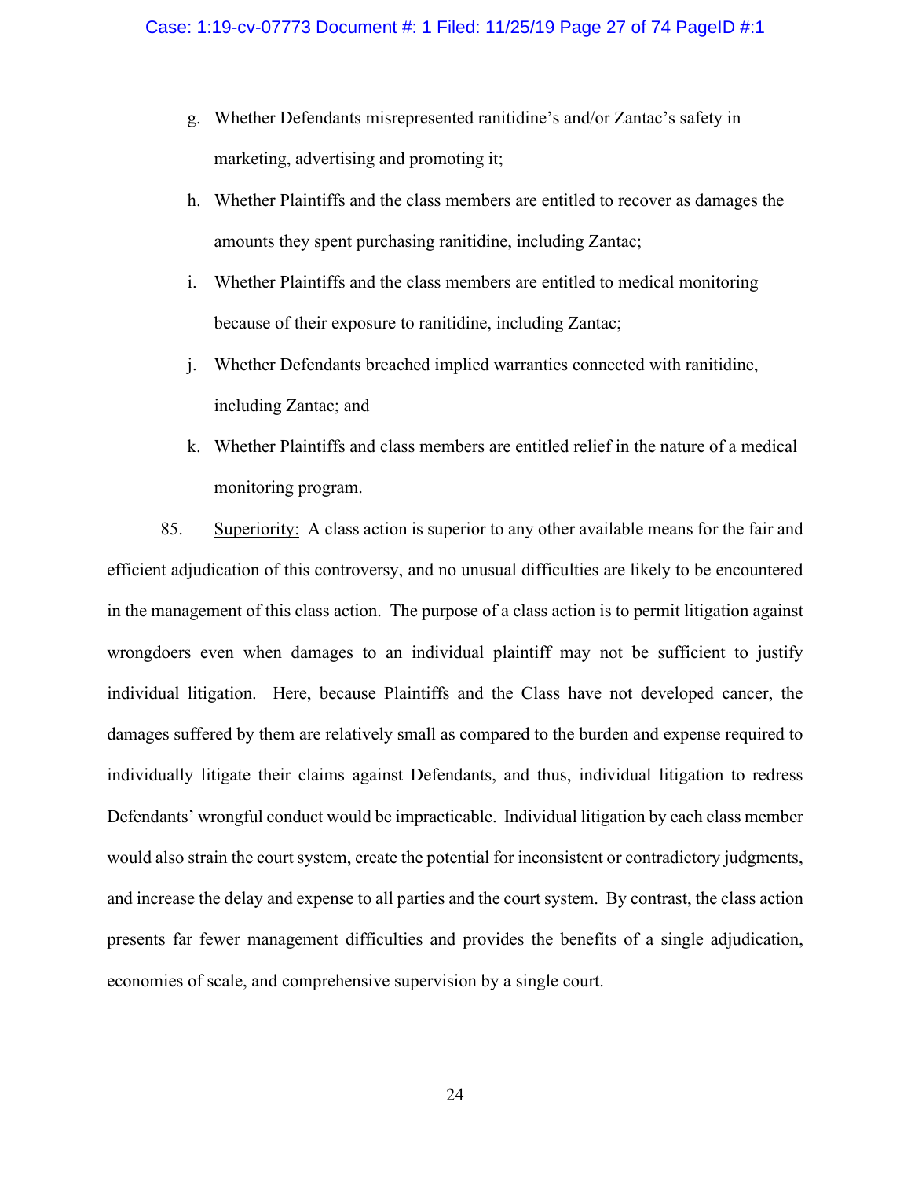g. Whether Defendants misrepresented ranitidine's and/or Zantac's safety in marketing, advertising and promoting it;

h. Whether Plaintiffs and the class members are entitled to recover as damages the amounts they spent purchasing ranitidine, including Zantac;

i. Whether Plaintiffs and the class members are entitled to medical monitoring because of their exposure to ranitidine, including Zantac;

j. Whether Defendants breached implied warranties connected with ranitidine, including Zantac; and

k. Whether Plaintiffs and class members are entitled relief in the nature of a medical monitoring program.

85. Superiority: A class action is superior to any other available means for the fair and efficient adjudication of this controversy, and no unusual difficulties are likely to be encountered in the management of this class action. The purpose of a class action is to permit litigation against wrongdoers even when damages to an individual plaintiff may not be sufficient to justify individual litigation. Here, because Plaintiffs and the Class have not developed cancer, the damages suffered by them are relatively small as compared to the burden and expense required to individually litigate their claims against Defendants, and thus, individual litigation to redress Defendants' wrongful conduct would be impracticable. Individual litigation by each class member would also strain the court system, create the potential for inconsistent or contradictory judgments, and increase the delay and expense to all parties and the court system. By contrast, the class action presents far fewer management difficulties and provides the benefits of a single adjudication, economies of scale, and comprehensive supervision by a single court.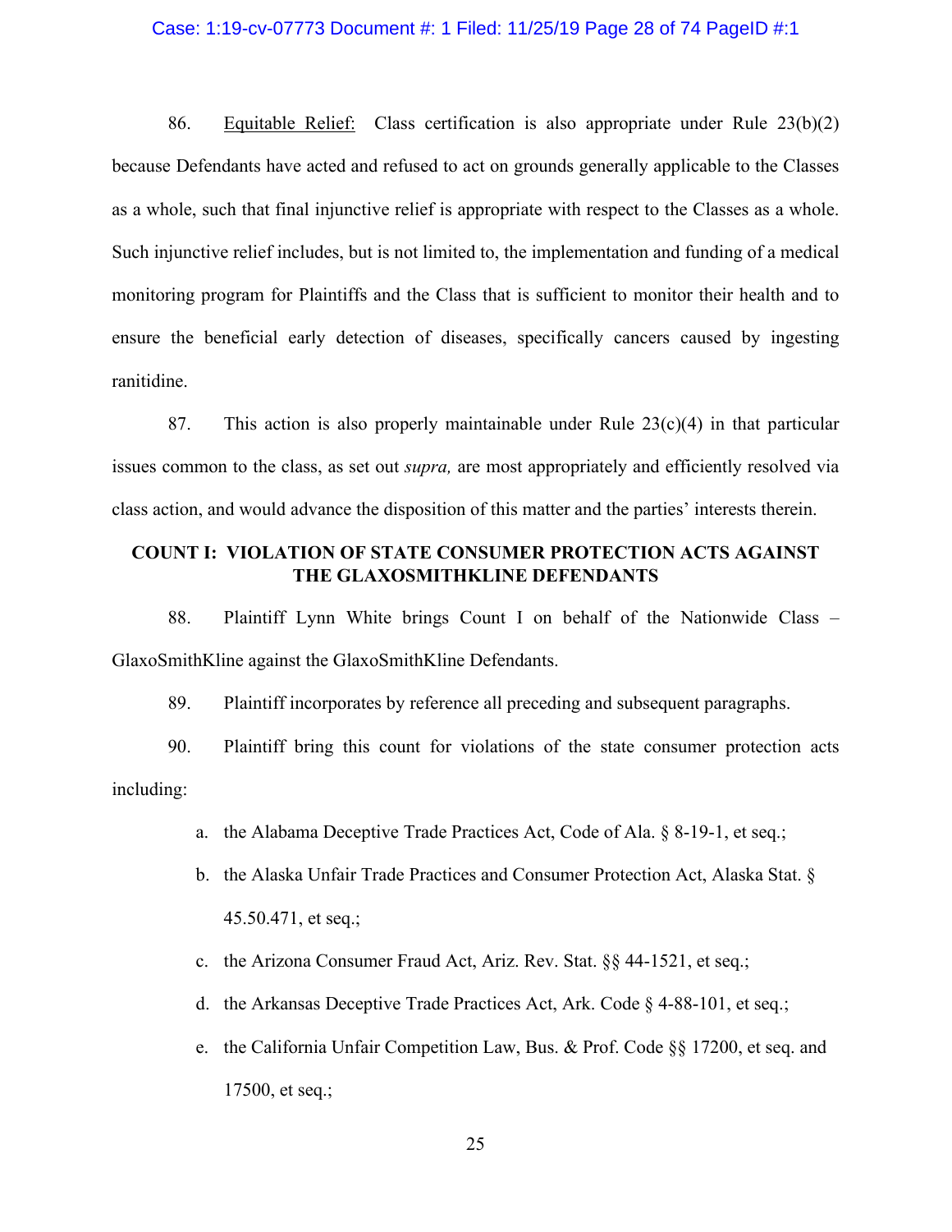86. Equitable Relief: Class certification is also appropriate under Rule 23(b)(2) because Defendants have acted and refused to act on grounds generally applicable to the Classes as a whole, such that final injunctive relief is appropriate with respect to the Classes as a whole. Such injunctive relief includes, but is not limited to, the implementation and funding of a medical monitoring program for Plaintiffs and the Class that is sufficient to monitor their health and to ensure the beneficial early detection of diseases, specifically cancers caused by ingesting ranitidine.

87. This action is also properly maintainable under Rule 23(c)(4) in that particular issues common to the class, as set out *supra,* are most appropriately and efficiently resolved via class action, and would advance the disposition of this matter and the parties' interests therein.

## COUNT I: VIOLATION OF STATE CONSUMER PROTECTION ACTS AGAINST THE GLAXOSMITHKLINE DEFENDANTS

88. Plaintiff Lynn White brings Count I on behalf of the Nationwide Class – GlaxoSmithKline against the GlaxoSmithKline Defendants.

89. Plaintiff incorporates by reference all preceding and subsequent paragraphs.

90. Plaintiff bring this count for violations of the state consumer protection acts including:

a. the Alabama Deceptive Trade Practices Act, Code of Ala. § 8-19-1, et seq.;

b. the Alaska Unfair Trade Practices and Consumer Protection Act, Alaska Stat. § 45.50.471, et seq.;

c. the Arizona Consumer Fraud Act, Ariz. Rev. Stat. §§ 44-1521, et seq.;

d. the Arkansas Deceptive Trade Practices Act, Ark. Code § 4-88-101, et seq.;

e. the California Unfair Competition Law, Bus. & Prof. Code §§ 17200, et seq. and 17500, et seq.;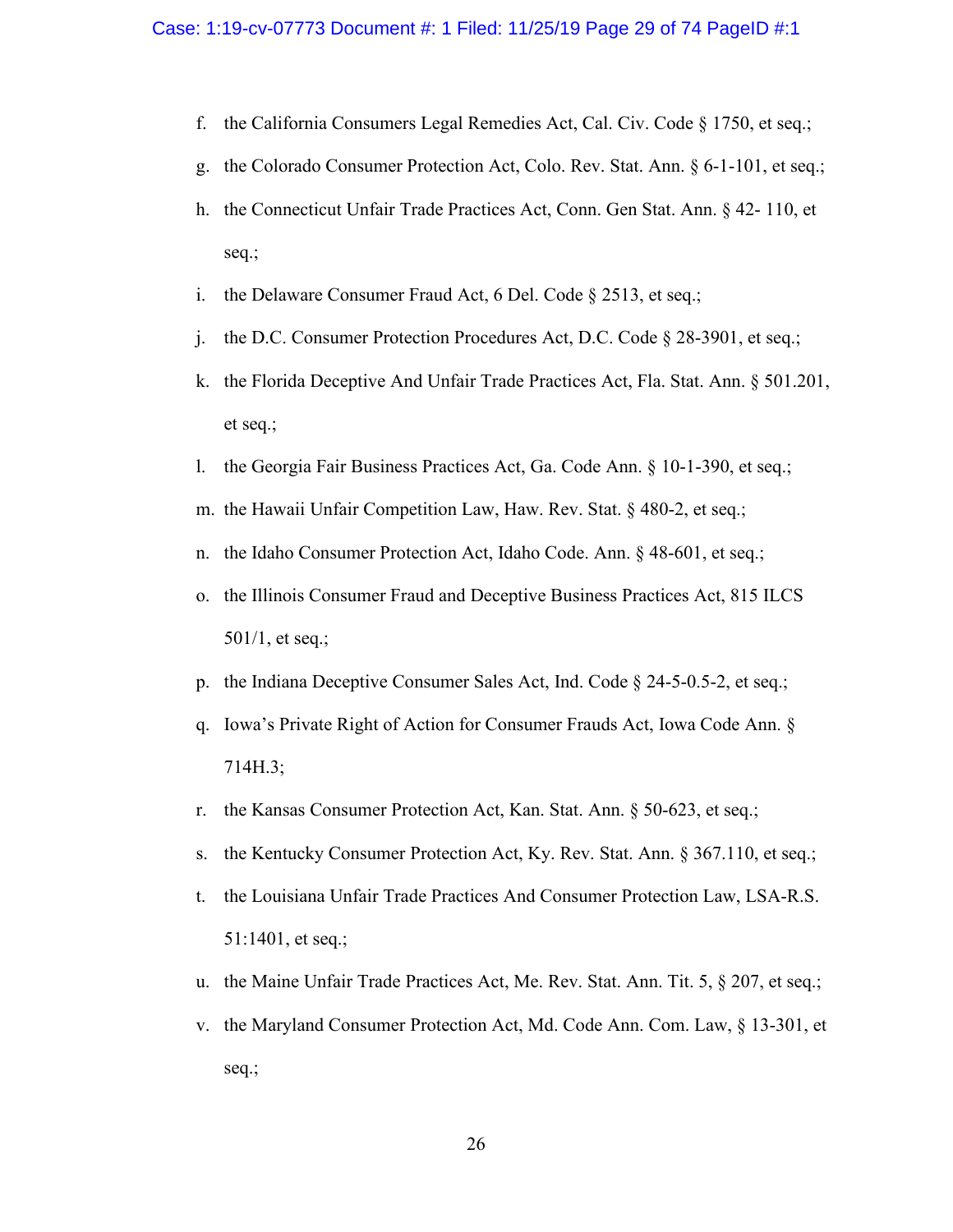f. the California Consumers Legal Remedies Act, Cal. Civ. Code § 1750, et seq.;

g. the Colorado Consumer Protection Act, Colo. Rev. Stat. Ann. § 6-1-101, et seq.;

h. the Connecticut Unfair Trade Practices Act, Conn. Gen Stat. Ann. § 42- 110, et seq.;

i. the Delaware Consumer Fraud Act, 6 Del. Code § 2513, et seq.;

j. the D.C. Consumer Protection Procedures Act, D.C. Code § 28-3901, et seq.;

k. the Florida Deceptive And Unfair Trade Practices Act, Fla. Stat. Ann. § 501.201, et seq.;

l. the Georgia Fair Business Practices Act, Ga. Code Ann. § 10-1-390, et seq.;

m. the Hawaii Unfair Competition Law, Haw. Rev. Stat. § 480-2, et seq.;

n. the Idaho Consumer Protection Act, Idaho Code. Ann. § 48-601, et seq.;

o. the Illinois Consumer Fraud and Deceptive Business Practices Act, 815 ILCS 501/1, et seq.;

p. the Indiana Deceptive Consumer Sales Act, Ind. Code § 24-5-0.5-2, et seq.;

q. Iowa's Private Right of Action for Consumer Frauds Act, Iowa Code Ann. § 714H.3;

r. the Kansas Consumer Protection Act, Kan. Stat. Ann. § 50-623, et seq.;

s. the Kentucky Consumer Protection Act, Ky. Rev. Stat. Ann. § 367.110, et seq.;

t. the Louisiana Unfair Trade Practices And Consumer Protection Law, LSA-R.S. 51:1401, et seq.;

u. the Maine Unfair Trade Practices Act, Me. Rev. Stat. Ann. Tit. 5, § 207, et seq.;

v. the Maryland Consumer Protection Act, Md. Code Ann. Com. Law, § 13-301, et seq.;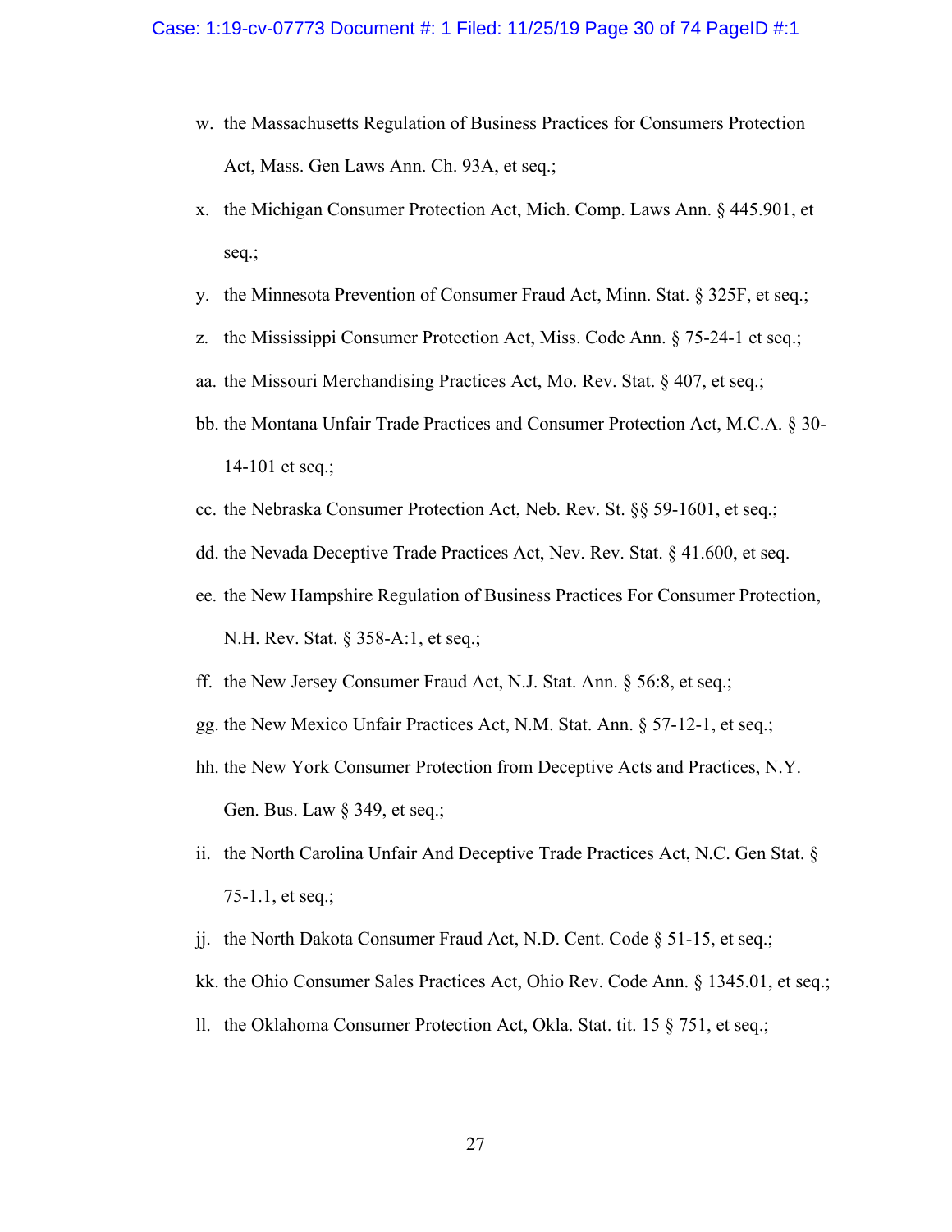w. the Massachusetts Regulation of Business Practices for Consumers Protection Act, Mass. Gen Laws Ann. Ch. 93A, et seq.;

x. the Michigan Consumer Protection Act, Mich. Comp. Laws Ann. § 445.901, et seq.;

y. the Minnesota Prevention of Consumer Fraud Act, Minn. Stat. § 325F, et seq.;

z. the Mississippi Consumer Protection Act, Miss. Code Ann. § 75-24-1 et seq.;

aa. the Missouri Merchandising Practices Act, Mo. Rev. Stat. § 407, et seq.;

bb. the Montana Unfair Trade Practices and Consumer Protection Act, M.C.A. § 30-14-101 et seq.;

cc. the Nebraska Consumer Protection Act, Neb. Rev. St. §§ 59-1601, et seq.;

dd. the Nevada Deceptive Trade Practices Act, Nev. Rev. Stat. § 41.600, et seq.

ee. the New Hampshire Regulation of Business Practices For Consumer Protection, N.H. Rev. Stat. § 358-A:1, et seq.;

ff. the New Jersey Consumer Fraud Act, N.J. Stat. Ann. § 56:8, et seq.;

gg. the New Mexico Unfair Practices Act, N.M. Stat. Ann. § 57-12-1, et seq.;

hh. the New York Consumer Protection from Deceptive Acts and Practices, N.Y. Gen. Bus. Law § 349, et seq.;

ii. the North Carolina Unfair And Deceptive Trade Practices Act, N.C. Gen Stat. § 75-1.1, et seq.;

jj. the North Dakota Consumer Fraud Act, N.D. Cent. Code § 51-15, et seq.;

kk. the Ohio Consumer Sales Practices Act, Ohio Rev. Code Ann. § 1345.01, et seq.;

ll. the Oklahoma Consumer Protection Act, Okla. Stat. tit. 15 § 751, et seq.;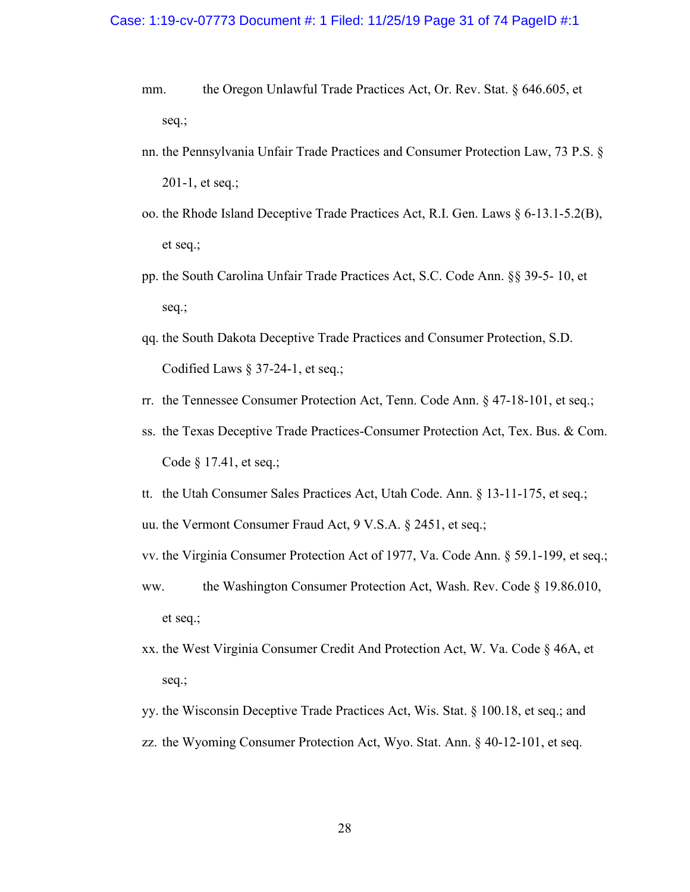mm. the Oregon Unlawful Trade Practices Act, Or. Rev. Stat. § 646.605, et seq.;

nn. the Pennsylvania Unfair Trade Practices and Consumer Protection Law, 73 P.S. § 201-1, et seq.;

oo. the Rhode Island Deceptive Trade Practices Act, R.I. Gen. Laws § 6-13.1-5.2(B), et seq.;

pp. the South Carolina Unfair Trade Practices Act, S.C. Code Ann. §§ 39-5- 10, et seq.;

qq. the South Dakota Deceptive Trade Practices and Consumer Protection, S.D. Codified Laws § 37-24-1, et seq.;

rr. the Tennessee Consumer Protection Act, Tenn. Code Ann. § 47-18-101, et seq.;

ss. the Texas Deceptive Trade Practices-Consumer Protection Act, Tex. Bus. & Com. Code § 17.41, et seq.;

tt. the Utah Consumer Sales Practices Act, Utah Code. Ann. § 13-11-175, et seq.;

uu. the Vermont Consumer Fraud Act, 9 V.S.A. § 2451, et seq.;

vv. the Virginia Consumer Protection Act of 1977, Va. Code Ann. § 59.1-199, et seq.;

ww. the Washington Consumer Protection Act, Wash. Rev. Code § 19.86.010, et seq.;

xx. the West Virginia Consumer Credit And Protection Act, W. Va. Code § 46A, et seq.;

yy. the Wisconsin Deceptive Trade Practices Act, Wis. Stat. § 100.18, et seq.; and

zz. the Wyoming Consumer Protection Act, Wyo. Stat. Ann. § 40-12-101, et seq.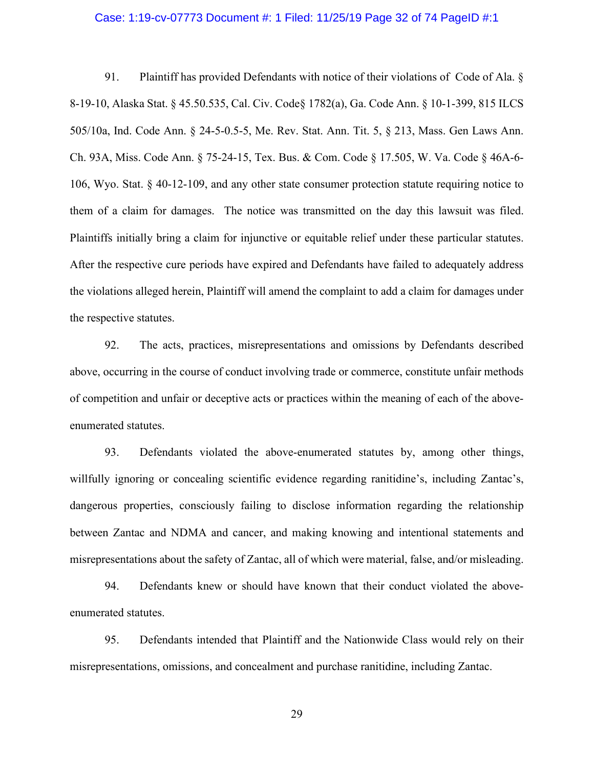91. Plaintiff has provided Defendants with notice of their violations of Code of Ala. § 8-19-10, Alaska Stat. § 45.50.535, Cal. Civ. Code§ 1782(a), Ga. Code Ann. § 10-1-399, 815 ILCS 505/10a, Ind. Code Ann. § 24-5-0.5-5, Me. Rev. Stat. Ann. Tit. 5, § 213, Mass. Gen Laws Ann. Ch. 93A, Miss. Code Ann. § 75-24-15, Tex. Bus. & Com. Code § 17.505, W. Va. Code § 46A-6-106, Wyo. Stat. § 40-12-109, and any other state consumer protection statute requiring notice to them of a claim for damages. The notice was transmitted on the day this lawsuit was filed. Plaintiffs initially bring a claim for injunctive or equitable relief under these particular statutes. After the respective cure periods have expired and Defendants have failed to adequately address the violations alleged herein, Plaintiff will amend the complaint to add a claim for damages under the respective statutes.

92. The acts, practices, misrepresentations and omissions by Defendants described above, occurring in the course of conduct involving trade or commerce, constitute unfair methods of competition and unfair or deceptive acts or practices within the meaning of each of the above-enumerated statutes.

93. Defendants violated the above-enumerated statutes by, among other things, willfully ignoring or concealing scientific evidence regarding ranitidine's, including Zantac's, dangerous properties, consciously failing to disclose information regarding the relationship between Zantac and NDMA and cancer, and making knowing and intentional statements and misrepresentations about the safety of Zantac, all of which were material, false, and/or misleading.

94. Defendants knew or should have known that their conduct violated the above-enumerated statutes.

95. Defendants intended that Plaintiff and the Nationwide Class would rely on their misrepresentations, omissions, and concealment and purchase ranitidine, including Zantac.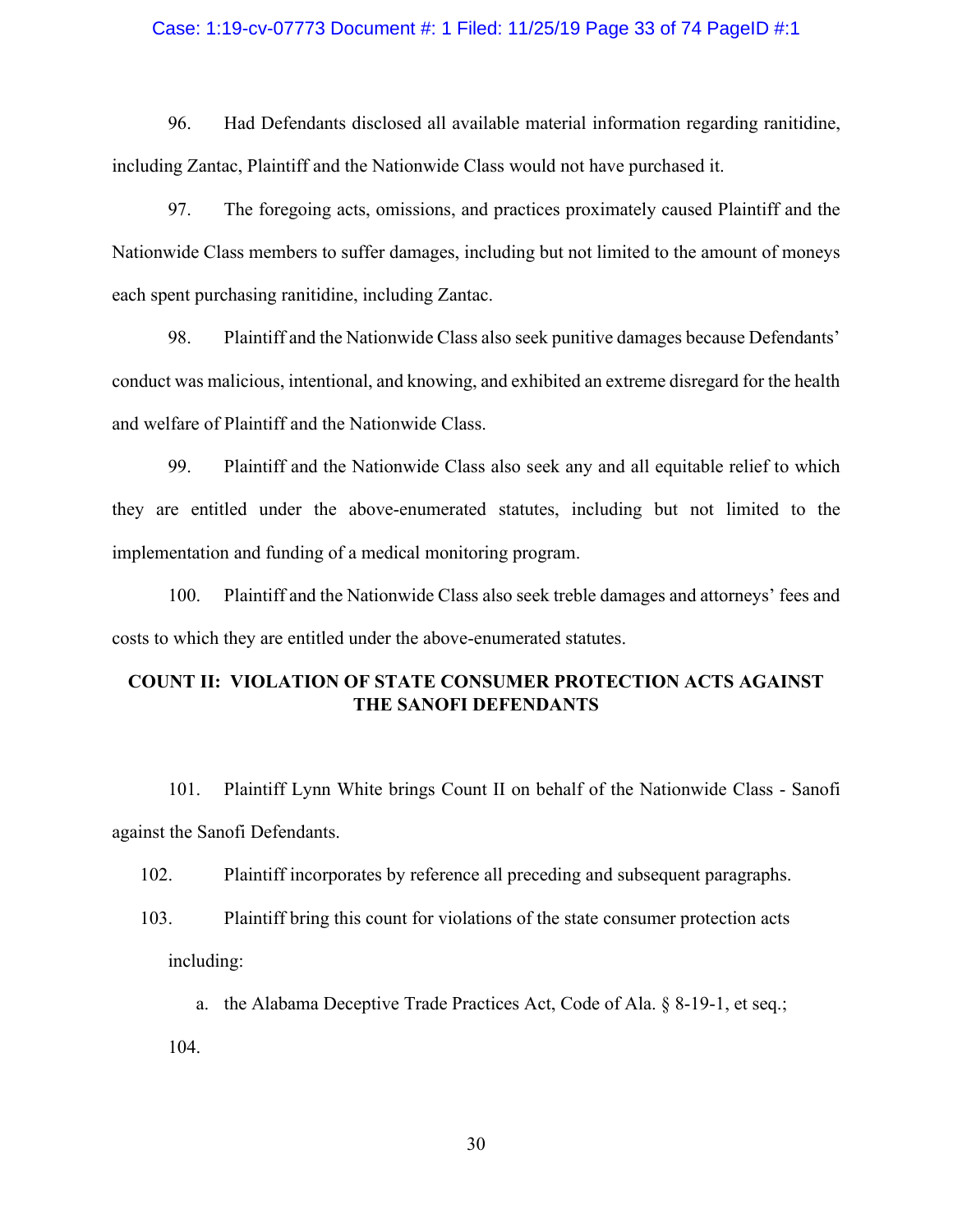96. Had Defendants disclosed all available material information regarding ranitidine, including Zantac, Plaintiff and the Nationwide Class would not have purchased it.

97. The foregoing acts, omissions, and practices proximately caused Plaintiff and the Nationwide Class members to suffer damages, including but not limited to the amount of moneys each spent purchasing ranitidine, including Zantac.

98. Plaintiff and the Nationwide Class also seek punitive damages because Defendants' conduct was malicious, intentional, and knowing, and exhibited an extreme disregard for the health and welfare of Plaintiff and the Nationwide Class.

99. Plaintiff and the Nationwide Class also seek any and all equitable relief to which they are entitled under the above-enumerated statutes, including but not limited to the implementation and funding of a medical monitoring program.

100. Plaintiff and the Nationwide Class also seek treble damages and attorneys' fees and costs to which they are entitled under the above-enumerated statutes.

## COUNT II: VIOLATION OF STATE CONSUMER PROTECTION ACTS AGAINST THE SANOFI DEFENDANTS

101. Plaintiff Lynn White brings Count II on behalf of the Nationwide Class - Sanofi against the Sanofi Defendants.

102. Plaintiff incorporates by reference all preceding and subsequent paragraphs.

103. Plaintiff bring this count for violations of the state consumer protection acts including:

   a. the Alabama Deceptive Trade Practices Act, Code of Ala. § 8-19-1, et seq.;

104.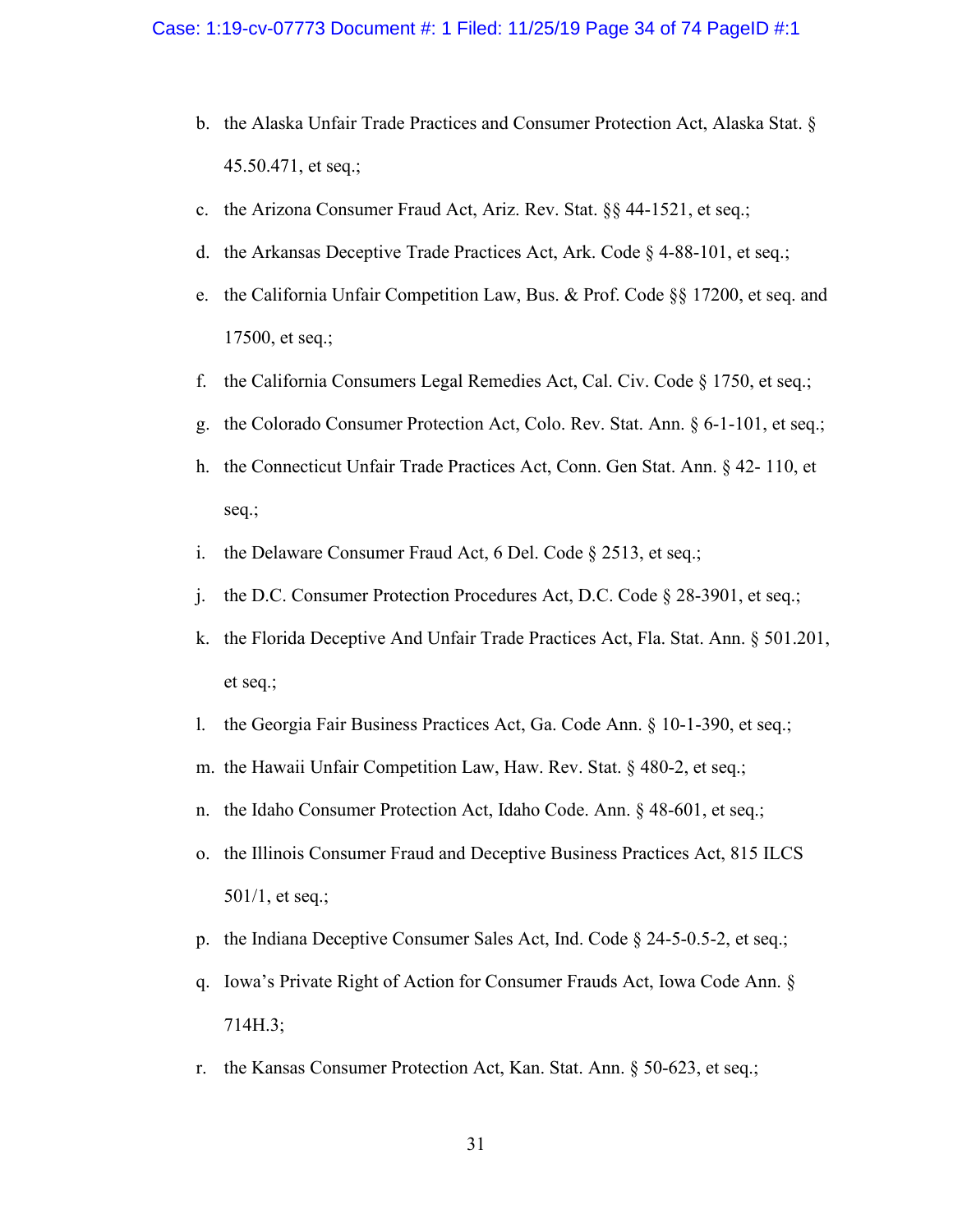b. the Alaska Unfair Trade Practices and Consumer Protection Act, Alaska Stat. § 45.50.471, et seq.;

c. the Arizona Consumer Fraud Act, Ariz. Rev. Stat. §§ 44-1521, et seq.;

d. the Arkansas Deceptive Trade Practices Act, Ark. Code § 4-88-101, et seq.;

e. the California Unfair Competition Law, Bus. & Prof. Code §§ 17200, et seq. and 17500, et seq.;

f. the California Consumers Legal Remedies Act, Cal. Civ. Code § 1750, et seq.;

g. the Colorado Consumer Protection Act, Colo. Rev. Stat. Ann. § 6-1-101, et seq.;

h. the Connecticut Unfair Trade Practices Act, Conn. Gen Stat. Ann. § 42- 110, et seq.;

i. the Delaware Consumer Fraud Act, 6 Del. Code § 2513, et seq.;

j. the D.C. Consumer Protection Procedures Act, D.C. Code § 28-3901, et seq.;

k. the Florida Deceptive And Unfair Trade Practices Act, Fla. Stat. Ann. § 501.201, et seq.;

l. the Georgia Fair Business Practices Act, Ga. Code Ann. § 10-1-390, et seq.;

m. the Hawaii Unfair Competition Law, Haw. Rev. Stat. § 480-2, et seq.;

n. the Idaho Consumer Protection Act, Idaho Code. Ann. § 48-601, et seq.;

o. the Illinois Consumer Fraud and Deceptive Business Practices Act, 815 ILCS 501/1, et seq.;

p. the Indiana Deceptive Consumer Sales Act, Ind. Code § 24-5-0.5-2, et seq.;

q. Iowa's Private Right of Action for Consumer Frauds Act, Iowa Code Ann. § 714H.3;

r. the Kansas Consumer Protection Act, Kan. Stat. Ann. § 50-623, et seq.;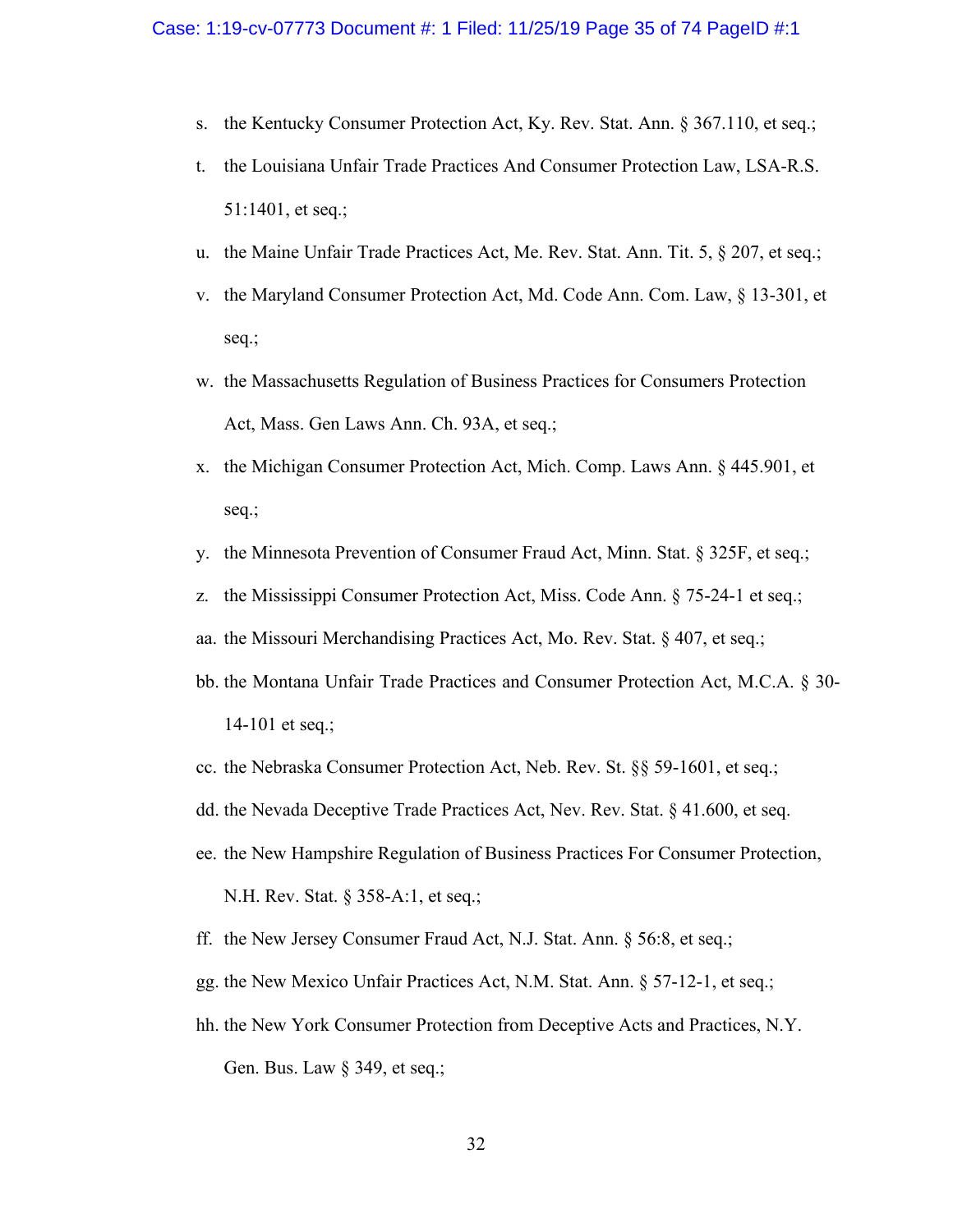s. the Kentucky Consumer Protection Act, Ky. Rev. Stat. Ann. § 367.110, et seq.;

t. the Louisiana Unfair Trade Practices And Consumer Protection Law, LSA-R.S. 51:1401, et seq.;

u. the Maine Unfair Trade Practices Act, Me. Rev. Stat. Ann. Tit. 5, § 207, et seq.;

v. the Maryland Consumer Protection Act, Md. Code Ann. Com. Law, § 13-301, et seq.;

w. the Massachusetts Regulation of Business Practices for Consumers Protection Act, Mass. Gen Laws Ann. Ch. 93A, et seq.;

x. the Michigan Consumer Protection Act, Mich. Comp. Laws Ann. § 445.901, et seq.;

y. the Minnesota Prevention of Consumer Fraud Act, Minn. Stat. § 325F, et seq.;

z. the Mississippi Consumer Protection Act, Miss. Code Ann. § 75-24-1 et seq.;

aa. the Missouri Merchandising Practices Act, Mo. Rev. Stat. § 407, et seq.;

bb. the Montana Unfair Trade Practices and Consumer Protection Act, M.C.A. § 30-14-101 et seq.;

cc. the Nebraska Consumer Protection Act, Neb. Rev. St. §§ 59-1601, et seq.;

dd. the Nevada Deceptive Trade Practices Act, Nev. Rev. Stat. § 41.600, et seq.

ee. the New Hampshire Regulation of Business Practices For Consumer Protection, N.H. Rev. Stat. § 358-A:1, et seq.;

ff. the New Jersey Consumer Fraud Act, N.J. Stat. Ann. § 56:8, et seq.;

gg. the New Mexico Unfair Practices Act, N.M. Stat. Ann. § 57-12-1, et seq.;

hh. the New York Consumer Protection from Deceptive Acts and Practices, N.Y. Gen. Bus. Law § 349, et seq.;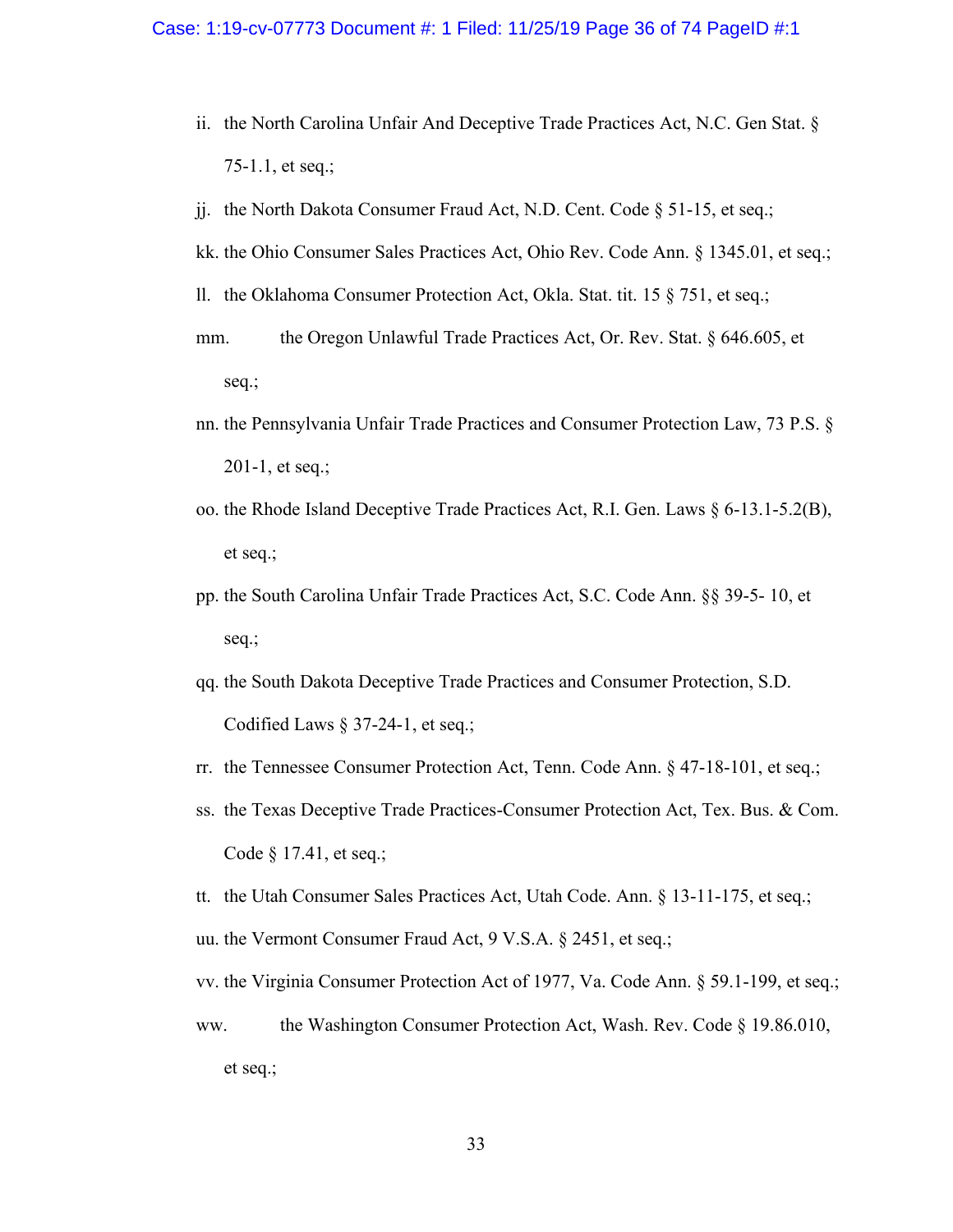ii. the North Carolina Unfair And Deceptive Trade Practices Act, N.C. Gen Stat. § 75-1.1, et seq.;

jj. the North Dakota Consumer Fraud Act, N.D. Cent. Code § 51-15, et seq.;

kk. the Ohio Consumer Sales Practices Act, Ohio Rev. Code Ann. § 1345.01, et seq.;

ll. the Oklahoma Consumer Protection Act, Okla. Stat. tit. 15 § 751, et seq.;

mm. the Oregon Unlawful Trade Practices Act, Or. Rev. Stat. § 646.605, et seq.;

nn. the Pennsylvania Unfair Trade Practices and Consumer Protection Law, 73 P.S. § 201-1, et seq.;

oo. the Rhode Island Deceptive Trade Practices Act, R.I. Gen. Laws § 6-13.1-5.2(B), et seq.;

pp. the South Carolina Unfair Trade Practices Act, S.C. Code Ann. §§ 39-5- 10, et seq.;

qq. the South Dakota Deceptive Trade Practices and Consumer Protection, S.D. Codified Laws § 37-24-1, et seq.;

rr. the Tennessee Consumer Protection Act, Tenn. Code Ann. § 47-18-101, et seq.;

ss. the Texas Deceptive Trade Practices-Consumer Protection Act, Tex. Bus. & Com. Code § 17.41, et seq.;

tt. the Utah Consumer Sales Practices Act, Utah Code. Ann. § 13-11-175, et seq.;

uu. the Vermont Consumer Fraud Act, 9 V.S.A. § 2451, et seq.;

vv. the Virginia Consumer Protection Act of 1977, Va. Code Ann. § 59.1-199, et seq.;

ww. the Washington Consumer Protection Act, Wash. Rev. Code § 19.86.010, et seq.;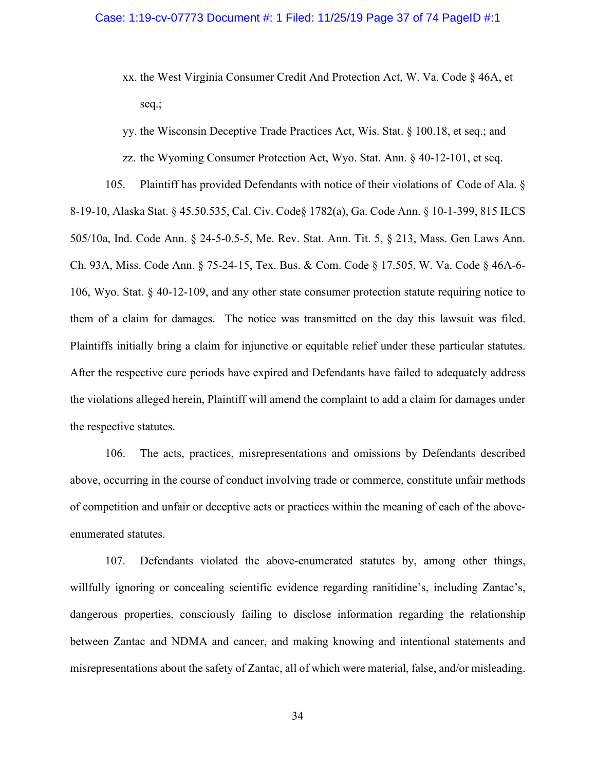xx. the West Virginia Consumer Credit And Protection Act, W. Va. Code § 46A, et seq.;

yy. the Wisconsin Deceptive Trade Practices Act, Wis. Stat. § 100.18, et seq.; and

zz. the Wyoming Consumer Protection Act, Wyo. Stat. Ann. § 40-12-101, et seq.

105. Plaintiff has provided Defendants with notice of their violations of Code of Ala. § 8-19-10, Alaska Stat. § 45.50.535, Cal. Civ. Code§ 1782(a), Ga. Code Ann. § 10-1-399, 815 ILCS 505/10a, Ind. Code Ann. § 24-5-0.5-5, Me. Rev. Stat. Ann. Tit. 5, § 213, Mass. Gen Laws Ann. Ch. 93A, Miss. Code Ann. § 75-24-15, Tex. Bus. & Com. Code § 17.505, W. Va. Code § 46A-6-106, Wyo. Stat. § 40-12-109, and any other state consumer protection statute requiring notice to them of a claim for damages. The notice was transmitted on the day this lawsuit was filed. Plaintiffs initially bring a claim for injunctive or equitable relief under these particular statutes. After the respective cure periods have expired and Defendants have failed to adequately address the violations alleged herein, Plaintiff will amend the complaint to add a claim for damages under the respective statutes.

106. The acts, practices, misrepresentations and omissions by Defendants described above, occurring in the course of conduct involving trade or commerce, constitute unfair methods of competition and unfair or deceptive acts or practices within the meaning of each of the above-enumerated statutes.

107. Defendants violated the above-enumerated statutes by, among other things, willfully ignoring or concealing scientific evidence regarding ranitidine's, including Zantac's, dangerous properties, consciously failing to disclose information regarding the relationship between Zantac and NDMA and cancer, and making knowing and intentional statements and misrepresentations about the safety of Zantac, all of which were material, false, and/or misleading.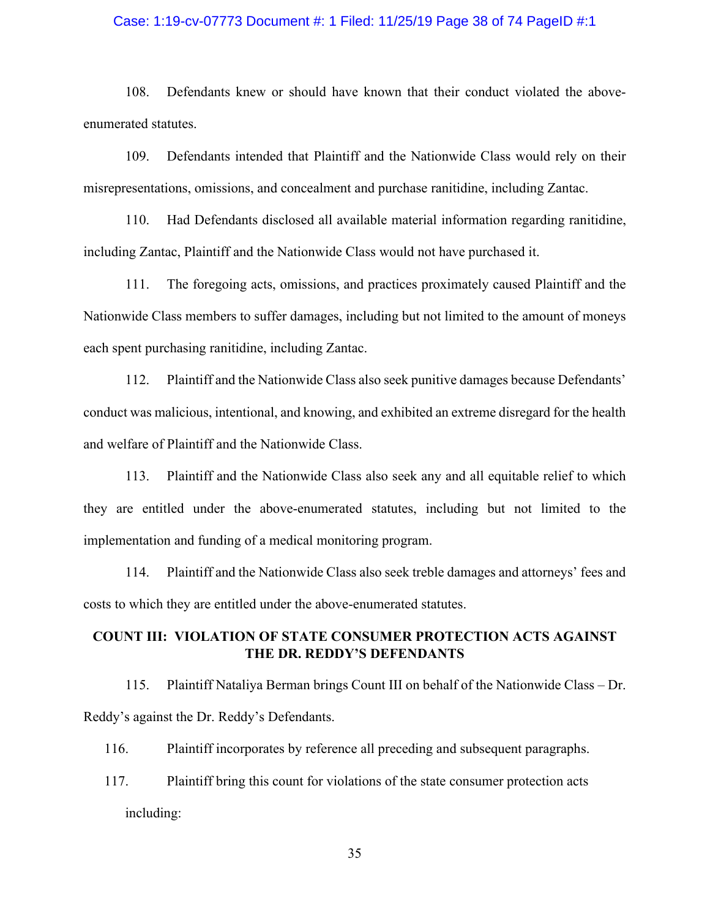108. Defendants knew or should have known that their conduct violated the above-enumerated statutes.

109. Defendants intended that Plaintiff and the Nationwide Class would rely on their misrepresentations, omissions, and concealment and purchase ranitidine, including Zantac.

110. Had Defendants disclosed all available material information regarding ranitidine, including Zantac, Plaintiff and the Nationwide Class would not have purchased it.

111. The foregoing acts, omissions, and practices proximately caused Plaintiff and the Nationwide Class members to suffer damages, including but not limited to the amount of moneys each spent purchasing ranitidine, including Zantac.

112. Plaintiff and the Nationwide Class also seek punitive damages because Defendants' conduct was malicious, intentional, and knowing, and exhibited an extreme disregard for the health and welfare of Plaintiff and the Nationwide Class.

113. Plaintiff and the Nationwide Class also seek any and all equitable relief to which they are entitled under the above-enumerated statutes, including but not limited to the implementation and funding of a medical monitoring program.

114. Plaintiff and the Nationwide Class also seek treble damages and attorneys' fees and costs to which they are entitled under the above-enumerated statutes.

## COUNT III: VIOLATION OF STATE CONSUMER PROTECTION ACTS AGAINST THE DR. REDDY'S DEFENDANTS

115. Plaintiff Nataliya Berman brings Count III on behalf of the Nationwide Class – Dr. Reddy's against the Dr. Reddy's Defendants.

116. Plaintiff incorporates by reference all preceding and subsequent paragraphs.

117. Plaintiff bring this count for violations of the state consumer protection acts including: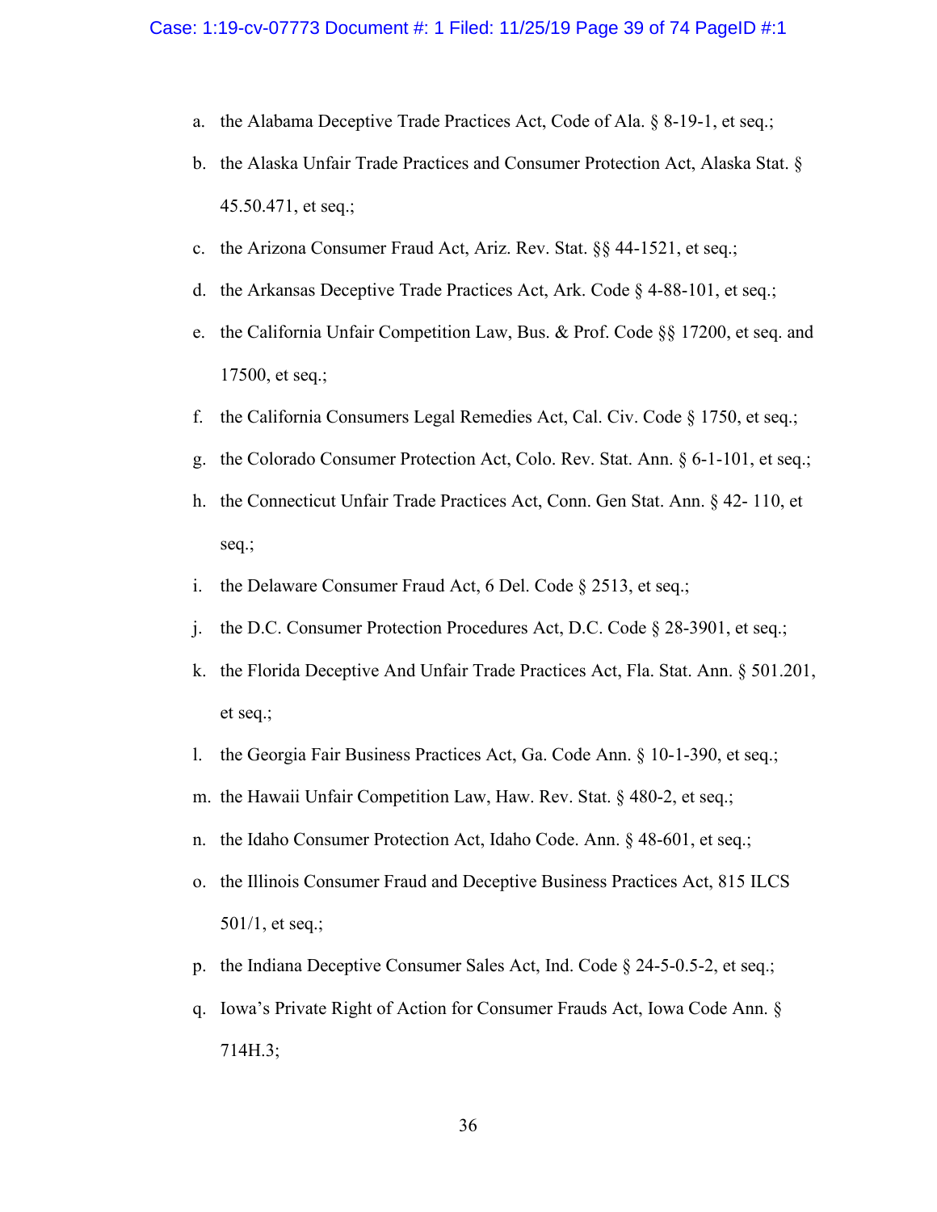a. the Alabama Deceptive Trade Practices Act, Code of Ala. § 8-19-1, et seq.;

b. the Alaska Unfair Trade Practices and Consumer Protection Act, Alaska Stat. § 45.50.471, et seq.;

c. the Arizona Consumer Fraud Act, Ariz. Rev. Stat. §§ 44-1521, et seq.;

d. the Arkansas Deceptive Trade Practices Act, Ark. Code § 4-88-101, et seq.;

e. the California Unfair Competition Law, Bus. & Prof. Code §§ 17200, et seq. and 17500, et seq.;

f. the California Consumers Legal Remedies Act, Cal. Civ. Code § 1750, et seq.;

g. the Colorado Consumer Protection Act, Colo. Rev. Stat. Ann. § 6-1-101, et seq.;

h. the Connecticut Unfair Trade Practices Act, Conn. Gen Stat. Ann. § 42- 110, et seq.;

i. the Delaware Consumer Fraud Act, 6 Del. Code § 2513, et seq.;

j. the D.C. Consumer Protection Procedures Act, D.C. Code § 28-3901, et seq.;

k. the Florida Deceptive And Unfair Trade Practices Act, Fla. Stat. Ann. § 501.201, et seq.;

l. the Georgia Fair Business Practices Act, Ga. Code Ann. § 10-1-390, et seq.;

m. the Hawaii Unfair Competition Law, Haw. Rev. Stat. § 480-2, et seq.;

n. the Idaho Consumer Protection Act, Idaho Code. Ann. § 48-601, et seq.;

o. the Illinois Consumer Fraud and Deceptive Business Practices Act, 815 ILCS 501/1, et seq.;

p. the Indiana Deceptive Consumer Sales Act, Ind. Code § 24-5-0.5-2, et seq.;

q. Iowa's Private Right of Action for Consumer Frauds Act, Iowa Code Ann. § 714H.3;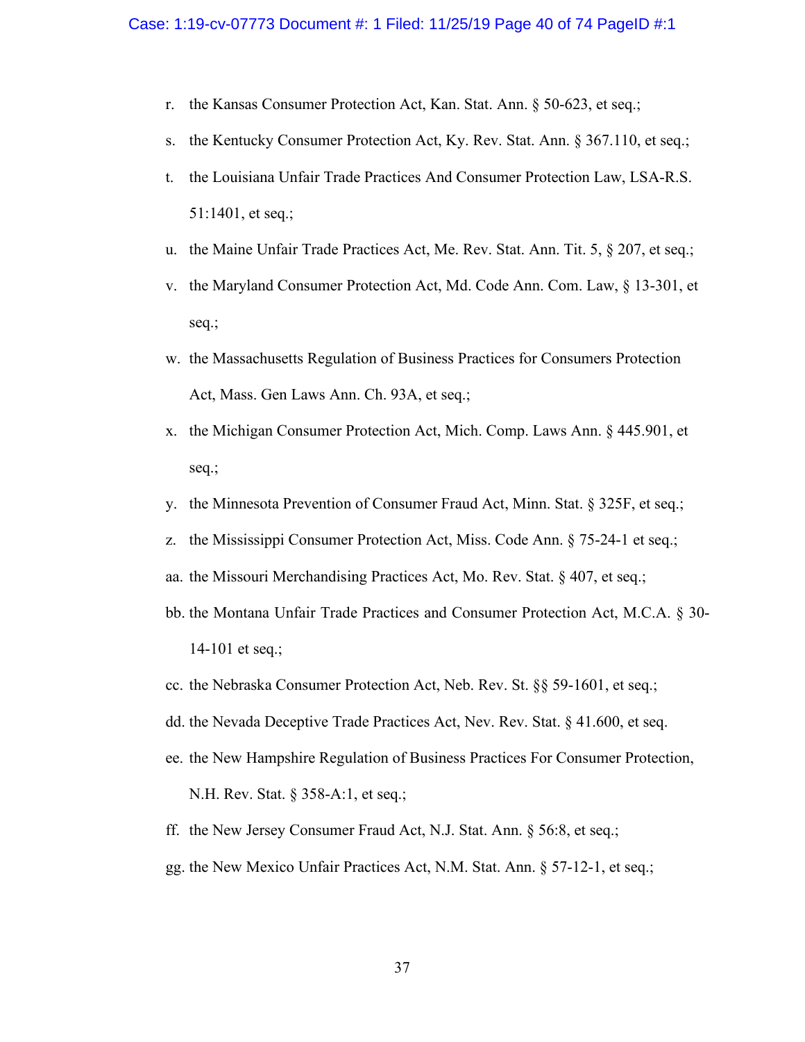r. the Kansas Consumer Protection Act, Kan. Stat. Ann. § 50-623, et seq.;

s. the Kentucky Consumer Protection Act, Ky. Rev. Stat. Ann. § 367.110, et seq.;

t. the Louisiana Unfair Trade Practices And Consumer Protection Law, LSA-R.S. 51:1401, et seq.;

u. the Maine Unfair Trade Practices Act, Me. Rev. Stat. Ann. Tit. 5, § 207, et seq.;

v. the Maryland Consumer Protection Act, Md. Code Ann. Com. Law, § 13-301, et seq.;

w. the Massachusetts Regulation of Business Practices for Consumers Protection Act, Mass. Gen Laws Ann. Ch. 93A, et seq.;

x. the Michigan Consumer Protection Act, Mich. Comp. Laws Ann. § 445.901, et seq.;

y. the Minnesota Prevention of Consumer Fraud Act, Minn. Stat. § 325F, et seq.;

z. the Mississippi Consumer Protection Act, Miss. Code Ann. § 75-24-1 et seq.;

aa. the Missouri Merchandising Practices Act, Mo. Rev. Stat. § 407, et seq.;

bb. the Montana Unfair Trade Practices and Consumer Protection Act, M.C.A. § 30-14-101 et seq.;

cc. the Nebraska Consumer Protection Act, Neb. Rev. St. §§ 59-1601, et seq.;

dd. the Nevada Deceptive Trade Practices Act, Nev. Rev. Stat. § 41.600, et seq.

ee. the New Hampshire Regulation of Business Practices For Consumer Protection, N.H. Rev. Stat. § 358-A:1, et seq.;

ff. the New Jersey Consumer Fraud Act, N.J. Stat. Ann. § 56:8, et seq.;

gg. the New Mexico Unfair Practices Act, N.M. Stat. Ann. § 57-12-1, et seq.;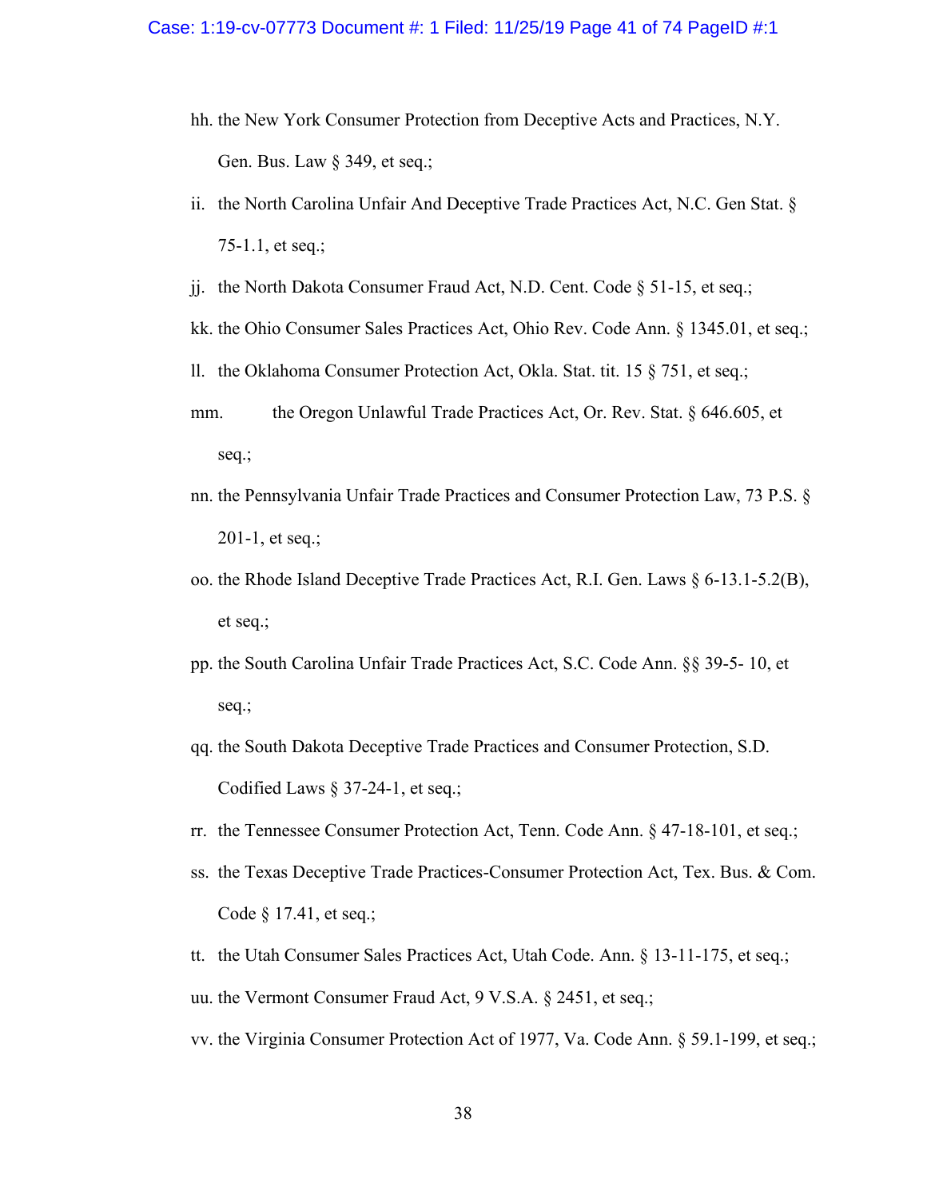hh. the New York Consumer Protection from Deceptive Acts and Practices, N.Y. Gen. Bus. Law § 349, et seq.;

ii. the North Carolina Unfair And Deceptive Trade Practices Act, N.C. Gen Stat. § 75-1.1, et seq.;

jj. the North Dakota Consumer Fraud Act, N.D. Cent. Code § 51-15, et seq.;

kk. the Ohio Consumer Sales Practices Act, Ohio Rev. Code Ann. § 1345.01, et seq.;

ll. the Oklahoma Consumer Protection Act, Okla. Stat. tit. 15 § 751, et seq.;

mm. the Oregon Unlawful Trade Practices Act, Or. Rev. Stat. § 646.605, et seq.;

nn. the Pennsylvania Unfair Trade Practices and Consumer Protection Law, 73 P.S. § 201-1, et seq.;

oo. the Rhode Island Deceptive Trade Practices Act, R.I. Gen. Laws § 6-13.1-5.2(B), et seq.;

pp. the South Carolina Unfair Trade Practices Act, S.C. Code Ann. §§ 39-5- 10, et seq.;

qq. the South Dakota Deceptive Trade Practices and Consumer Protection, S.D. Codified Laws § 37-24-1, et seq.;

rr. the Tennessee Consumer Protection Act, Tenn. Code Ann. § 47-18-101, et seq.;

ss. the Texas Deceptive Trade Practices-Consumer Protection Act, Tex. Bus. & Com. Code § 17.41, et seq.;

tt. the Utah Consumer Sales Practices Act, Utah Code. Ann. § 13-11-175, et seq.;

uu. the Vermont Consumer Fraud Act, 9 V.S.A. § 2451, et seq.;

vv. the Virginia Consumer Protection Act of 1977, Va. Code Ann. § 59.1-199, et seq.;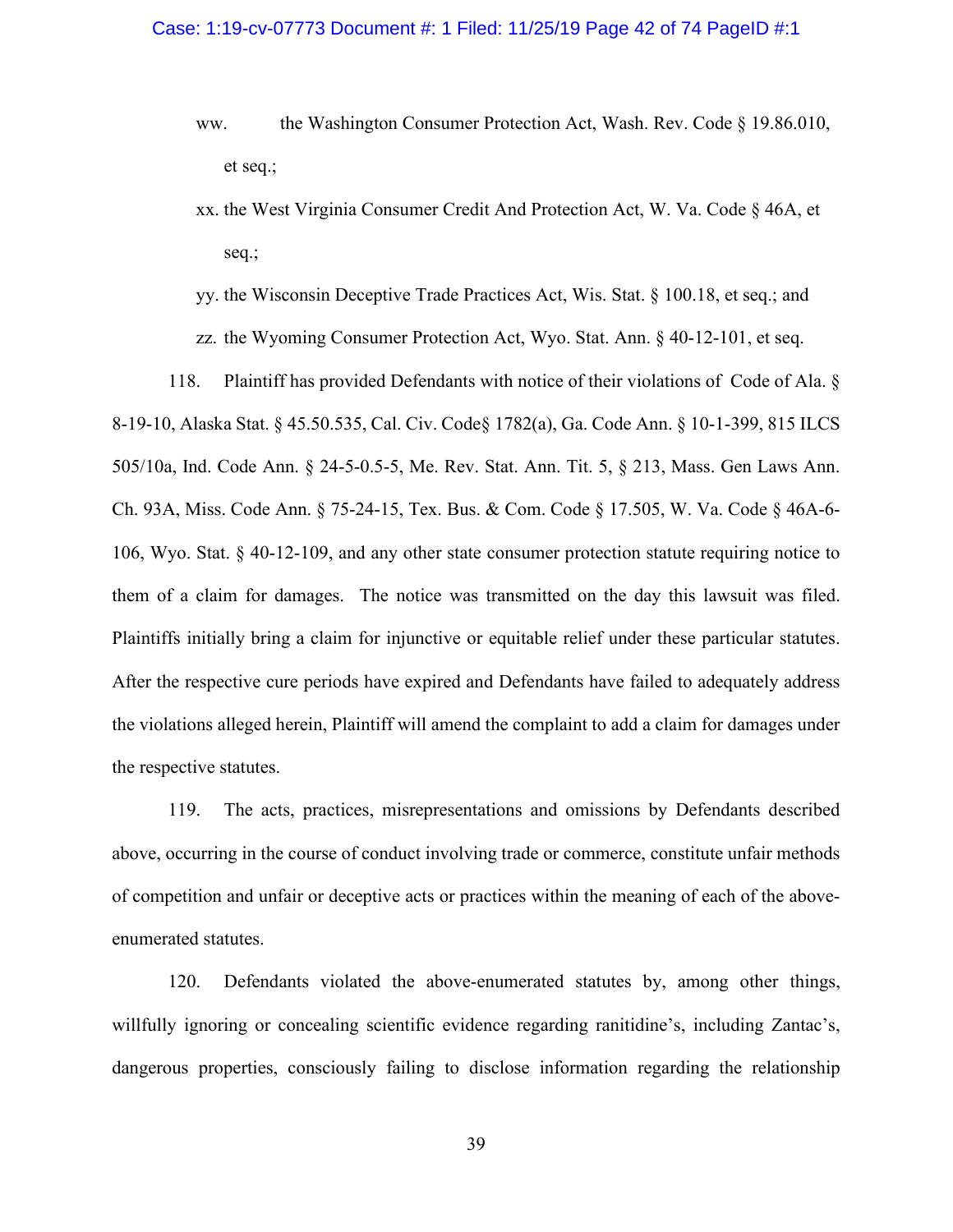ww. the Washington Consumer Protection Act, Wash. Rev. Code § 19.86.010, et seq.;

xx. the West Virginia Consumer Credit And Protection Act, W. Va. Code § 46A, et seq.;

yy. the Wisconsin Deceptive Trade Practices Act, Wis. Stat. § 100.18, et seq.; and

zz. the Wyoming Consumer Protection Act, Wyo. Stat. Ann. § 40-12-101, et seq.

118. Plaintiff has provided Defendants with notice of their violations of Code of Ala. § 8-19-10, Alaska Stat. § 45.50.535, Cal. Civ. Code§ 1782(a), Ga. Code Ann. § 10-1-399, 815 ILCS 505/10a, Ind. Code Ann. § 24-5-0.5-5, Me. Rev. Stat. Ann. Tit. 5, § 213, Mass. Gen Laws Ann. Ch. 93A, Miss. Code Ann. § 75-24-15, Tex. Bus. & Com. Code § 17.505, W. Va. Code § 46A-6-106, Wyo. Stat. § 40-12-109, and any other state consumer protection statute requiring notice to them of a claim for damages. The notice was transmitted on the day this lawsuit was filed. Plaintiffs initially bring a claim for injunctive or equitable relief under these particular statutes. After the respective cure periods have expired and Defendants have failed to adequately address the violations alleged herein, Plaintiff will amend the complaint to add a claim for damages under the respective statutes.

119. The acts, practices, misrepresentations and omissions by Defendants described above, occurring in the course of conduct involving trade or commerce, constitute unfair methods of competition and unfair or deceptive acts or practices within the meaning of each of the above-enumerated statutes.

120. Defendants violated the above-enumerated statutes by, among other things, willfully ignoring or concealing scientific evidence regarding ranitidine's, including Zantac's, dangerous properties, consciously failing to disclose information regarding the relationship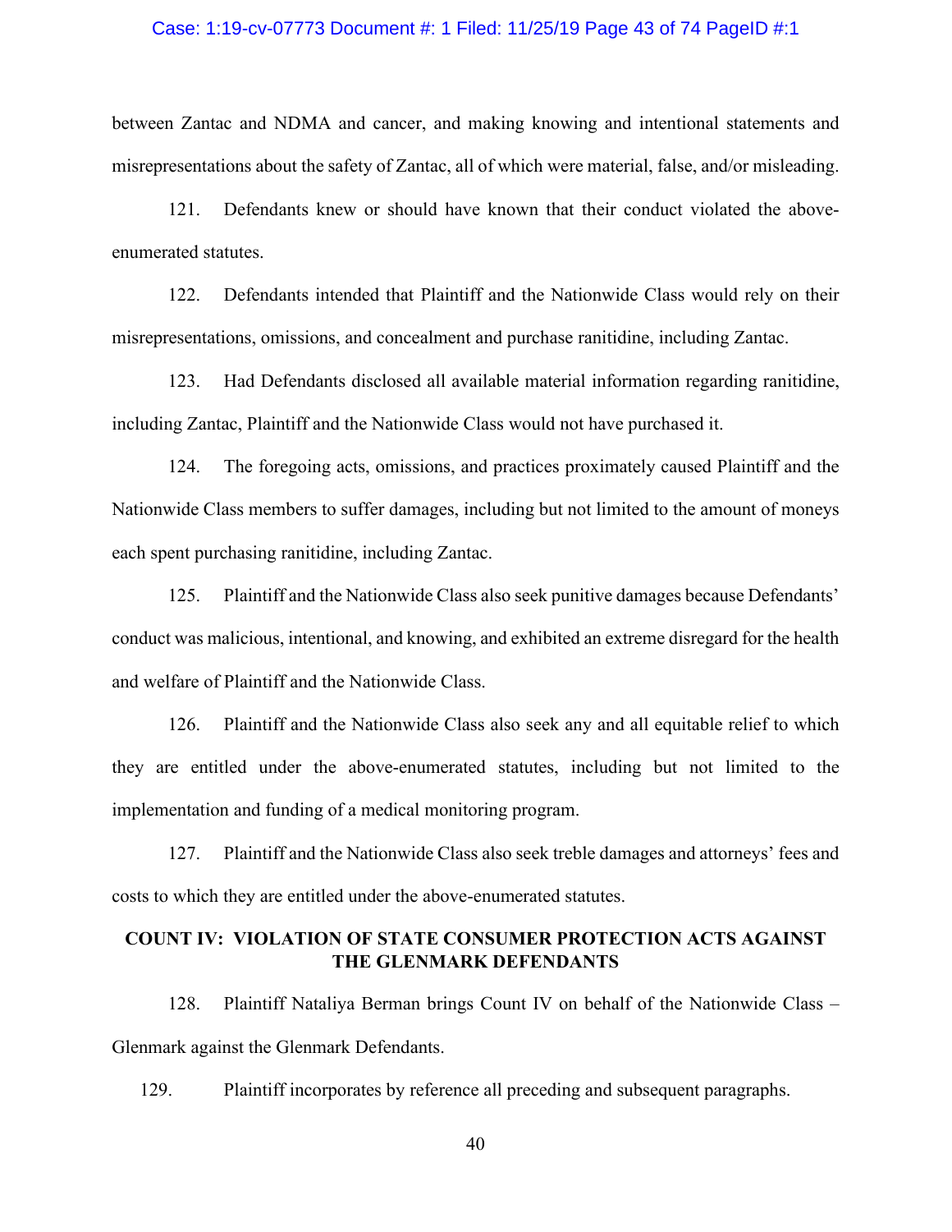between Zantac and NDMA and cancer, and making knowing and intentional statements and misrepresentations about the safety of Zantac, all of which were material, false, and/or misleading.

121. Defendants knew or should have known that their conduct violated the above-enumerated statutes.

122. Defendants intended that Plaintiff and the Nationwide Class would rely on their misrepresentations, omissions, and concealment and purchase ranitidine, including Zantac.

123. Had Defendants disclosed all available material information regarding ranitidine, including Zantac, Plaintiff and the Nationwide Class would not have purchased it.

124. The foregoing acts, omissions, and practices proximately caused Plaintiff and the Nationwide Class members to suffer damages, including but not limited to the amount of moneys each spent purchasing ranitidine, including Zantac.

125. Plaintiff and the Nationwide Class also seek punitive damages because Defendants' conduct was malicious, intentional, and knowing, and exhibited an extreme disregard for the health and welfare of Plaintiff and the Nationwide Class.

126. Plaintiff and the Nationwide Class also seek any and all equitable relief to which they are entitled under the above-enumerated statutes, including but not limited to the implementation and funding of a medical monitoring program.

127. Plaintiff and the Nationwide Class also seek treble damages and attorneys' fees and costs to which they are entitled under the above-enumerated statutes.

## COUNT IV: VIOLATION OF STATE CONSUMER PROTECTION ACTS AGAINST THE GLENMARK DEFENDANTS

128. Plaintiff Nataliya Berman brings Count IV on behalf of the Nationwide Class – Glenmark against the Glenmark Defendants.

129. Plaintiff incorporates by reference all preceding and subsequent paragraphs.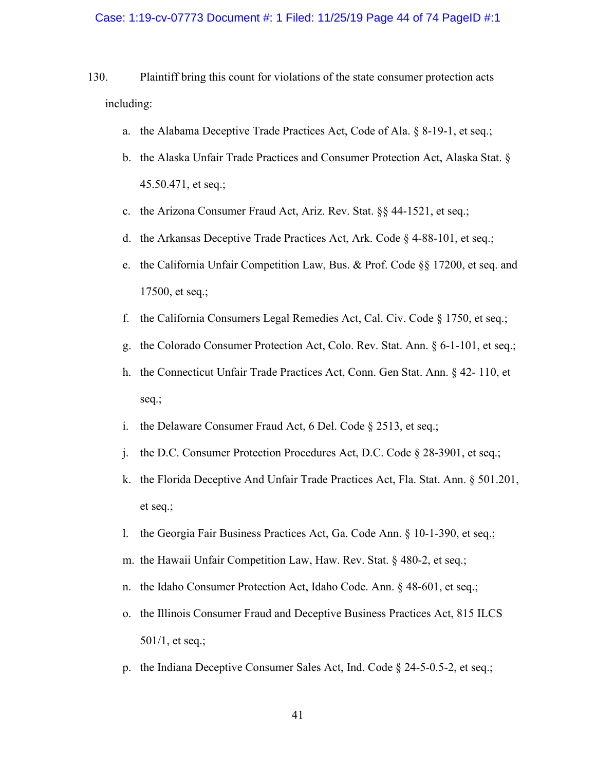130. Plaintiff bring this count for violations of the state consumer protection acts including:

a. the Alabama Deceptive Trade Practices Act, Code of Ala. § 8-19-1, et seq.;

b. the Alaska Unfair Trade Practices and Consumer Protection Act, Alaska Stat. § 45.50.471, et seq.;

c. the Arizona Consumer Fraud Act, Ariz. Rev. Stat. §§ 44-1521, et seq.;

d. the Arkansas Deceptive Trade Practices Act, Ark. Code § 4-88-101, et seq.;

e. the California Unfair Competition Law, Bus. & Prof. Code §§ 17200, et seq. and 17500, et seq.;

f. the California Consumers Legal Remedies Act, Cal. Civ. Code § 1750, et seq.;

g. the Colorado Consumer Protection Act, Colo. Rev. Stat. Ann. § 6-1-101, et seq.;

h. the Connecticut Unfair Trade Practices Act, Conn. Gen Stat. Ann. § 42- 110, et seq.;

i. the Delaware Consumer Fraud Act, 6 Del. Code § 2513, et seq.;

j. the D.C. Consumer Protection Procedures Act, D.C. Code § 28-3901, et seq.;

k. the Florida Deceptive And Unfair Trade Practices Act, Fla. Stat. Ann. § 501.201, et seq.;

l. the Georgia Fair Business Practices Act, Ga. Code Ann. § 10-1-390, et seq.;

m. the Hawaii Unfair Competition Law, Haw. Rev. Stat. § 480-2, et seq.;

n. the Idaho Consumer Protection Act, Idaho Code. Ann. § 48-601, et seq.;

o. the Illinois Consumer Fraud and Deceptive Business Practices Act, 815 ILCS 501/1, et seq.;

p. the Indiana Deceptive Consumer Sales Act, Ind. Code § 24-5-0.5-2, et seq.;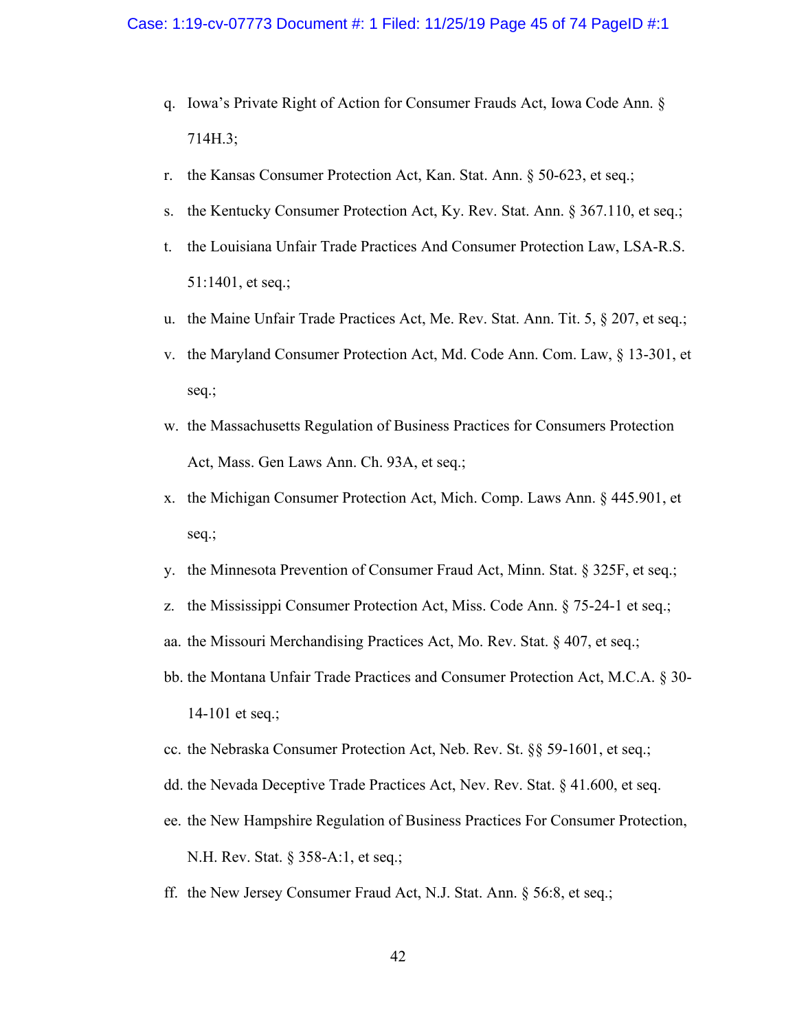q. Iowa's Private Right of Action for Consumer Frauds Act, Iowa Code Ann. § 714H.3;

r. the Kansas Consumer Protection Act, Kan. Stat. Ann. § 50-623, et seq.;

s. the Kentucky Consumer Protection Act, Ky. Rev. Stat. Ann. § 367.110, et seq.;

t. the Louisiana Unfair Trade Practices And Consumer Protection Law, LSA-R.S. 51:1401, et seq.;

u. the Maine Unfair Trade Practices Act, Me. Rev. Stat. Ann. Tit. 5, § 207, et seq.;

v. the Maryland Consumer Protection Act, Md. Code Ann. Com. Law, § 13-301, et seq.;

w. the Massachusetts Regulation of Business Practices for Consumers Protection Act, Mass. Gen Laws Ann. Ch. 93A, et seq.;

x. the Michigan Consumer Protection Act, Mich. Comp. Laws Ann. § 445.901, et seq.;

y. the Minnesota Prevention of Consumer Fraud Act, Minn. Stat. § 325F, et seq.;

z. the Mississippi Consumer Protection Act, Miss. Code Ann. § 75-24-1 et seq.;

aa. the Missouri Merchandising Practices Act, Mo. Rev. Stat. § 407, et seq.;

bb. the Montana Unfair Trade Practices and Consumer Protection Act, M.C.A. § 30-14-101 et seq.;

cc. the Nebraska Consumer Protection Act, Neb. Rev. St. §§ 59-1601, et seq.;

dd. the Nevada Deceptive Trade Practices Act, Nev. Rev. Stat. § 41.600, et seq.

ee. the New Hampshire Regulation of Business Practices For Consumer Protection, N.H. Rev. Stat. § 358-A:1, et seq.;

ff. the New Jersey Consumer Fraud Act, N.J. Stat. Ann. § 56:8, et seq.;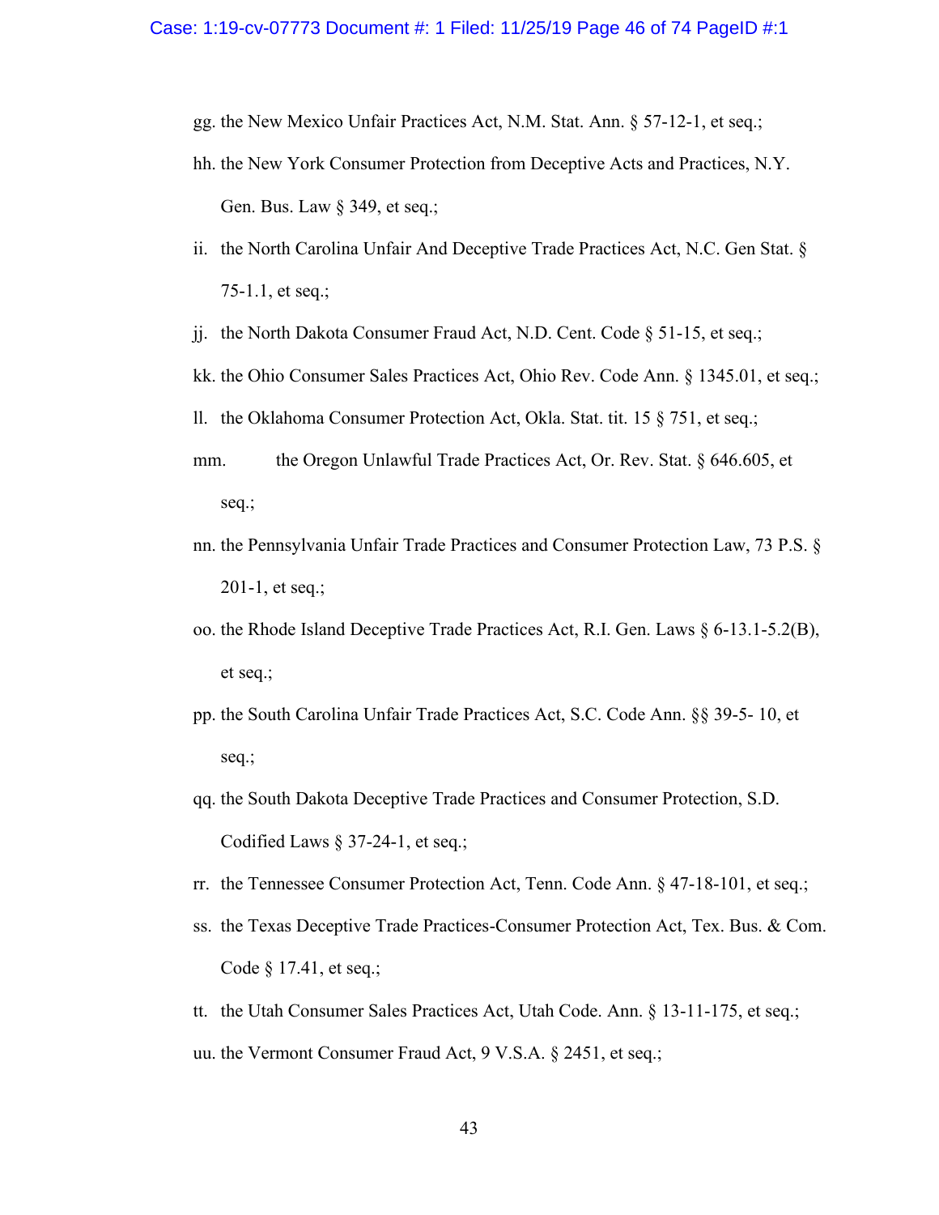gg. the New Mexico Unfair Practices Act, N.M. Stat. Ann. § 57-12-1, et seq.;

hh. the New York Consumer Protection from Deceptive Acts and Practices, N.Y. Gen. Bus. Law § 349, et seq.;

ii. the North Carolina Unfair And Deceptive Trade Practices Act, N.C. Gen Stat. § 75-1.1, et seq.;

jj. the North Dakota Consumer Fraud Act, N.D. Cent. Code § 51-15, et seq.;

kk. the Ohio Consumer Sales Practices Act, Ohio Rev. Code Ann. § 1345.01, et seq.;

ll. the Oklahoma Consumer Protection Act, Okla. Stat. tit. 15 § 751, et seq.;

mm. the Oregon Unlawful Trade Practices Act, Or. Rev. Stat. § 646.605, et seq.;

nn. the Pennsylvania Unfair Trade Practices and Consumer Protection Law, 73 P.S. § 201-1, et seq.;

oo. the Rhode Island Deceptive Trade Practices Act, R.I. Gen. Laws § 6-13.1-5.2(B), et seq.;

pp. the South Carolina Unfair Trade Practices Act, S.C. Code Ann. §§ 39-5- 10, et seq.;

qq. the South Dakota Deceptive Trade Practices and Consumer Protection, S.D. Codified Laws § 37-24-1, et seq.;

rr. the Tennessee Consumer Protection Act, Tenn. Code Ann. § 47-18-101, et seq.;

ss. the Texas Deceptive Trade Practices-Consumer Protection Act, Tex. Bus. & Com. Code § 17.41, et seq.;

tt. the Utah Consumer Sales Practices Act, Utah Code. Ann. § 13-11-175, et seq.;

uu. the Vermont Consumer Fraud Act, 9 V.S.A. § 2451, et seq.;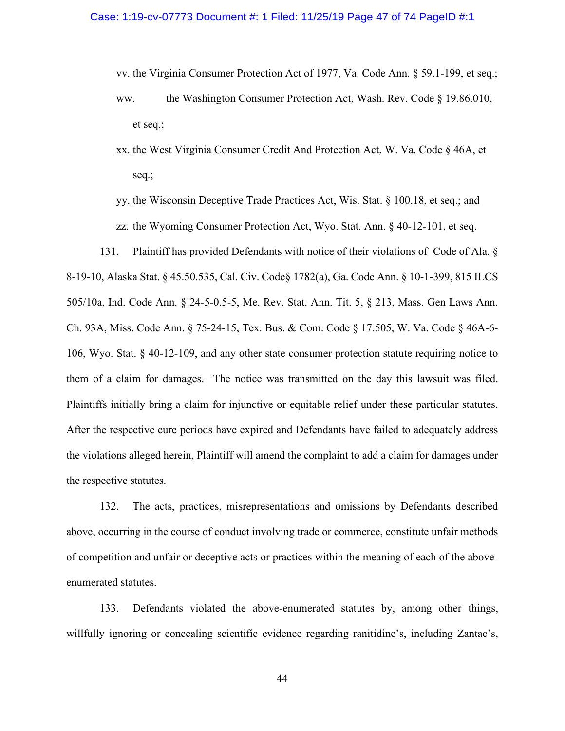vv. the Virginia Consumer Protection Act of 1977, Va. Code Ann. § 59.1-199, et seq.;

ww. the Washington Consumer Protection Act, Wash. Rev. Code § 19.86.010, et seq.;

xx. the West Virginia Consumer Credit And Protection Act, W. Va. Code § 46A, et seq.;

yy. the Wisconsin Deceptive Trade Practices Act, Wis. Stat. § 100.18, et seq.; and

zz. the Wyoming Consumer Protection Act, Wyo. Stat. Ann. § 40-12-101, et seq.

131. Plaintiff has provided Defendants with notice of their violations of Code of Ala. § 8-19-10, Alaska Stat. § 45.50.535, Cal. Civ. Code§ 1782(a), Ga. Code Ann. § 10-1-399, 815 ILCS 505/10a, Ind. Code Ann. § 24-5-0.5-5, Me. Rev. Stat. Ann. Tit. 5, § 213, Mass. Gen Laws Ann. Ch. 93A, Miss. Code Ann. § 75-24-15, Tex. Bus. & Com. Code § 17.505, W. Va. Code § 46A-6-106, Wyo. Stat. § 40-12-109, and any other state consumer protection statute requiring notice to them of a claim for damages. The notice was transmitted on the day this lawsuit was filed. Plaintiffs initially bring a claim for injunctive or equitable relief under these particular statutes. After the respective cure periods have expired and Defendants have failed to adequately address the violations alleged herein, Plaintiff will amend the complaint to add a claim for damages under the respective statutes.

132. The acts, practices, misrepresentations and omissions by Defendants described above, occurring in the course of conduct involving trade or commerce, constitute unfair methods of competition and unfair or deceptive acts or practices within the meaning of each of the above-enumerated statutes.

133. Defendants violated the above-enumerated statutes by, among other things, willfully ignoring or concealing scientific evidence regarding ranitidine's, including Zantac's,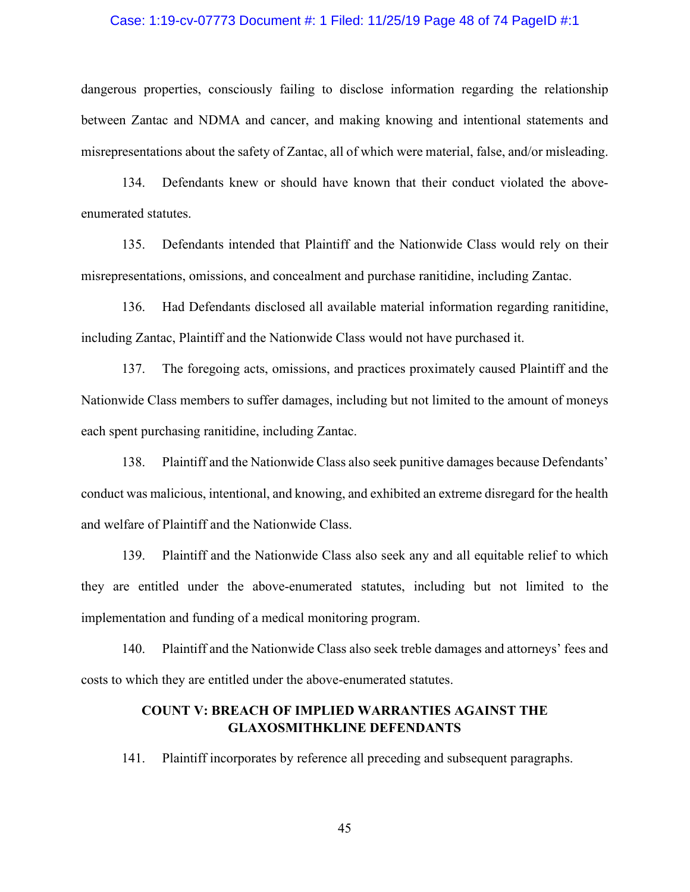dangerous properties, consciously failing to disclose information regarding the relationship between Zantac and NDMA and cancer, and making knowing and intentional statements and misrepresentations about the safety of Zantac, all of which were material, false, and/or misleading.

134. Defendants knew or should have known that their conduct violated the above-enumerated statutes.

135. Defendants intended that Plaintiff and the Nationwide Class would rely on their misrepresentations, omissions, and concealment and purchase ranitidine, including Zantac.

136. Had Defendants disclosed all available material information regarding ranitidine, including Zantac, Plaintiff and the Nationwide Class would not have purchased it.

137. The foregoing acts, omissions, and practices proximately caused Plaintiff and the Nationwide Class members to suffer damages, including but not limited to the amount of moneys each spent purchasing ranitidine, including Zantac.

138. Plaintiff and the Nationwide Class also seek punitive damages because Defendants' conduct was malicious, intentional, and knowing, and exhibited an extreme disregard for the health and welfare of Plaintiff and the Nationwide Class.

139. Plaintiff and the Nationwide Class also seek any and all equitable relief to which they are entitled under the above-enumerated statutes, including but not limited to the implementation and funding of a medical monitoring program.

140. Plaintiff and the Nationwide Class also seek treble damages and attorneys' fees and costs to which they are entitled under the above-enumerated statutes.

## COUNT V: BREACH OF IMPLIED WARRANTIES AGAINST THE GLAXOSMITHKLINE DEFENDANTS

141. Plaintiff incorporates by reference all preceding and subsequent paragraphs.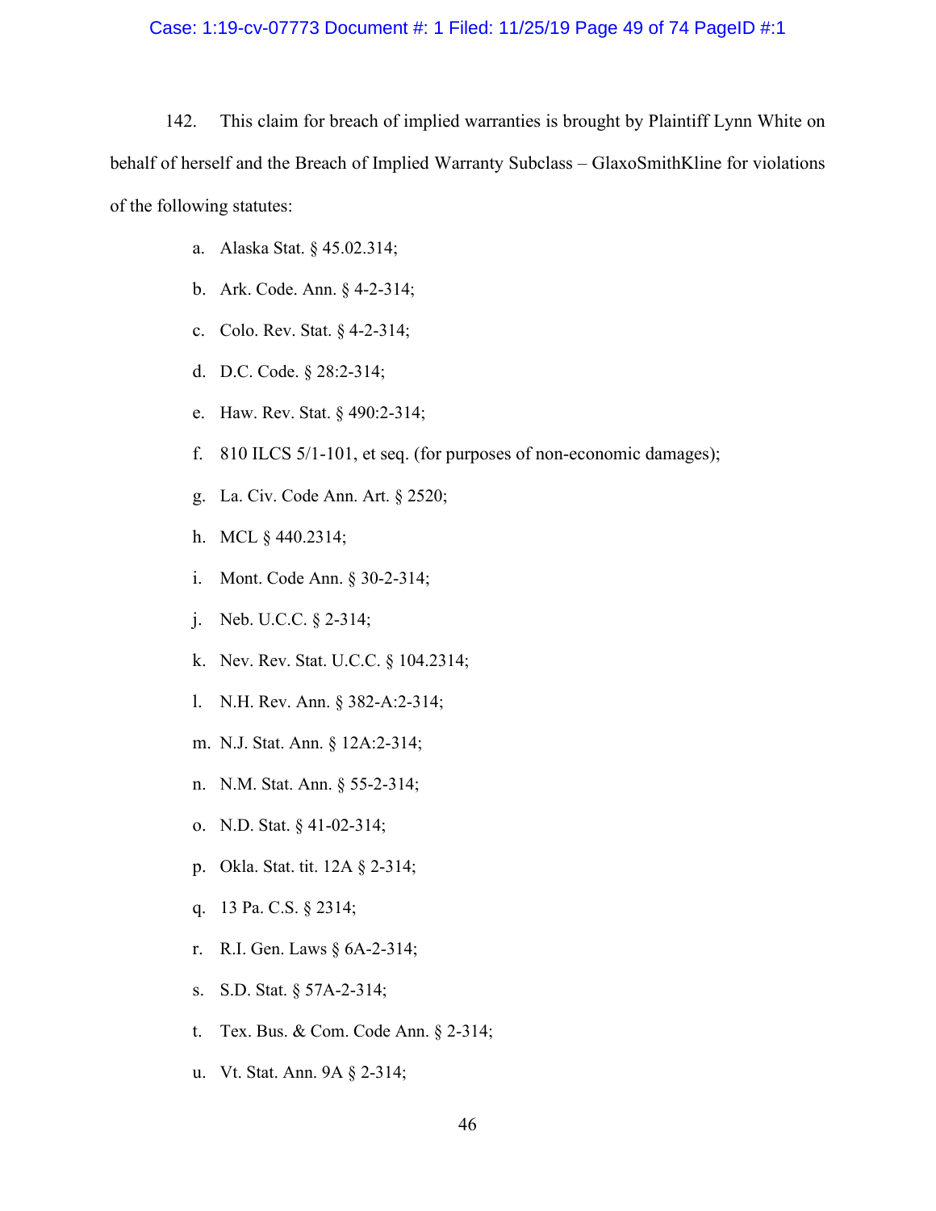142. This claim for breach of implied warranties is brought by Plaintiff Lynn White on behalf of herself and the Breach of Implied Warranty Subclass – GlaxoSmithKline for violations of the following statutes:

a. Alaska Stat. § 45.02.314;

b. Ark. Code. Ann. § 4-2-314;

c. Colo. Rev. Stat. § 4-2-314;

d. D.C. Code. § 28:2-314;

e. Haw. Rev. Stat. § 490:2-314;

f. 810 ILCS 5/1-101, et seq. (for purposes of non-economic damages);

g. La. Civ. Code Ann. Art. § 2520;

h. MCL § 440.2314;

i. Mont. Code Ann. § 30-2-314;

j. Neb. U.C.C. § 2-314;

k. Nev. Rev. Stat. U.C.C. § 104.2314;

l. N.H. Rev. Ann. § 382-A:2-314;

m. N.J. Stat. Ann. § 12A:2-314;

n. N.M. Stat. Ann. § 55-2-314;

o. N.D. Stat. § 41-02-314;

p. Okla. Stat. tit. 12A § 2-314;

q. 13 Pa. C.S. § 2314;

r. R.I. Gen. Laws § 6A-2-314;

s. S.D. Stat. § 57A-2-314;

t. Tex. Bus. & Com. Code Ann. § 2-314;

u. Vt. Stat. Ann. 9A § 2-314;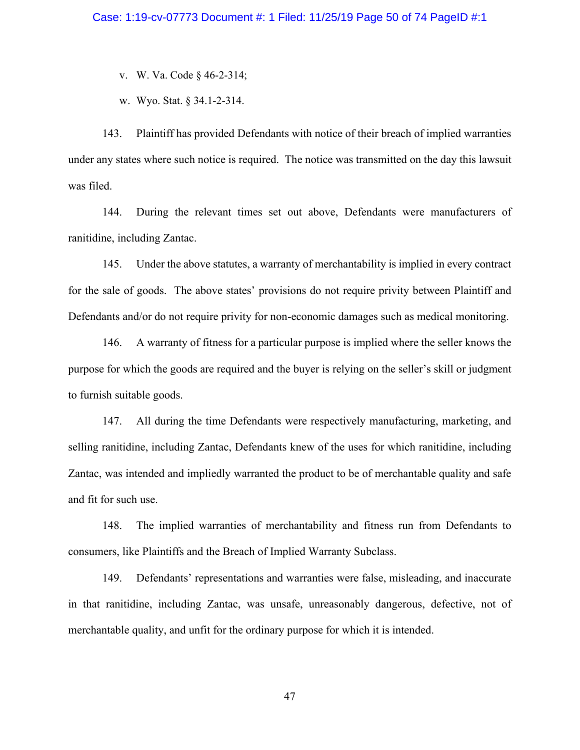v. W. Va. Code § 46-2-314;

w. Wyo. Stat. § 34.1-2-314.

143. Plaintiff has provided Defendants with notice of their breach of implied warranties under any states where such notice is required. The notice was transmitted on the day this lawsuit was filed.

144. During the relevant times set out above, Defendants were manufacturers of ranitidine, including Zantac.

145. Under the above statutes, a warranty of merchantability is implied in every contract for the sale of goods. The above states' provisions do not require privity between Plaintiff and Defendants and/or do not require privity for non-economic damages such as medical monitoring.

146. A warranty of fitness for a particular purpose is implied where the seller knows the purpose for which the goods are required and the buyer is relying on the seller's skill or judgment to furnish suitable goods.

147. All during the time Defendants were respectively manufacturing, marketing, and selling ranitidine, including Zantac, Defendants knew of the uses for which ranitidine, including Zantac, was intended and impliedly warranted the product to be of merchantable quality and safe and fit for such use.

148. The implied warranties of merchantability and fitness run from Defendants to consumers, like Plaintiffs and the Breach of Implied Warranty Subclass.

149. Defendants' representations and warranties were false, misleading, and inaccurate in that ranitidine, including Zantac, was unsafe, unreasonably dangerous, defective, not of merchantable quality, and unfit for the ordinary purpose for which it is intended.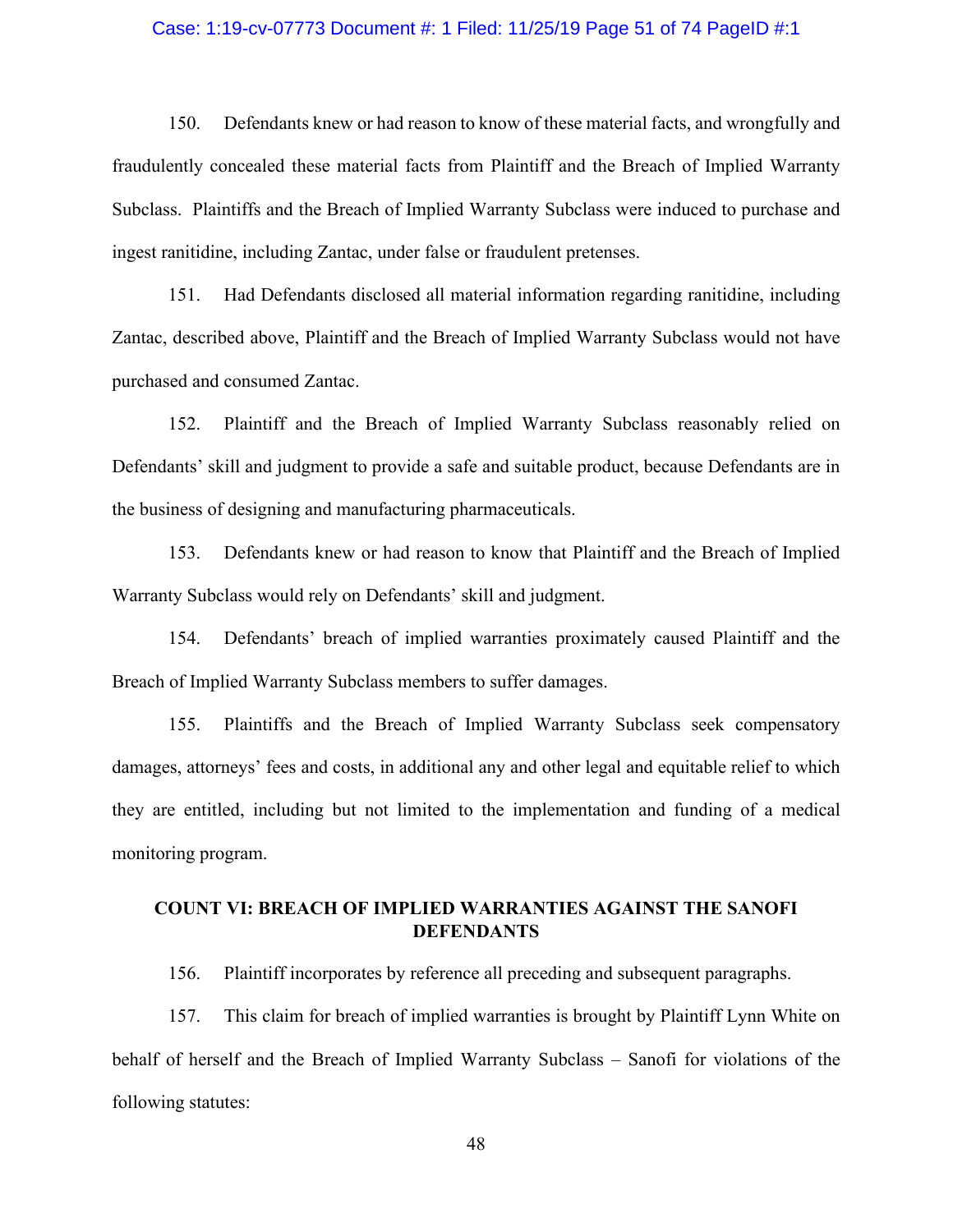150. Defendants knew or had reason to know of these material facts, and wrongfully and fraudulently concealed these material facts from Plaintiff and the Breach of Implied Warranty Subclass. Plaintiffs and the Breach of Implied Warranty Subclass were induced to purchase and ingest ranitidine, including Zantac, under false or fraudulent pretenses.

151. Had Defendants disclosed all material information regarding ranitidine, including Zantac, described above, Plaintiff and the Breach of Implied Warranty Subclass would not have purchased and consumed Zantac.

152. Plaintiff and the Breach of Implied Warranty Subclass reasonably relied on Defendants' skill and judgment to provide a safe and suitable product, because Defendants are in the business of designing and manufacturing pharmaceuticals.

153. Defendants knew or had reason to know that Plaintiff and the Breach of Implied Warranty Subclass would rely on Defendants' skill and judgment.

154. Defendants' breach of implied warranties proximately caused Plaintiff and the Breach of Implied Warranty Subclass members to suffer damages.

155. Plaintiffs and the Breach of Implied Warranty Subclass seek compensatory damages, attorneys' fees and costs, in additional any and other legal and equitable relief to which they are entitled, including but not limited to the implementation and funding of a medical monitoring program.

## COUNT VI: BREACH OF IMPLIED WARRANTIES AGAINST THE SANOFI DEFENDANTS

156. Plaintiff incorporates by reference all preceding and subsequent paragraphs.

157. This claim for breach of implied warranties is brought by Plaintiff Lynn White on behalf of herself and the Breach of Implied Warranty Subclass – Sanofi for violations of the following statutes: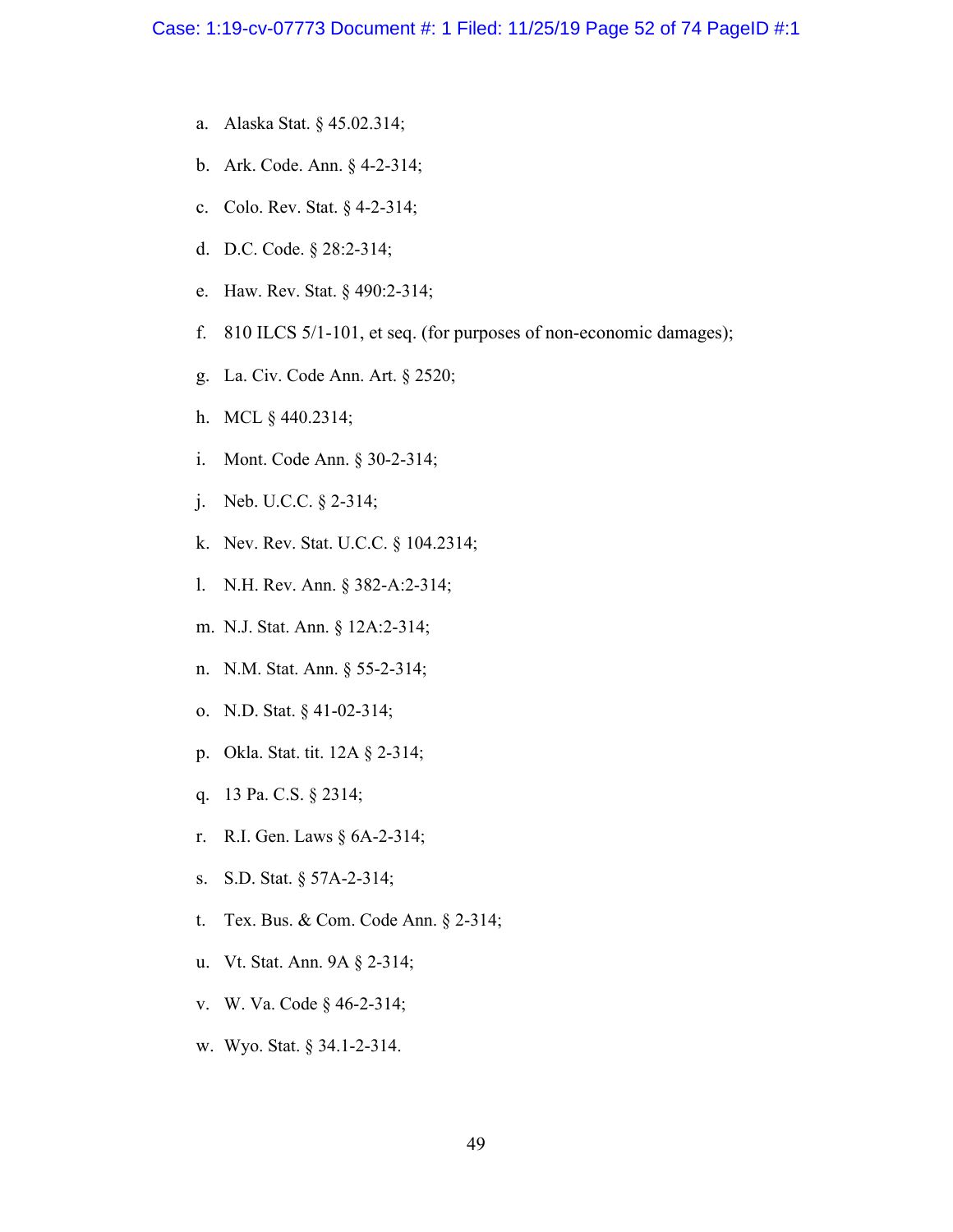a. Alaska Stat. § 45.02.314;

b. Ark. Code. Ann. § 4-2-314;

c. Colo. Rev. Stat. § 4-2-314;

d. D.C. Code. § 28:2-314;

e. Haw. Rev. Stat. § 490:2-314;

f. 810 ILCS 5/1-101, et seq. (for purposes of non-economic damages);

g. La. Civ. Code Ann. Art. § 2520;

h. MCL § 440.2314;

i. Mont. Code Ann. § 30-2-314;

j. Neb. U.C.C. § 2-314;

k. Nev. Rev. Stat. U.C.C. § 104.2314;

l. N.H. Rev. Ann. § 382-A:2-314;

m. N.J. Stat. Ann. § 12A:2-314;

n. N.M. Stat. Ann. § 55-2-314;

o. N.D. Stat. § 41-02-314;

p. Okla. Stat. tit. 12A § 2-314;

q. 13 Pa. C.S. § 2314;

r. R.I. Gen. Laws § 6A-2-314;

s. S.D. Stat. § 57A-2-314;

t. Tex. Bus. & Com. Code Ann. § 2-314;

u. Vt. Stat. Ann. 9A § 2-314;

v. W. Va. Code § 46-2-314;

w. Wyo. Stat. § 34.1-2-314.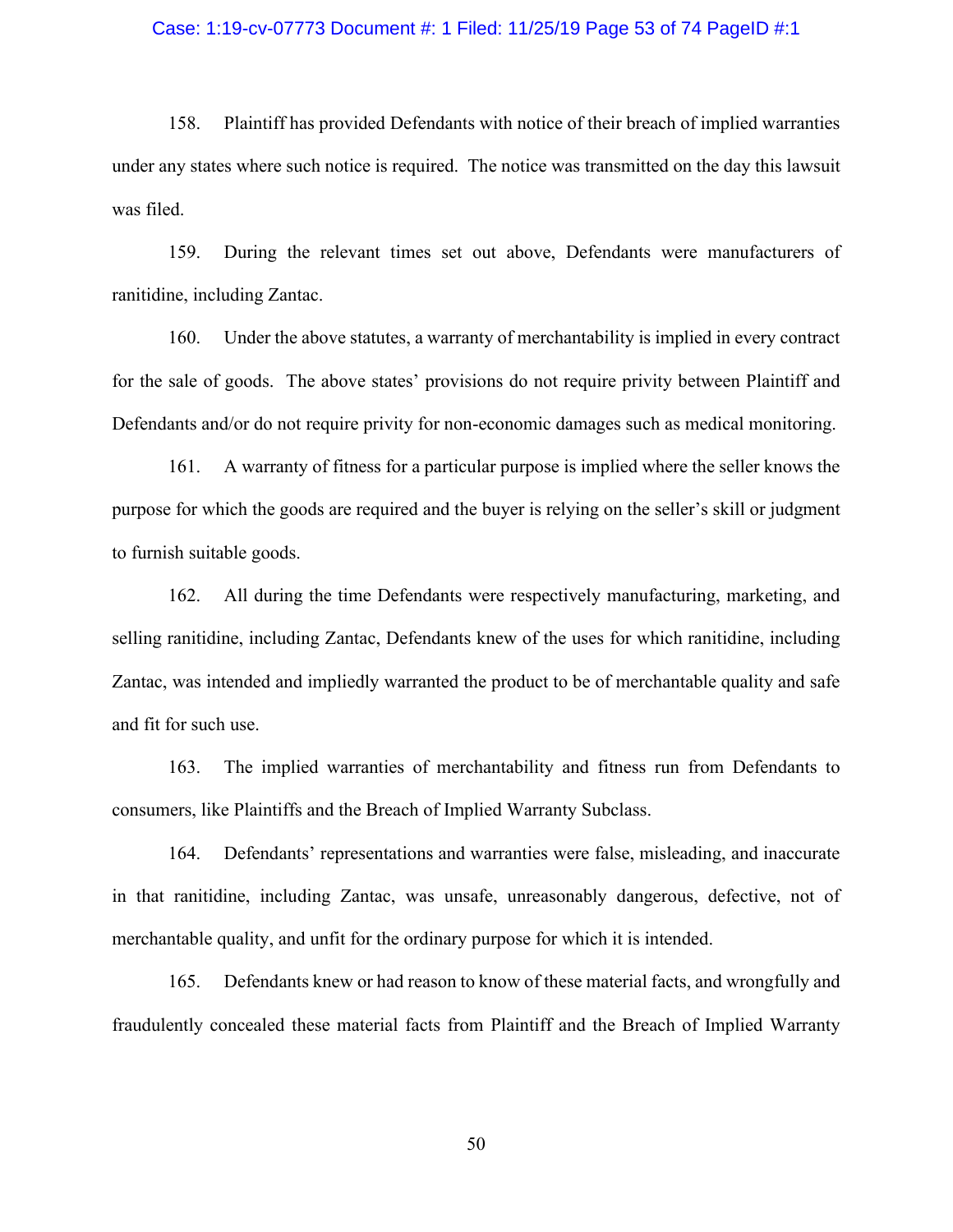158. Plaintiff has provided Defendants with notice of their breach of implied warranties under any states where such notice is required. The notice was transmitted on the day this lawsuit was filed.

159. During the relevant times set out above, Defendants were manufacturers of ranitidine, including Zantac.

160. Under the above statutes, a warranty of merchantability is implied in every contract for the sale of goods. The above states' provisions do not require privity between Plaintiff and Defendants and/or do not require privity for non-economic damages such as medical monitoring.

161. A warranty of fitness for a particular purpose is implied where the seller knows the purpose for which the goods are required and the buyer is relying on the seller's skill or judgment to furnish suitable goods.

162. All during the time Defendants were respectively manufacturing, marketing, and selling ranitidine, including Zantac, Defendants knew of the uses for which ranitidine, including Zantac, was intended and impliedly warranted the product to be of merchantable quality and safe and fit for such use.

163. The implied warranties of merchantability and fitness run from Defendants to consumers, like Plaintiffs and the Breach of Implied Warranty Subclass.

164. Defendants' representations and warranties were false, misleading, and inaccurate in that ranitidine, including Zantac, was unsafe, unreasonably dangerous, defective, not of merchantable quality, and unfit for the ordinary purpose for which it is intended.

165. Defendants knew or had reason to know of these material facts, and wrongfully and fraudulently concealed these material facts from Plaintiff and the Breach of Implied Warranty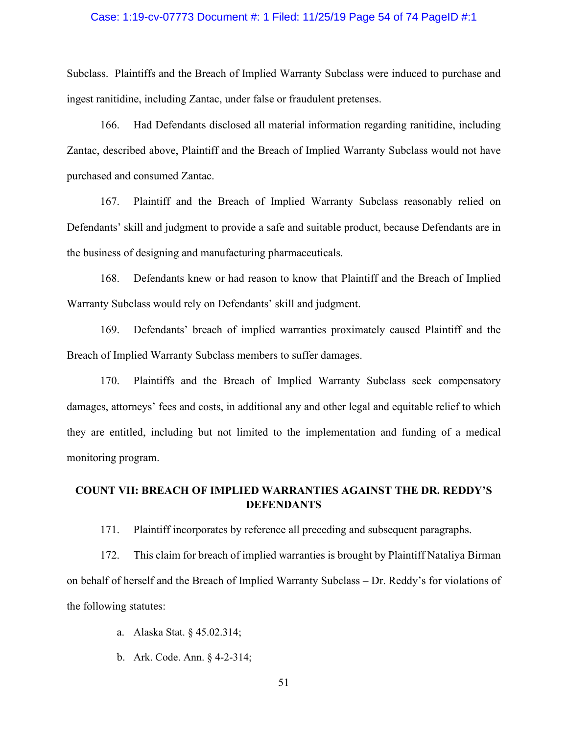Subclass. Plaintiffs and the Breach of Implied Warranty Subclass were induced to purchase and ingest ranitidine, including Zantac, under false or fraudulent pretenses.

166. Had Defendants disclosed all material information regarding ranitidine, including Zantac, described above, Plaintiff and the Breach of Implied Warranty Subclass would not have purchased and consumed Zantac.

167. Plaintiff and the Breach of Implied Warranty Subclass reasonably relied on Defendants' skill and judgment to provide a safe and suitable product, because Defendants are in the business of designing and manufacturing pharmaceuticals.

168. Defendants knew or had reason to know that Plaintiff and the Breach of Implied Warranty Subclass would rely on Defendants' skill and judgment.

169. Defendants' breach of implied warranties proximately caused Plaintiff and the Breach of Implied Warranty Subclass members to suffer damages.

170. Plaintiffs and the Breach of Implied Warranty Subclass seek compensatory damages, attorneys' fees and costs, in additional any and other legal and equitable relief to which they are entitled, including but not limited to the implementation and funding of a medical monitoring program.

## COUNT VII: BREACH OF IMPLIED WARRANTIES AGAINST THE DR. REDDY'S DEFENDANTS

171. Plaintiff incorporates by reference all preceding and subsequent paragraphs.

172. This claim for breach of implied warranties is brought by Plaintiff Nataliya Birman on behalf of herself and the Breach of Implied Warranty Subclass – Dr. Reddy's for violations of the following statutes:

a. Alaska Stat. § 45.02.314;

b. Ark. Code. Ann. § 4-2-314;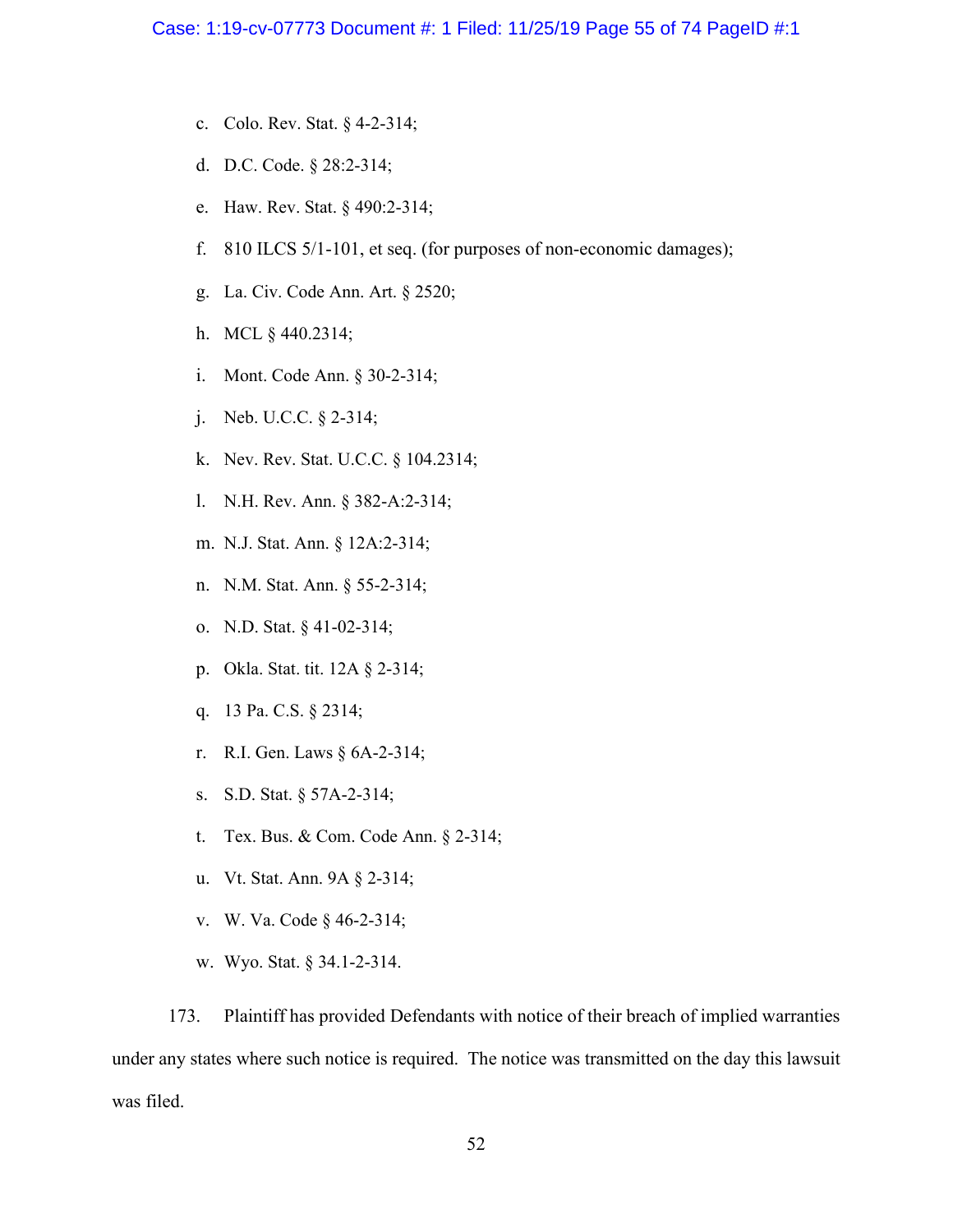c. Colo. Rev. Stat. § 4-2-314;

d. D.C. Code. § 28:2-314;

e. Haw. Rev. Stat. § 490:2-314;

f. 810 ILCS 5/1-101, et seq. (for purposes of non-economic damages);

g. La. Civ. Code Ann. Art. § 2520;

h. MCL § 440.2314;

i. Mont. Code Ann. § 30-2-314;

j. Neb. U.C.C. § 2-314;

k. Nev. Rev. Stat. U.C.C. § 104.2314;

l. N.H. Rev. Ann. § 382-A:2-314;

m. N.J. Stat. Ann. § 12A:2-314;

n. N.M. Stat. Ann. § 55-2-314;

o. N.D. Stat. § 41-02-314;

p. Okla. Stat. tit. 12A § 2-314;

q. 13 Pa. C.S. § 2314;

r. R.I. Gen. Laws § 6A-2-314;

s. S.D. Stat. § 57A-2-314;

t. Tex. Bus. & Com. Code Ann. § 2-314;

u. Vt. Stat. Ann. 9A § 2-314;

v. W. Va. Code § 46-2-314;

w. Wyo. Stat. § 34.1-2-314.

173. Plaintiff has provided Defendants with notice of their breach of implied warranties under any states where such notice is required. The notice was transmitted on the day this lawsuit was filed.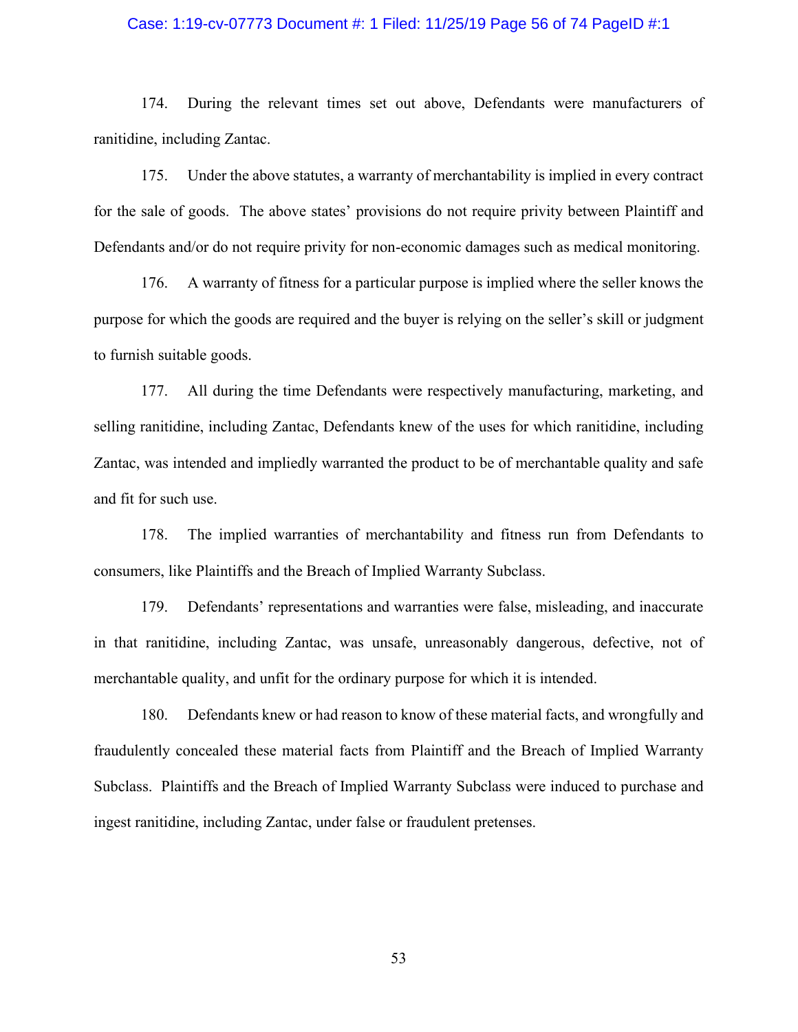174. During the relevant times set out above, Defendants were manufacturers of ranitidine, including Zantac.

175. Under the above statutes, a warranty of merchantability is implied in every contract for the sale of goods. The above states' provisions do not require privity between Plaintiff and Defendants and/or do not require privity for non-economic damages such as medical monitoring.

176. A warranty of fitness for a particular purpose is implied where the seller knows the purpose for which the goods are required and the buyer is relying on the seller's skill or judgment to furnish suitable goods.

177. All during the time Defendants were respectively manufacturing, marketing, and selling ranitidine, including Zantac, Defendants knew of the uses for which ranitidine, including Zantac, was intended and impliedly warranted the product to be of merchantable quality and safe and fit for such use.

178. The implied warranties of merchantability and fitness run from Defendants to consumers, like Plaintiffs and the Breach of Implied Warranty Subclass.

179. Defendants' representations and warranties were false, misleading, and inaccurate in that ranitidine, including Zantac, was unsafe, unreasonably dangerous, defective, not of merchantable quality, and unfit for the ordinary purpose for which it is intended.

180. Defendants knew or had reason to know of these material facts, and wrongfully and fraudulently concealed these material facts from Plaintiff and the Breach of Implied Warranty Subclass. Plaintiffs and the Breach of Implied Warranty Subclass were induced to purchase and ingest ranitidine, including Zantac, under false or fraudulent pretenses.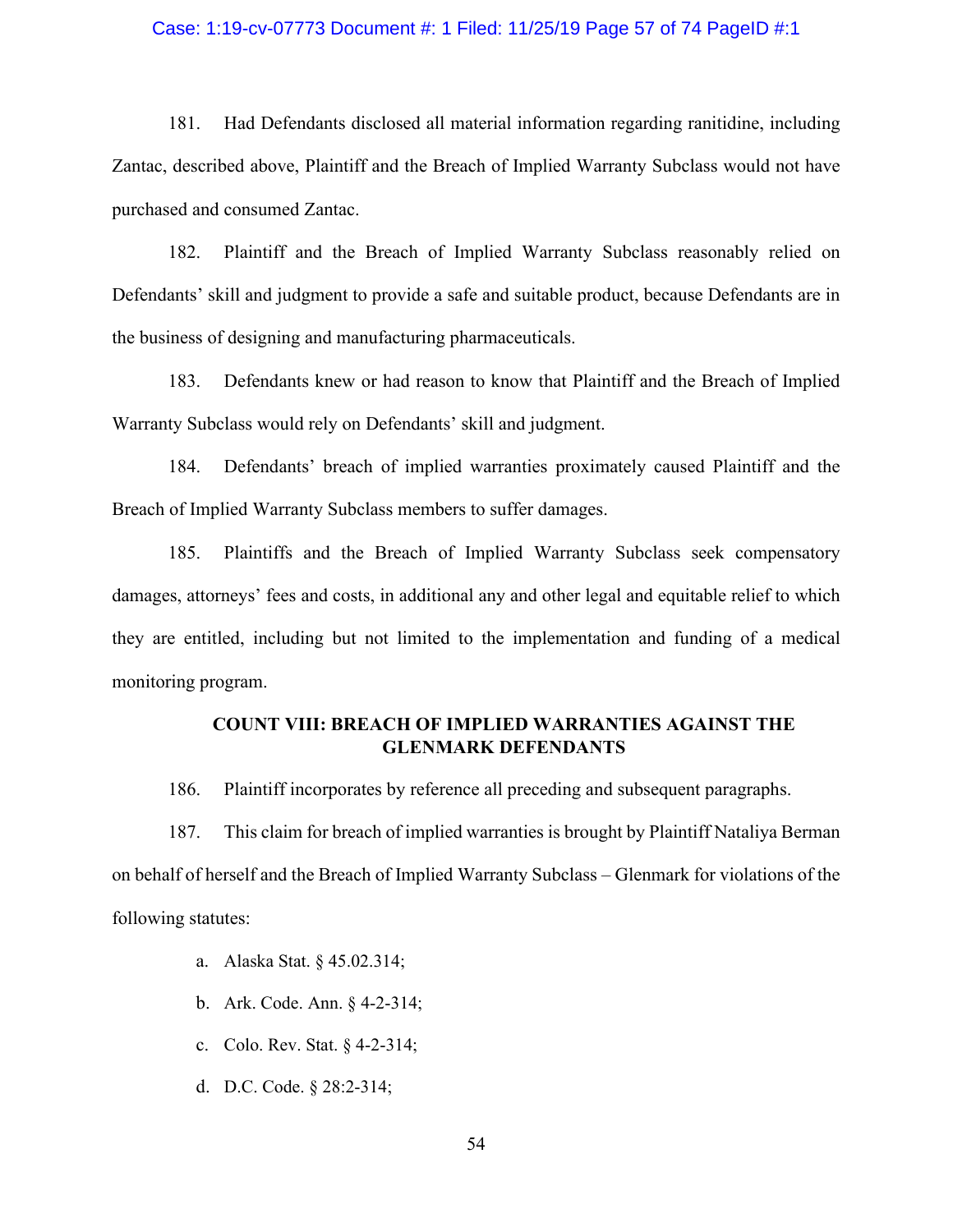181. Had Defendants disclosed all material information regarding ranitidine, including Zantac, described above, Plaintiff and the Breach of Implied Warranty Subclass would not have purchased and consumed Zantac.

182. Plaintiff and the Breach of Implied Warranty Subclass reasonably relied on Defendants' skill and judgment to provide a safe and suitable product, because Defendants are in the business of designing and manufacturing pharmaceuticals.

183. Defendants knew or had reason to know that Plaintiff and the Breach of Implied Warranty Subclass would rely on Defendants' skill and judgment.

184. Defendants' breach of implied warranties proximately caused Plaintiff and the Breach of Implied Warranty Subclass members to suffer damages.

185. Plaintiffs and the Breach of Implied Warranty Subclass seek compensatory damages, attorneys' fees and costs, in additional any and other legal and equitable relief to which they are entitled, including but not limited to the implementation and funding of a medical monitoring program.

## COUNT VIII: BREACH OF IMPLIED WARRANTIES AGAINST THE GLENMARK DEFENDANTS

186. Plaintiff incorporates by reference all preceding and subsequent paragraphs.

187. This claim for breach of implied warranties is brought by Plaintiff Nataliya Berman on behalf of herself and the Breach of Implied Warranty Subclass – Glenmark for violations of the following statutes:

a. Alaska Stat. § 45.02.314;

b. Ark. Code. Ann. § 4-2-314;

c. Colo. Rev. Stat. § 4-2-314;

d. D.C. Code. § 28:2-314;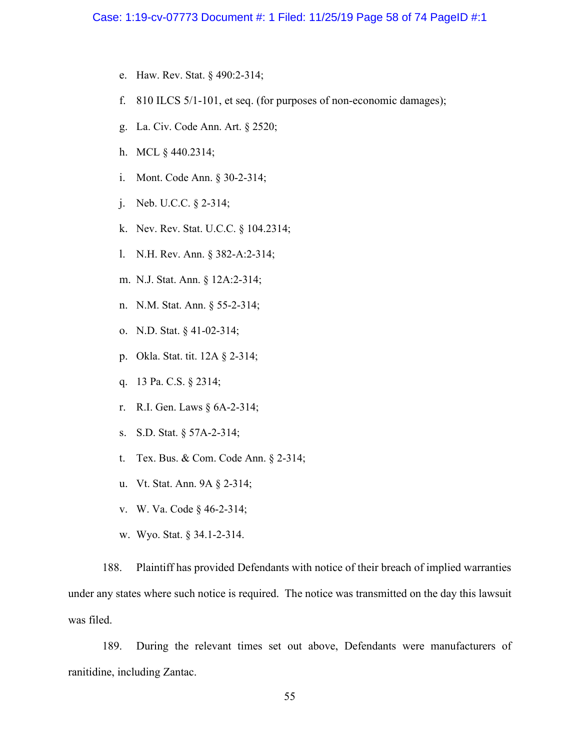e. Haw. Rev. Stat. § 490:2-314;

f. 810 ILCS 5/1-101, et seq. (for purposes of non-economic damages);

g. La. Civ. Code Ann. Art. § 2520;

h. MCL § 440.2314;

i. Mont. Code Ann. § 30-2-314;

j. Neb. U.C.C. § 2-314;

k. Nev. Rev. Stat. U.C.C. § 104.2314;

l. N.H. Rev. Ann. § 382-A:2-314;

m. N.J. Stat. Ann. § 12A:2-314;

n. N.M. Stat. Ann. § 55-2-314;

o. N.D. Stat. § 41-02-314;

p. Okla. Stat. tit. 12A § 2-314;

q. 13 Pa. C.S. § 2314;

r. R.I. Gen. Laws § 6A-2-314;

s. S.D. Stat. § 57A-2-314;

t. Tex. Bus. & Com. Code Ann. § 2-314;

u. Vt. Stat. Ann. 9A § 2-314;

v. W. Va. Code § 46-2-314;

w. Wyo. Stat. § 34.1-2-314.

188. Plaintiff has provided Defendants with notice of their breach of implied warranties under any states where such notice is required. The notice was transmitted on the day this lawsuit was filed.

189. During the relevant times set out above, Defendants were manufacturers of ranitidine, including Zantac.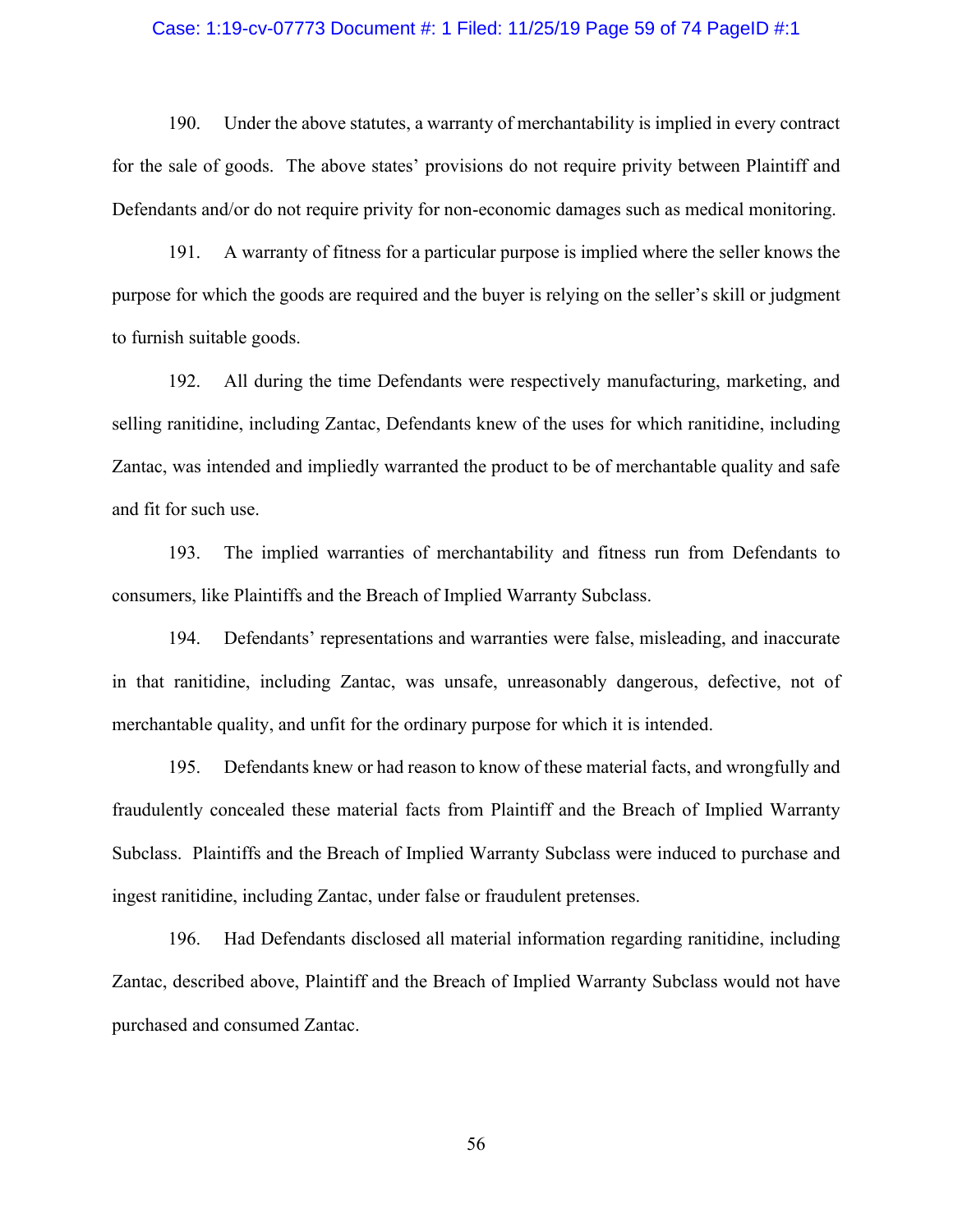190. Under the above statutes, a warranty of merchantability is implied in every contract for the sale of goods. The above states' provisions do not require privity between Plaintiff and Defendants and/or do not require privity for non-economic damages such as medical monitoring.

191. A warranty of fitness for a particular purpose is implied where the seller knows the purpose for which the goods are required and the buyer is relying on the seller's skill or judgment to furnish suitable goods.

192. All during the time Defendants were respectively manufacturing, marketing, and selling ranitidine, including Zantac, Defendants knew of the uses for which ranitidine, including Zantac, was intended and impliedly warranted the product to be of merchantable quality and safe and fit for such use.

193. The implied warranties of merchantability and fitness run from Defendants to consumers, like Plaintiffs and the Breach of Implied Warranty Subclass.

194. Defendants' representations and warranties were false, misleading, and inaccurate in that ranitidine, including Zantac, was unsafe, unreasonably dangerous, defective, not of merchantable quality, and unfit for the ordinary purpose for which it is intended.

195. Defendants knew or had reason to know of these material facts, and wrongfully and fraudulently concealed these material facts from Plaintiff and the Breach of Implied Warranty Subclass. Plaintiffs and the Breach of Implied Warranty Subclass were induced to purchase and ingest ranitidine, including Zantac, under false or fraudulent pretenses.

196. Had Defendants disclosed all material information regarding ranitidine, including Zantac, described above, Plaintiff and the Breach of Implied Warranty Subclass would not have purchased and consumed Zantac.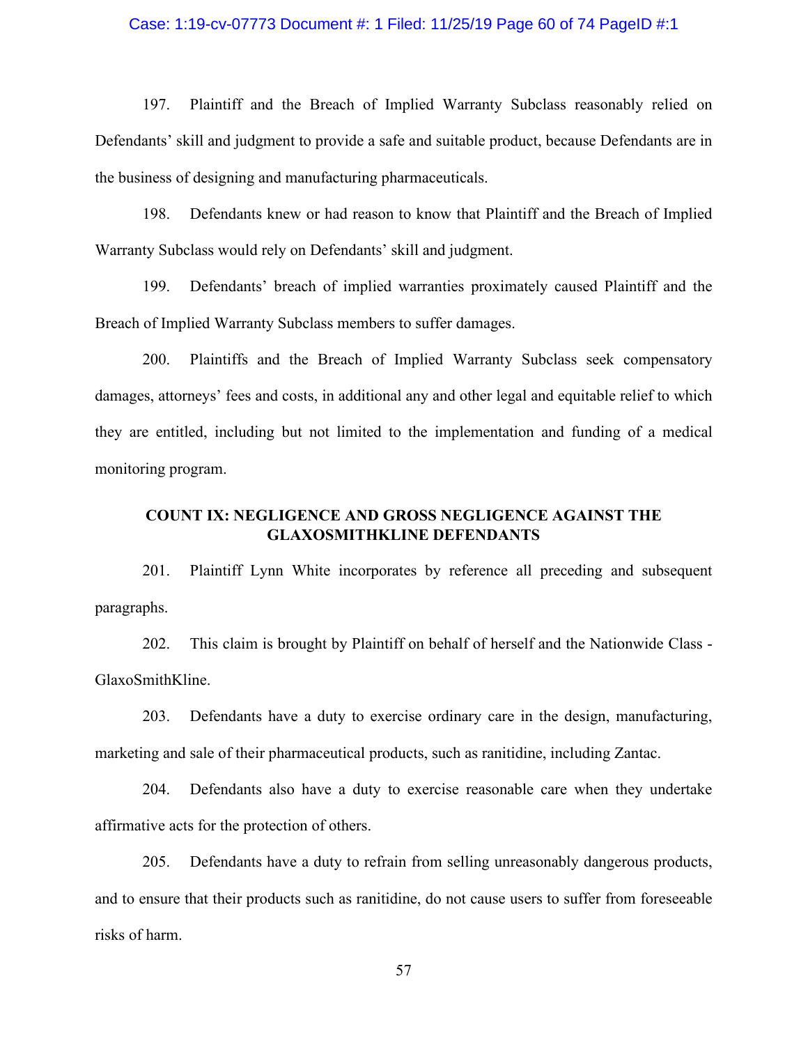197. Plaintiff and the Breach of Implied Warranty Subclass reasonably relied on Defendants' skill and judgment to provide a safe and suitable product, because Defendants are in the business of designing and manufacturing pharmaceuticals.

198. Defendants knew or had reason to know that Plaintiff and the Breach of Implied Warranty Subclass would rely on Defendants' skill and judgment.

199. Defendants' breach of implied warranties proximately caused Plaintiff and the Breach of Implied Warranty Subclass members to suffer damages.

200. Plaintiffs and the Breach of Implied Warranty Subclass seek compensatory damages, attorneys' fees and costs, in additional any and other legal and equitable relief to which they are entitled, including but not limited to the implementation and funding of a medical monitoring program.

### COUNT IX: NEGLIGENCE AND GROSS NEGLIGENCE AGAINST THE GLAXOSMITHKLINE DEFENDANTS

201. Plaintiff Lynn White incorporates by reference all preceding and subsequent paragraphs.

202. This claim is brought by Plaintiff on behalf of herself and the Nationwide Class - GlaxoSmithKline.

203. Defendants have a duty to exercise ordinary care in the design, manufacturing, marketing and sale of their pharmaceutical products, such as ranitidine, including Zantac.

204. Defendants also have a duty to exercise reasonable care when they undertake affirmative acts for the protection of others.

205. Defendants have a duty to refrain from selling unreasonably dangerous products, and to ensure that their products such as ranitidine, do not cause users to suffer from foreseeable risks of harm.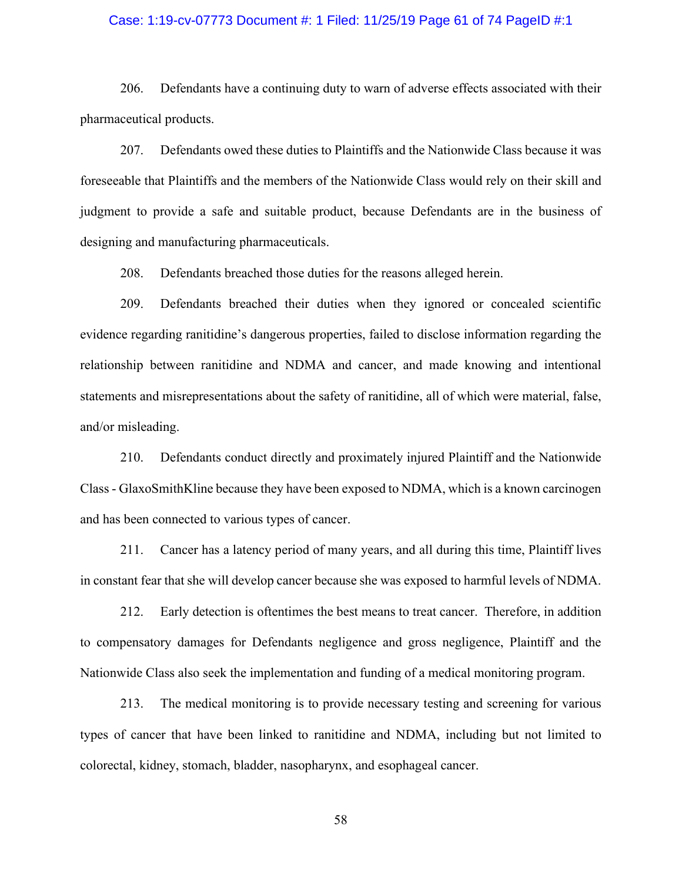206. Defendants have a continuing duty to warn of adverse effects associated with their pharmaceutical products.

207. Defendants owed these duties to Plaintiffs and the Nationwide Class because it was foreseeable that Plaintiffs and the members of the Nationwide Class would rely on their skill and judgment to provide a safe and suitable product, because Defendants are in the business of designing and manufacturing pharmaceuticals.

208. Defendants breached those duties for the reasons alleged herein.

209. Defendants breached their duties when they ignored or concealed scientific evidence regarding ranitidine's dangerous properties, failed to disclose information regarding the relationship between ranitidine and NDMA and cancer, and made knowing and intentional statements and misrepresentations about the safety of ranitidine, all of which were material, false, and/or misleading.

210. Defendants conduct directly and proximately injured Plaintiff and the Nationwide Class - GlaxoSmithKline because they have been exposed to NDMA, which is a known carcinogen and has been connected to various types of cancer.

211. Cancer has a latency period of many years, and all during this time, Plaintiff lives in constant fear that she will develop cancer because she was exposed to harmful levels of NDMA.

212. Early detection is oftentimes the best means to treat cancer. Therefore, in addition to compensatory damages for Defendants negligence and gross negligence, Plaintiff and the Nationwide Class also seek the implementation and funding of a medical monitoring program.

213. The medical monitoring is to provide necessary testing and screening for various types of cancer that have been linked to ranitidine and NDMA, including but not limited to colorectal, kidney, stomach, bladder, nasopharynx, and esophageal cancer.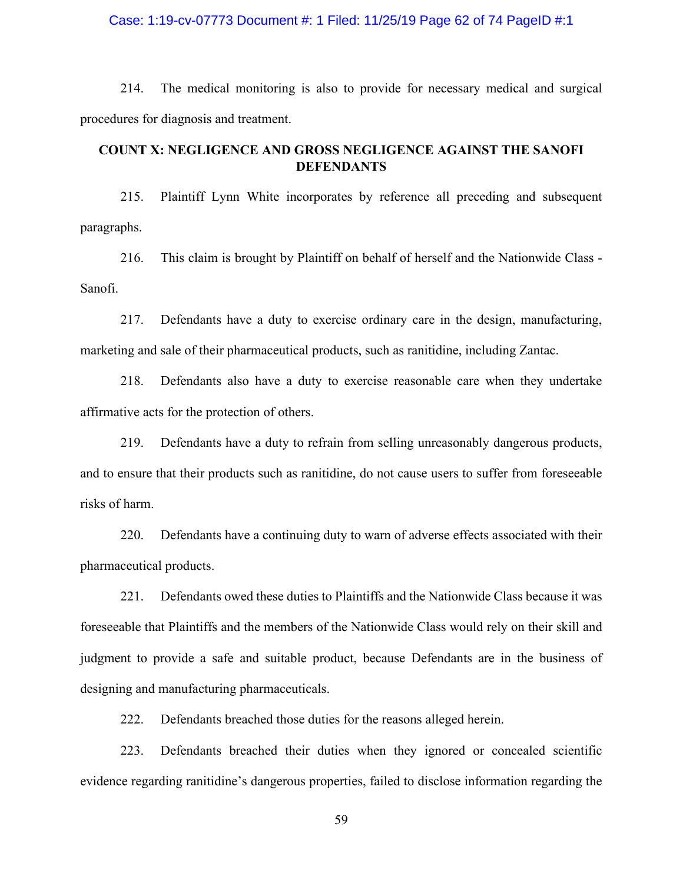214. The medical monitoring is also to provide for necessary medical and surgical procedures for diagnosis and treatment.

**COUNT X: NEGLIGENCE AND GROSS NEGLIGENCE AGAINST THE SANOFI DEFENDANTS**

215. Plaintiff Lynn White incorporates by reference all preceding and subsequent paragraphs.

216. This claim is brought by Plaintiff on behalf of herself and the Nationwide Class - Sanofi.

217. Defendants have a duty to exercise ordinary care in the design, manufacturing, marketing and sale of their pharmaceutical products, such as ranitidine, including Zantac.

218. Defendants also have a duty to exercise reasonable care when they undertake affirmative acts for the protection of others.

219. Defendants have a duty to refrain from selling unreasonably dangerous products, and to ensure that their products such as ranitidine, do not cause users to suffer from foreseeable risks of harm.

220. Defendants have a continuing duty to warn of adverse effects associated with their pharmaceutical products.

221. Defendants owed these duties to Plaintiffs and the Nationwide Class because it was foreseeable that Plaintiffs and the members of the Nationwide Class would rely on their skill and judgment to provide a safe and suitable product, because Defendants are in the business of designing and manufacturing pharmaceuticals.

222. Defendants breached those duties for the reasons alleged herein.

223. Defendants breached their duties when they ignored or concealed scientific evidence regarding ranitidine's dangerous properties, failed to disclose information regarding the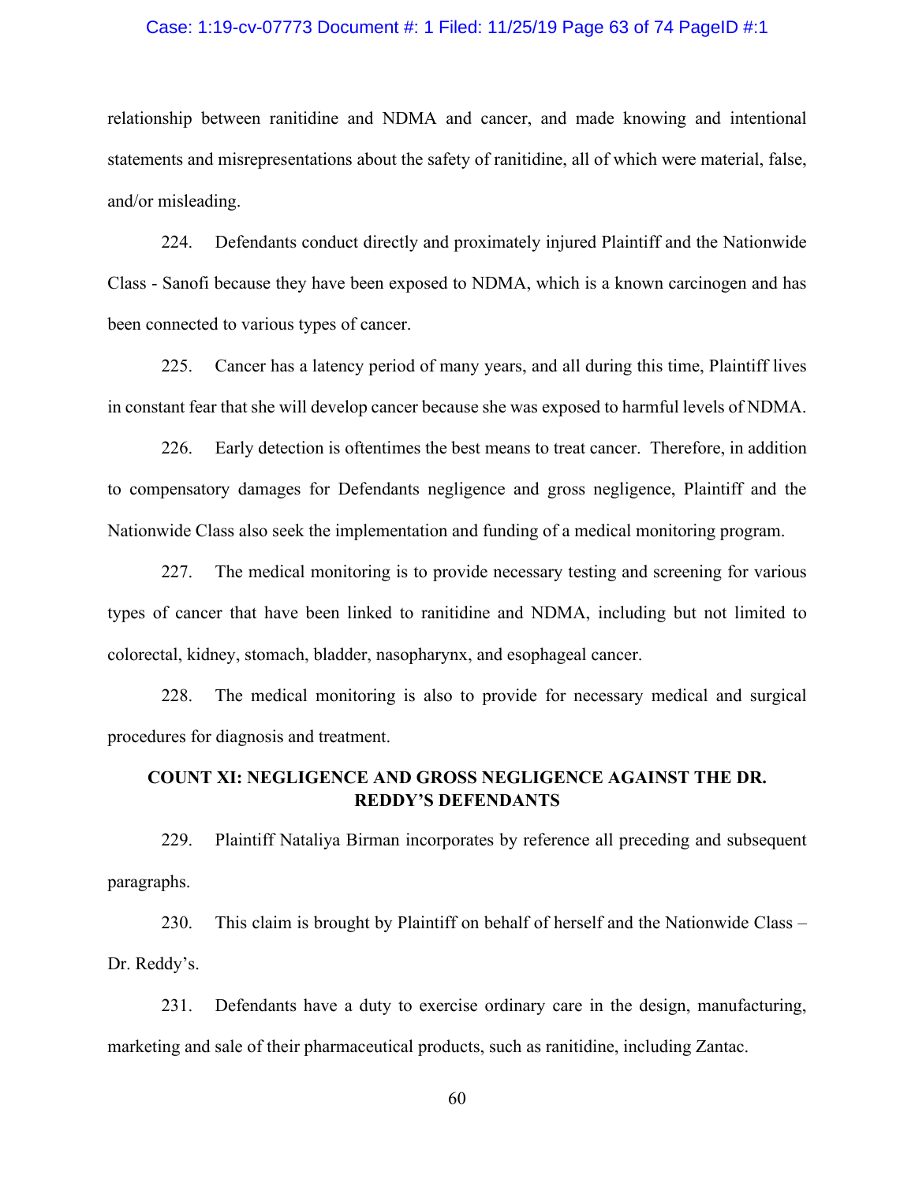relationship between ranitidine and NDMA and cancer, and made knowing and intentional statements and misrepresentations about the safety of ranitidine, all of which were material, false, and/or misleading.

224. Defendants conduct directly and proximately injured Plaintiff and the Nationwide Class - Sanofi because they have been exposed to NDMA, which is a known carcinogen and has been connected to various types of cancer.

225. Cancer has a latency period of many years, and all during this time, Plaintiff lives in constant fear that she will develop cancer because she was exposed to harmful levels of NDMA.

226. Early detection is oftentimes the best means to treat cancer. Therefore, in addition to compensatory damages for Defendants negligence and gross negligence, Plaintiff and the Nationwide Class also seek the implementation and funding of a medical monitoring program.

227. The medical monitoring is to provide necessary testing and screening for various types of cancer that have been linked to ranitidine and NDMA, including but not limited to colorectal, kidney, stomach, bladder, nasopharynx, and esophageal cancer.

228. The medical monitoring is also to provide for necessary medical and surgical procedures for diagnosis and treatment.

## COUNT XI: NEGLIGENCE AND GROSS NEGLIGENCE AGAINST THE DR. REDDY'S DEFENDANTS

229. Plaintiff Nataliya Birman incorporates by reference all preceding and subsequent paragraphs.

230. This claim is brought by Plaintiff on behalf of herself and the Nationwide Class – Dr. Reddy's.

231. Defendants have a duty to exercise ordinary care in the design, manufacturing, marketing and sale of their pharmaceutical products, such as ranitidine, including Zantac.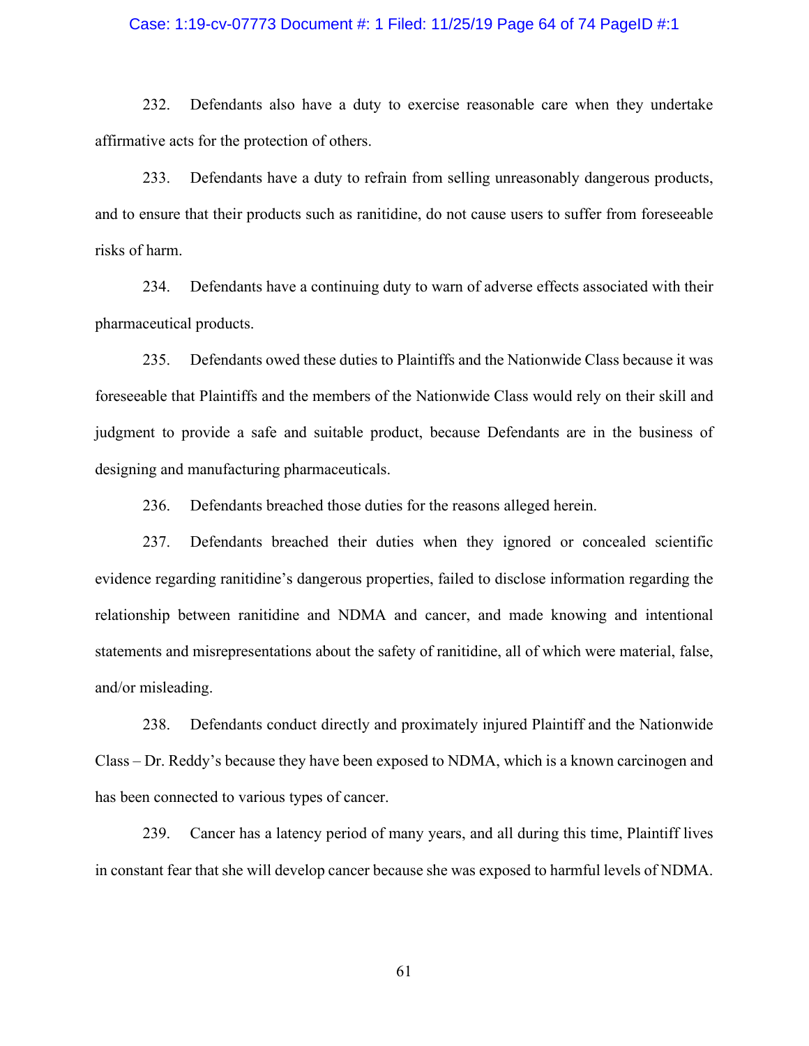232. Defendants also have a duty to exercise reasonable care when they undertake affirmative acts for the protection of others.

233. Defendants have a duty to refrain from selling unreasonably dangerous products, and to ensure that their products such as ranitidine, do not cause users to suffer from foreseeable risks of harm.

234. Defendants have a continuing duty to warn of adverse effects associated with their pharmaceutical products.

235. Defendants owed these duties to Plaintiffs and the Nationwide Class because it was foreseeable that Plaintiffs and the members of the Nationwide Class would rely on their skill and judgment to provide a safe and suitable product, because Defendants are in the business of designing and manufacturing pharmaceuticals.

236. Defendants breached those duties for the reasons alleged herein.

237. Defendants breached their duties when they ignored or concealed scientific evidence regarding ranitidine's dangerous properties, failed to disclose information regarding the relationship between ranitidine and NDMA and cancer, and made knowing and intentional statements and misrepresentations about the safety of ranitidine, all of which were material, false, and/or misleading.

238. Defendants conduct directly and proximately injured Plaintiff and the Nationwide Class – Dr. Reddy's because they have been exposed to NDMA, which is a known carcinogen and has been connected to various types of cancer.

239. Cancer has a latency period of many years, and all during this time, Plaintiff lives in constant fear that she will develop cancer because she was exposed to harmful levels of NDMA.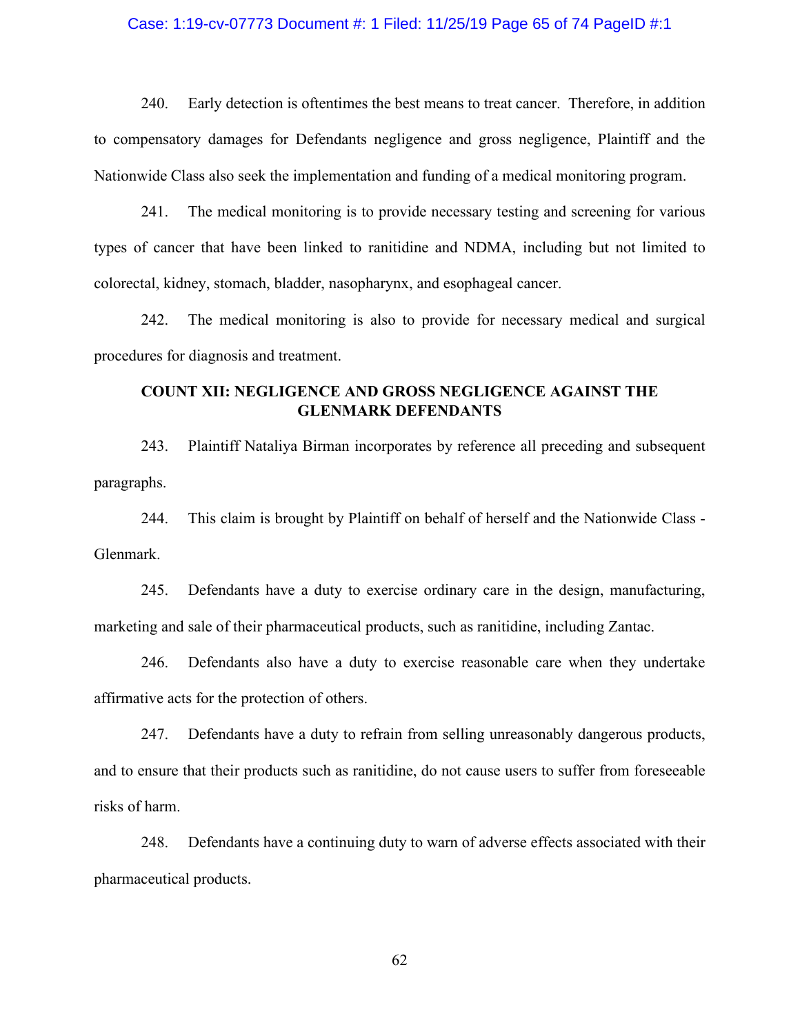240. Early detection is oftentimes the best means to treat cancer. Therefore, in addition to compensatory damages for Defendants negligence and gross negligence, Plaintiff and the Nationwide Class also seek the implementation and funding of a medical monitoring program.

241. The medical monitoring is to provide necessary testing and screening for various types of cancer that have been linked to ranitidine and NDMA, including but not limited to colorectal, kidney, stomach, bladder, nasopharynx, and esophageal cancer.

242. The medical monitoring is also to provide for necessary medical and surgical procedures for diagnosis and treatment.

## COUNT XII: NEGLIGENCE AND GROSS NEGLIGENCE AGAINST THE GLENMARK DEFENDANTS

243. Plaintiff Nataliya Birman incorporates by reference all preceding and subsequent paragraphs.

244. This claim is brought by Plaintiff on behalf of herself and the Nationwide Class - Glenmark.

245. Defendants have a duty to exercise ordinary care in the design, manufacturing, marketing and sale of their pharmaceutical products, such as ranitidine, including Zantac.

246. Defendants also have a duty to exercise reasonable care when they undertake affirmative acts for the protection of others.

247. Defendants have a duty to refrain from selling unreasonably dangerous products, and to ensure that their products such as ranitidine, do not cause users to suffer from foreseeable risks of harm.

248. Defendants have a continuing duty to warn of adverse effects associated with their pharmaceutical products.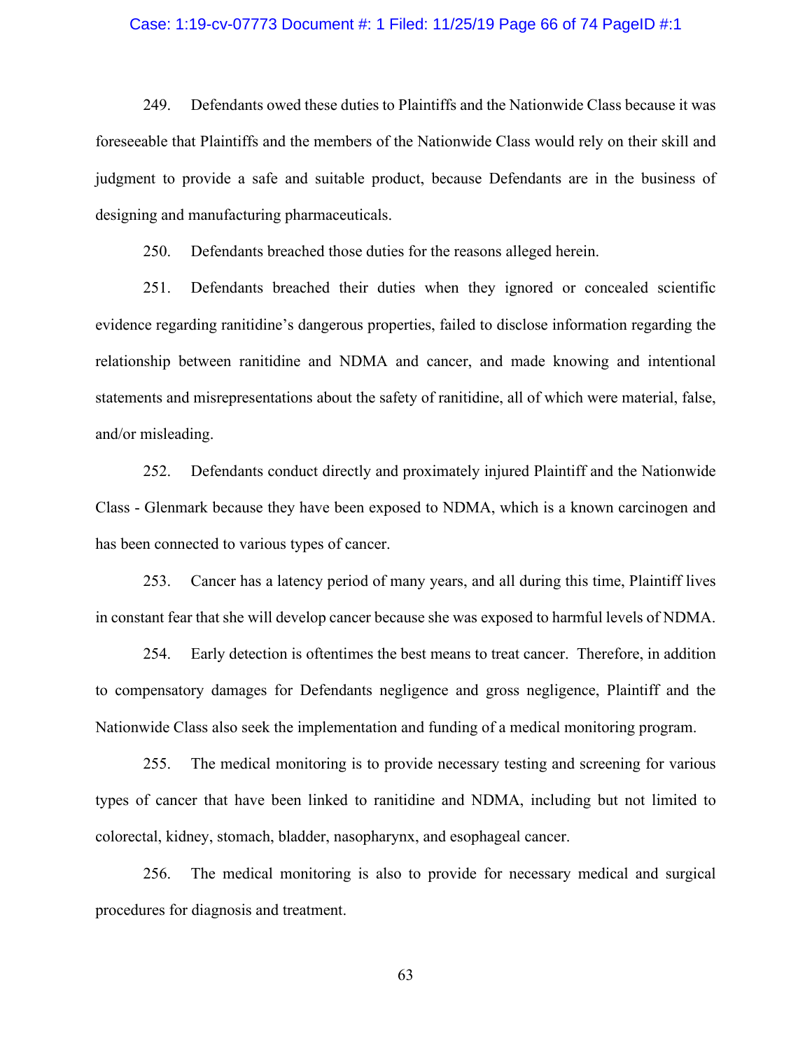249. Defendants owed these duties to Plaintiffs and the Nationwide Class because it was foreseeable that Plaintiffs and the members of the Nationwide Class would rely on their skill and judgment to provide a safe and suitable product, because Defendants are in the business of designing and manufacturing pharmaceuticals.

250. Defendants breached those duties for the reasons alleged herein.

251. Defendants breached their duties when they ignored or concealed scientific evidence regarding ranitidine's dangerous properties, failed to disclose information regarding the relationship between ranitidine and NDMA and cancer, and made knowing and intentional statements and misrepresentations about the safety of ranitidine, all of which were material, false, and/or misleading.

252. Defendants conduct directly and proximately injured Plaintiff and the Nationwide Class - Glenmark because they have been exposed to NDMA, which is a known carcinogen and has been connected to various types of cancer.

253. Cancer has a latency period of many years, and all during this time, Plaintiff lives in constant fear that she will develop cancer because she was exposed to harmful levels of NDMA.

254. Early detection is oftentimes the best means to treat cancer. Therefore, in addition to compensatory damages for Defendants negligence and gross negligence, Plaintiff and the Nationwide Class also seek the implementation and funding of a medical monitoring program.

255. The medical monitoring is to provide necessary testing and screening for various types of cancer that have been linked to ranitidine and NDMA, including but not limited to colorectal, kidney, stomach, bladder, nasopharynx, and esophageal cancer.

256. The medical monitoring is also to provide for necessary medical and surgical procedures for diagnosis and treatment.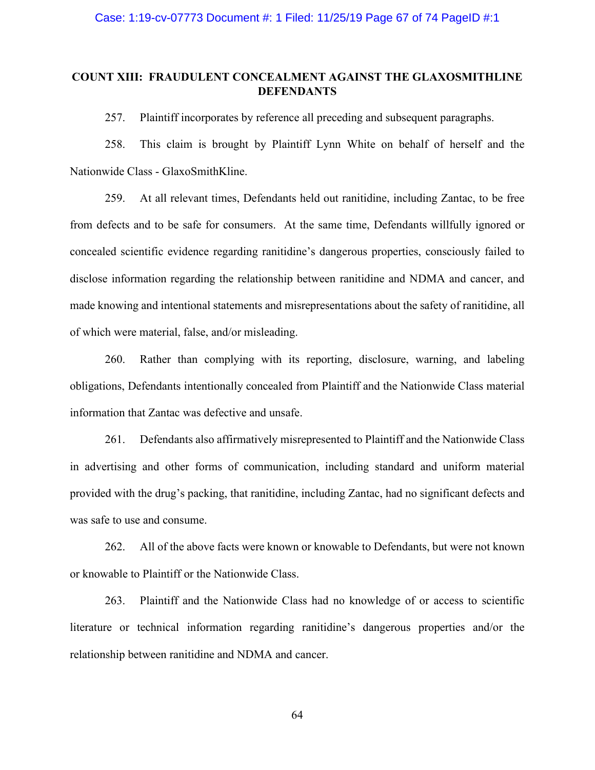## COUNT XIII: FRAUDULENT CONCEALMENT AGAINST THE GLAXOSMITHLINE DEFENDANTS

257. Plaintiff incorporates by reference all preceding and subsequent paragraphs.

258. This claim is brought by Plaintiff Lynn White on behalf of herself and the Nationwide Class - GlaxoSmithKline.

259. At all relevant times, Defendants held out ranitidine, including Zantac, to be free from defects and to be safe for consumers. At the same time, Defendants willfully ignored or concealed scientific evidence regarding ranitidine's dangerous properties, consciously failed to disclose information regarding the relationship between ranitidine and NDMA and cancer, and made knowing and intentional statements and misrepresentations about the safety of ranitidine, all of which were material, false, and/or misleading.

260. Rather than complying with its reporting, disclosure, warning, and labeling obligations, Defendants intentionally concealed from Plaintiff and the Nationwide Class material information that Zantac was defective and unsafe.

261. Defendants also affirmatively misrepresented to Plaintiff and the Nationwide Class in advertising and other forms of communication, including standard and uniform material provided with the drug's packing, that ranitidine, including Zantac, had no significant defects and was safe to use and consume.

262. All of the above facts were known or knowable to Defendants, but were not known or knowable to Plaintiff or the Nationwide Class.

263. Plaintiff and the Nationwide Class had no knowledge of or access to scientific literature or technical information regarding ranitidine's dangerous properties and/or the relationship between ranitidine and NDMA and cancer.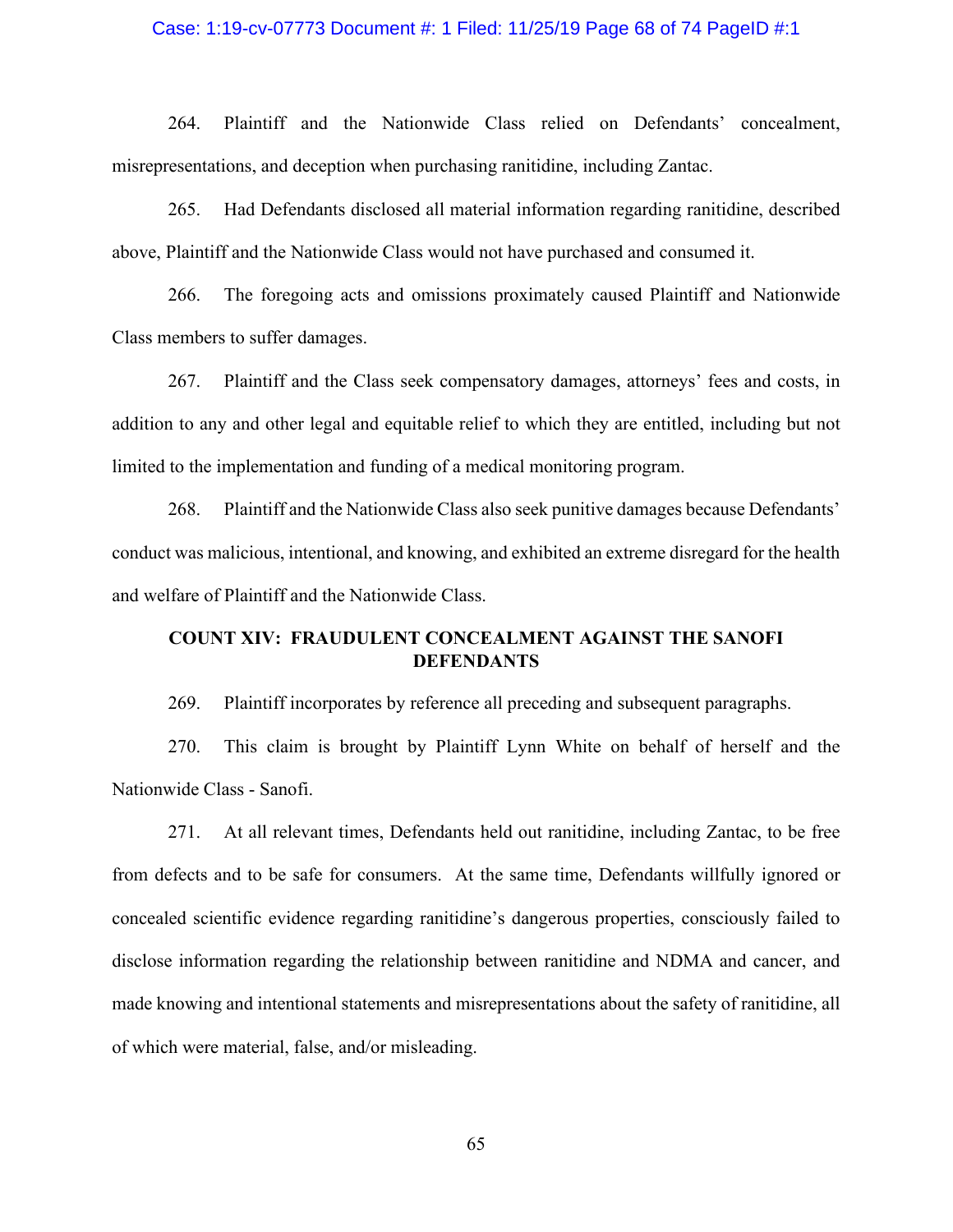264. Plaintiff and the Nationwide Class relied on Defendants' concealment, misrepresentations, and deception when purchasing ranitidine, including Zantac.

265. Had Defendants disclosed all material information regarding ranitidine, described above, Plaintiff and the Nationwide Class would not have purchased and consumed it.

266. The foregoing acts and omissions proximately caused Plaintiff and Nationwide Class members to suffer damages.

267. Plaintiff and the Class seek compensatory damages, attorneys' fees and costs, in addition to any and other legal and equitable relief to which they are entitled, including but not limited to the implementation and funding of a medical monitoring program.

268. Plaintiff and the Nationwide Class also seek punitive damages because Defendants' conduct was malicious, intentional, and knowing, and exhibited an extreme disregard for the health and welfare of Plaintiff and the Nationwide Class.

## COUNT XIV: FRAUDULENT CONCEALMENT AGAINST THE SANOFI DEFENDANTS

269. Plaintiff incorporates by reference all preceding and subsequent paragraphs.

270. This claim is brought by Plaintiff Lynn White on behalf of herself and the Nationwide Class - Sanofi.

271. At all relevant times, Defendants held out ranitidine, including Zantac, to be free from defects and to be safe for consumers. At the same time, Defendants willfully ignored or concealed scientific evidence regarding ranitidine's dangerous properties, consciously failed to disclose information regarding the relationship between ranitidine and NDMA and cancer, and made knowing and intentional statements and misrepresentations about the safety of ranitidine, all of which were material, false, and/or misleading.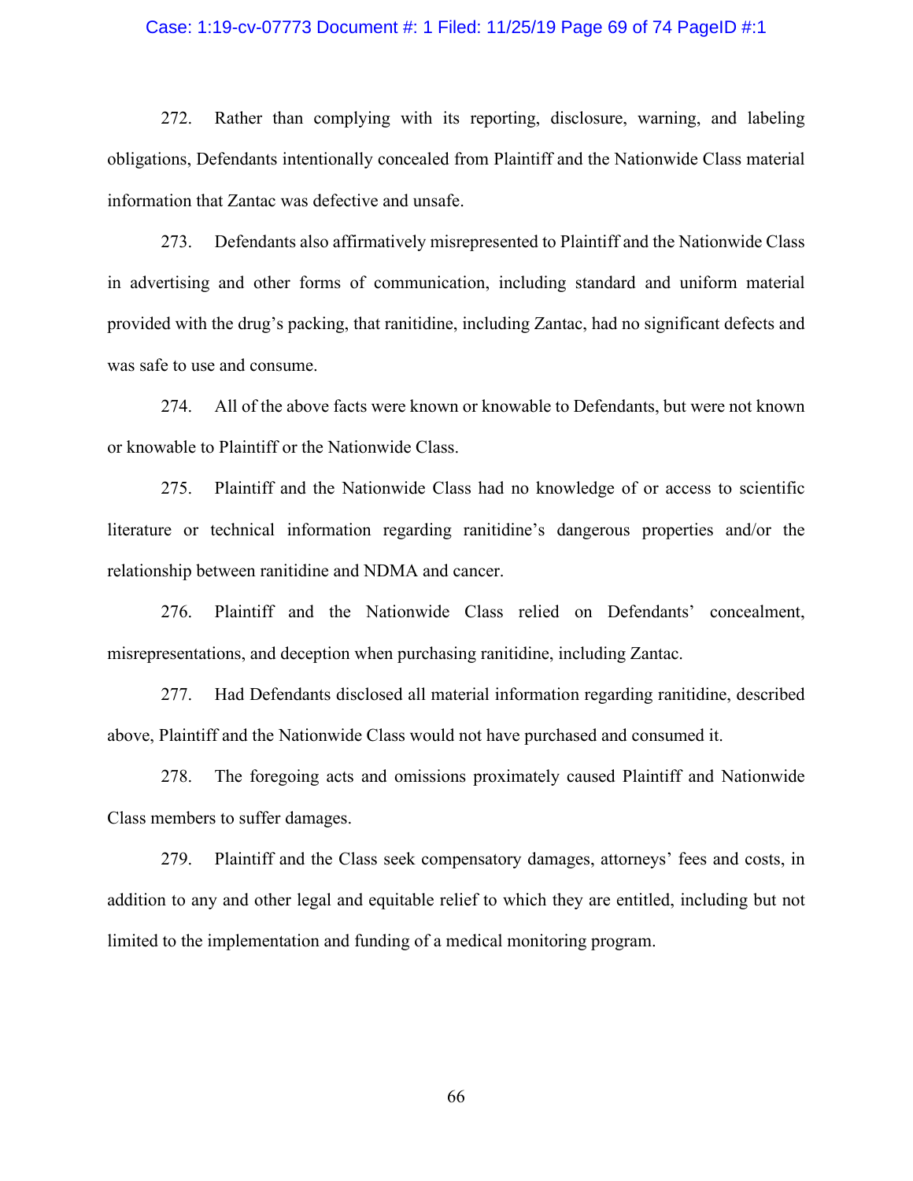272. Rather than complying with its reporting, disclosure, warning, and labeling obligations, Defendants intentionally concealed from Plaintiff and the Nationwide Class material information that Zantac was defective and unsafe.

273. Defendants also affirmatively misrepresented to Plaintiff and the Nationwide Class in advertising and other forms of communication, including standard and uniform material provided with the drug's packing, that ranitidine, including Zantac, had no significant defects and was safe to use and consume.

274. All of the above facts were known or knowable to Defendants, but were not known or knowable to Plaintiff or the Nationwide Class.

275. Plaintiff and the Nationwide Class had no knowledge of or access to scientific literature or technical information regarding ranitidine's dangerous properties and/or the relationship between ranitidine and NDMA and cancer.

276. Plaintiff and the Nationwide Class relied on Defendants' concealment, misrepresentations, and deception when purchasing ranitidine, including Zantac.

277. Had Defendants disclosed all material information regarding ranitidine, described above, Plaintiff and the Nationwide Class would not have purchased and consumed it.

278. The foregoing acts and omissions proximately caused Plaintiff and Nationwide Class members to suffer damages.

279. Plaintiff and the Class seek compensatory damages, attorneys' fees and costs, in addition to any and other legal and equitable relief to which they are entitled, including but not limited to the implementation and funding of a medical monitoring program.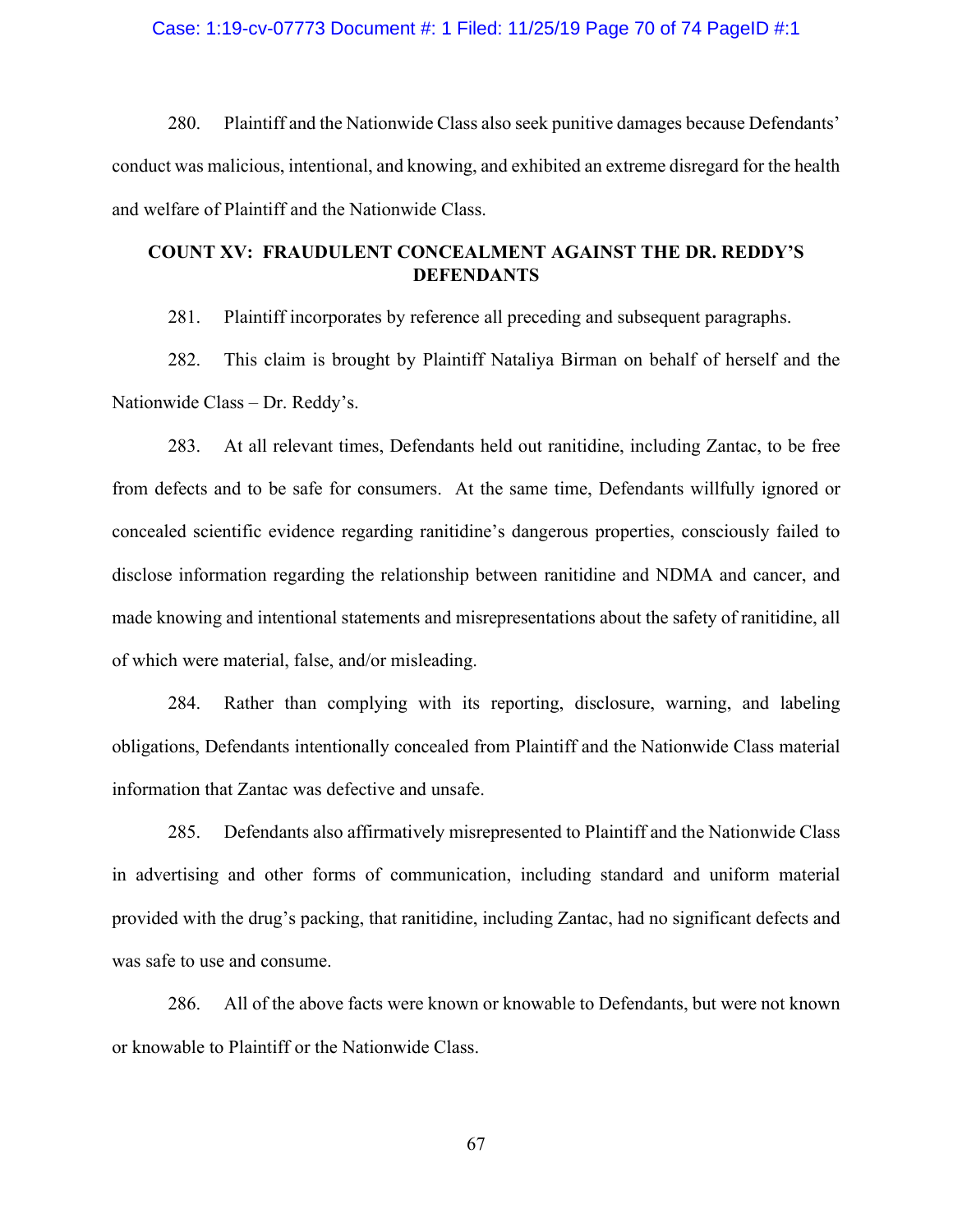280. Plaintiff and the Nationwide Class also seek punitive damages because Defendants' conduct was malicious, intentional, and knowing, and exhibited an extreme disregard for the health and welfare of Plaintiff and the Nationwide Class.

## COUNT XV: FRAUDULENT CONCEALMENT AGAINST THE DR. REDDY'S DEFENDANTS

281. Plaintiff incorporates by reference all preceding and subsequent paragraphs.

282. This claim is brought by Plaintiff Nataliya Birman on behalf of herself and the Nationwide Class – Dr. Reddy's.

283. At all relevant times, Defendants held out ranitidine, including Zantac, to be free from defects and to be safe for consumers. At the same time, Defendants willfully ignored or concealed scientific evidence regarding ranitidine's dangerous properties, consciously failed to disclose information regarding the relationship between ranitidine and NDMA and cancer, and made knowing and intentional statements and misrepresentations about the safety of ranitidine, all of which were material, false, and/or misleading.

284. Rather than complying with its reporting, disclosure, warning, and labeling obligations, Defendants intentionally concealed from Plaintiff and the Nationwide Class material information that Zantac was defective and unsafe.

285. Defendants also affirmatively misrepresented to Plaintiff and the Nationwide Class in advertising and other forms of communication, including standard and uniform material provided with the drug's packing, that ranitidine, including Zantac, had no significant defects and was safe to use and consume.

286. All of the above facts were known or knowable to Defendants, but were not known or knowable to Plaintiff or the Nationwide Class.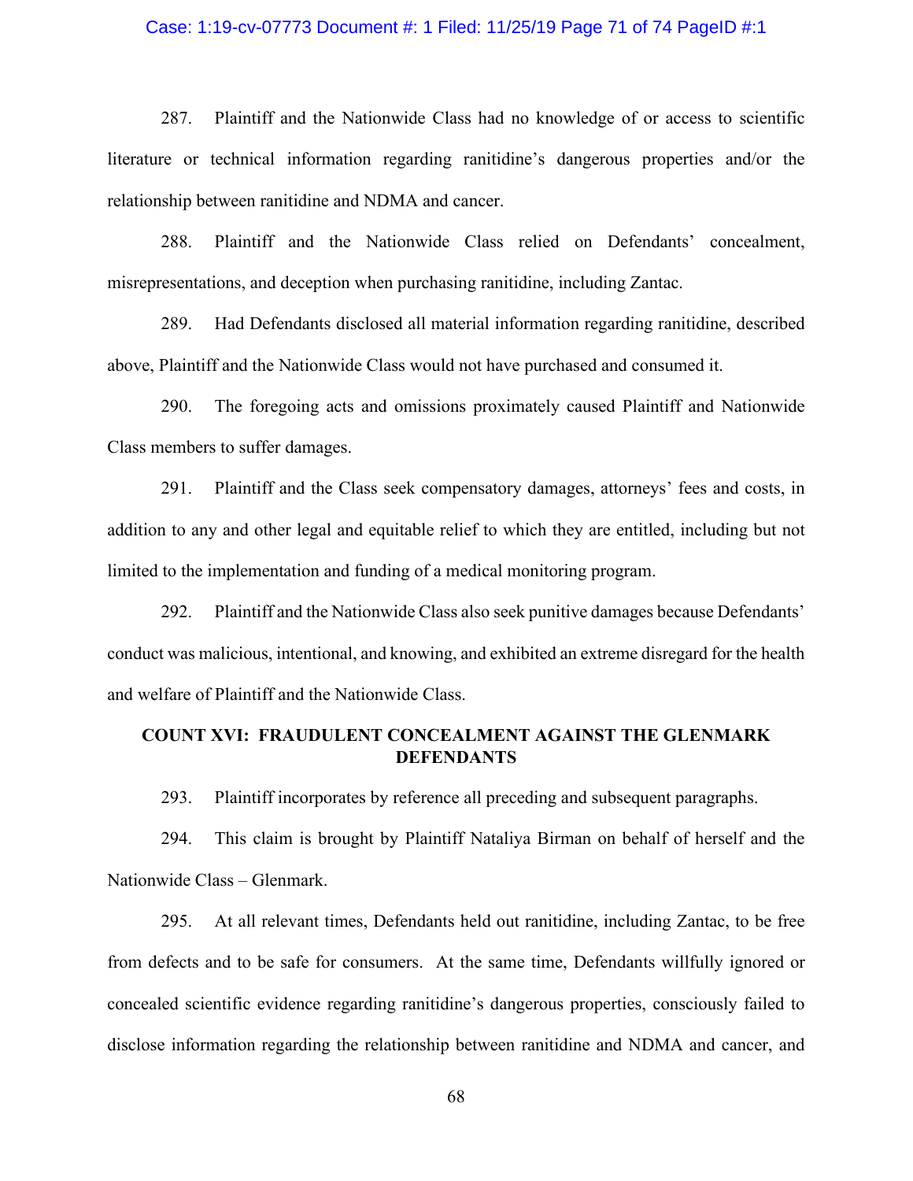287. Plaintiff and the Nationwide Class had no knowledge of or access to scientific literature or technical information regarding ranitidine's dangerous properties and/or the relationship between ranitidine and NDMA and cancer.

288. Plaintiff and the Nationwide Class relied on Defendants' concealment, misrepresentations, and deception when purchasing ranitidine, including Zantac.

289. Had Defendants disclosed all material information regarding ranitidine, described above, Plaintiff and the Nationwide Class would not have purchased and consumed it.

290. The foregoing acts and omissions proximately caused Plaintiff and Nationwide Class members to suffer damages.

291. Plaintiff and the Class seek compensatory damages, attorneys' fees and costs, in addition to any and other legal and equitable relief to which they are entitled, including but not limited to the implementation and funding of a medical monitoring program.

292. Plaintiff and the Nationwide Class also seek punitive damages because Defendants' conduct was malicious, intentional, and knowing, and exhibited an extreme disregard for the health and welfare of Plaintiff and the Nationwide Class.

## COUNT XVI: FRAUDULENT CONCEALMENT AGAINST THE GLENMARK DEFENDANTS

293. Plaintiff incorporates by reference all preceding and subsequent paragraphs.

294. This claim is brought by Plaintiff Nataliya Birman on behalf of herself and the Nationwide Class – Glenmark.

295. At all relevant times, Defendants held out ranitidine, including Zantac, to be free from defects and to be safe for consumers. At the same time, Defendants willfully ignored or concealed scientific evidence regarding ranitidine's dangerous properties, consciously failed to disclose information regarding the relationship between ranitidine and NDMA and cancer, and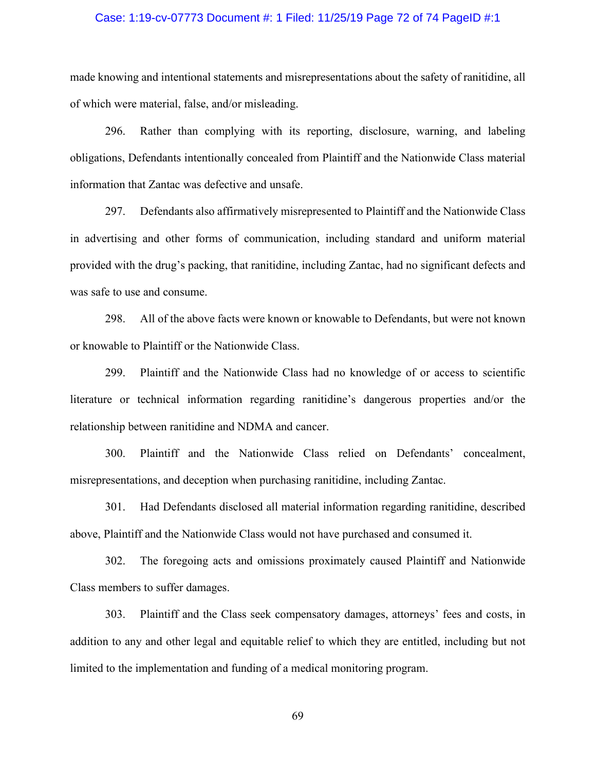made knowing and intentional statements and misrepresentations about the safety of ranitidine, all of which were material, false, and/or misleading.

296. Rather than complying with its reporting, disclosure, warning, and labeling obligations, Defendants intentionally concealed from Plaintiff and the Nationwide Class material information that Zantac was defective and unsafe.

297. Defendants also affirmatively misrepresented to Plaintiff and the Nationwide Class in advertising and other forms of communication, including standard and uniform material provided with the drug's packing, that ranitidine, including Zantac, had no significant defects and was safe to use and consume.

298. All of the above facts were known or knowable to Defendants, but were not known or knowable to Plaintiff or the Nationwide Class.

299. Plaintiff and the Nationwide Class had no knowledge of or access to scientific literature or technical information regarding ranitidine's dangerous properties and/or the relationship between ranitidine and NDMA and cancer.

300. Plaintiff and the Nationwide Class relied on Defendants' concealment, misrepresentations, and deception when purchasing ranitidine, including Zantac.

301. Had Defendants disclosed all material information regarding ranitidine, described above, Plaintiff and the Nationwide Class would not have purchased and consumed it.

302. The foregoing acts and omissions proximately caused Plaintiff and Nationwide Class members to suffer damages.

303. Plaintiff and the Class seek compensatory damages, attorneys' fees and costs, in addition to any and other legal and equitable relief to which they are entitled, including but not limited to the implementation and funding of a medical monitoring program.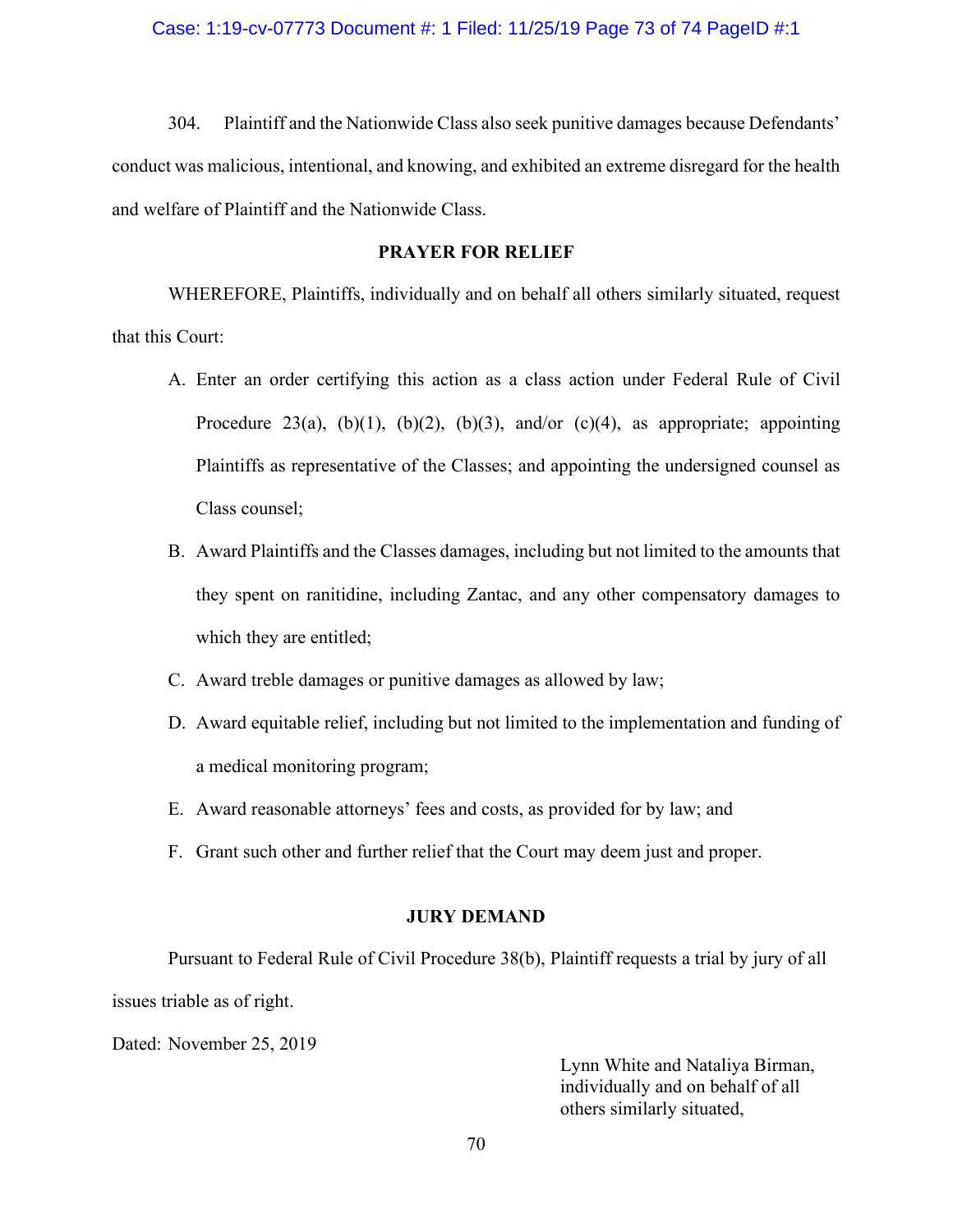304. Plaintiff and the Nationwide Class also seek punitive damages because Defendants' conduct was malicious, intentional, and knowing, and exhibited an extreme disregard for the health and welfare of Plaintiff and the Nationwide Class.

**PRAYER FOR RELIEF**

WHEREFORE, Plaintiffs, individually and on behalf all others similarly situated, request that this Court:

A. Enter an order certifying this action as a class action under Federal Rule of Civil Procedure 23(a), (b)(1), (b)(2), (b)(3), and/or (c)(4), as appropriate; appointing Plaintiffs as representative of the Classes; and appointing the undersigned counsel as Class counsel;

B. Award Plaintiffs and the Classes damages, including but not limited to the amounts that they spent on ranitidine, including Zantac, and any other compensatory damages to which they are entitled;

C. Award treble damages or punitive damages as allowed by law;

D. Award equitable relief, including but not limited to the implementation and funding of a medical monitoring program;

E. Award reasonable attorneys' fees and costs, as provided for by law; and

F. Grant such other and further relief that the Court may deem just and proper.

**JURY DEMAND**

Pursuant to Federal Rule of Civil Procedure 38(b), Plaintiff requests a trial by jury of all issues triable as of right.

Dated: November 25, 2019

Lynn White and Nataliya Birman,
individually and on behalf of all
others similarly situated,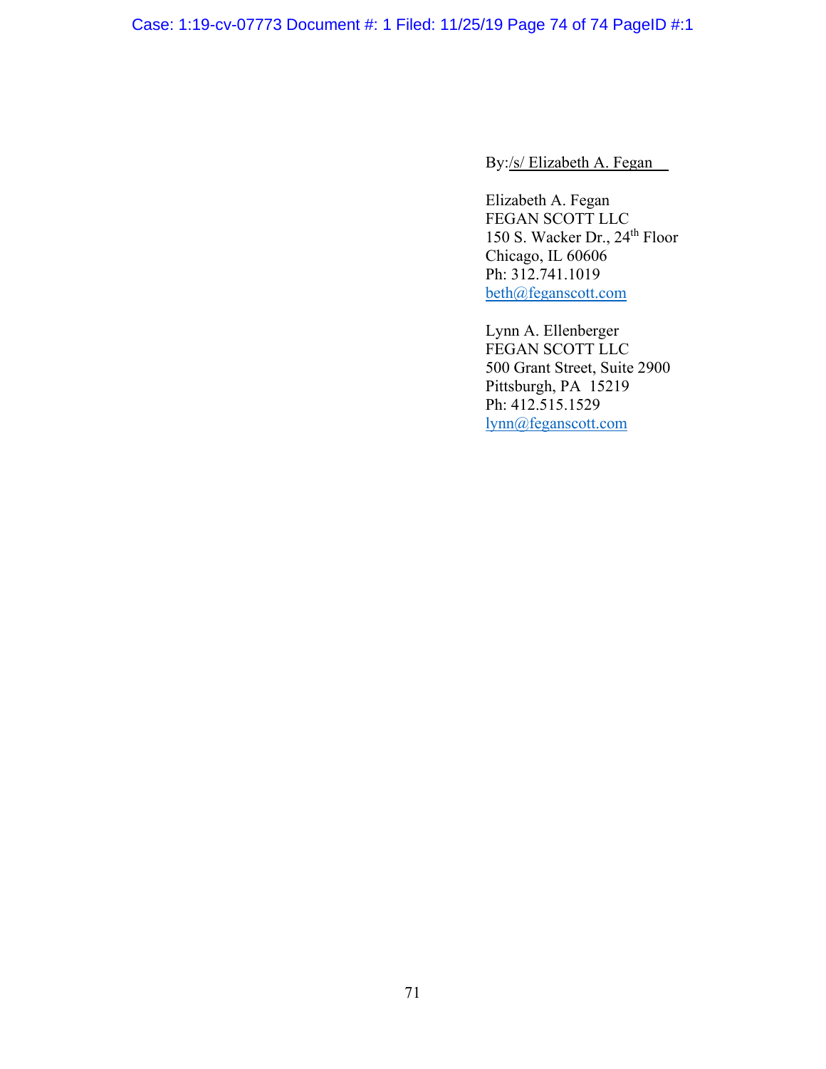By: /s/ Elizabeth A. Fegan

Elizabeth A. Fegan
FEGAN SCOTT LLC
150 S. Wacker Dr., 24th Floor
Chicago, IL 60606
Ph: 312.741.1019
beth@feganscott.com

Lynn A. Ellenberger
FEGAN SCOTT LLC
500 Grant Street, Suite 2900
Pittsburgh, PA 15219
Ph: 412.515.1529
lynn@feganscott.com